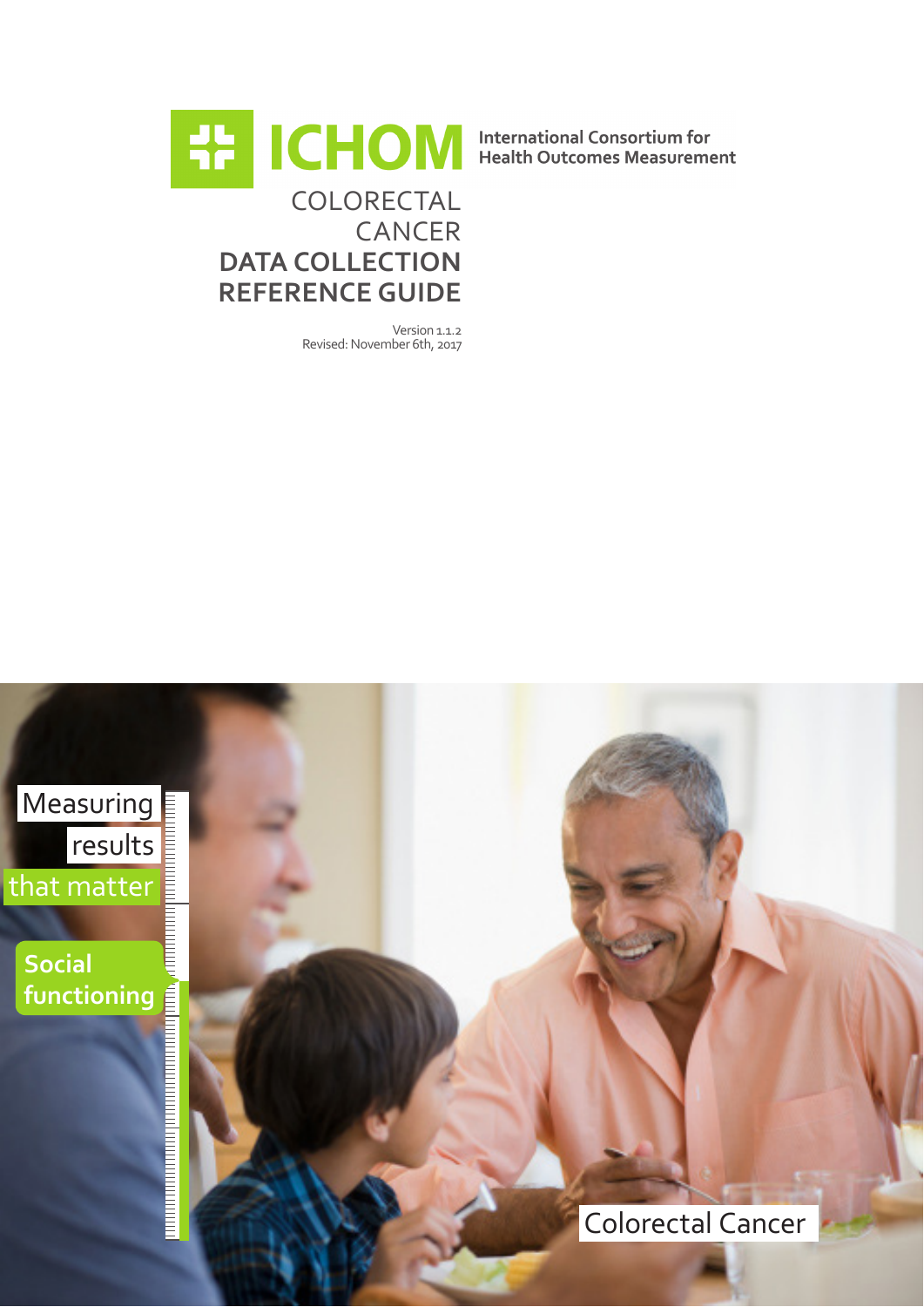# ICHOM

International Consortium for Health Outcomes Measurement

# COLORECTAL CANCER DATA COLLECTION REFERENCE GUIDE

Version 1.1.2
Revised: November 6th, 2017

Measuring results that matter

Social functioning

Colorectal Cancer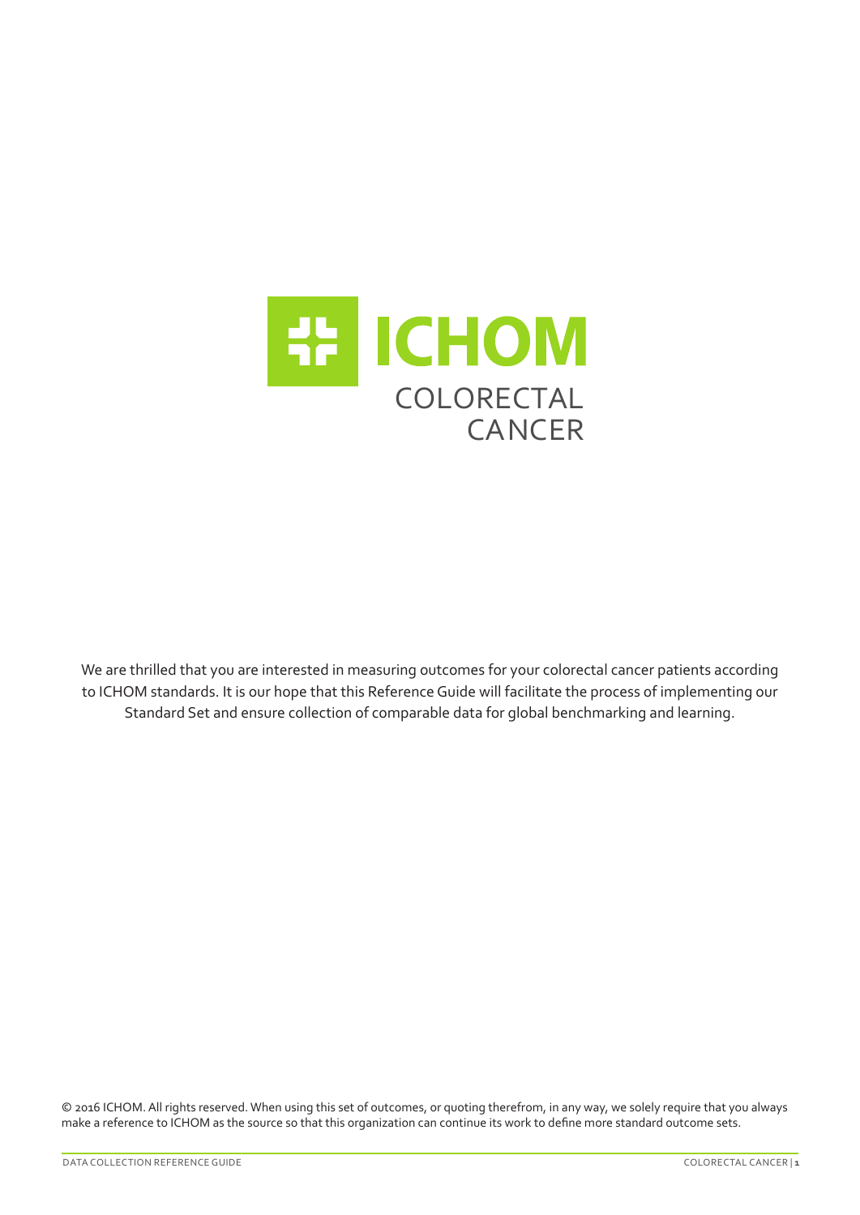# ICHOM

## COLORECTAL CANCER

We are thrilled that you are interested in measuring outcomes for your colorectal cancer patients according to ICHOM standards. It is our hope that this Reference Guide will facilitate the process of implementing our Standard Set and ensure collection of comparable data for global benchmarking and learning.

© 2016 ICHOM. All rights reserved. When using this set of outcomes, or quoting therefrom, in any way, we solely require that you always make a reference to ICHOM as the source so that this organization can continue its work to define more standard outcome sets.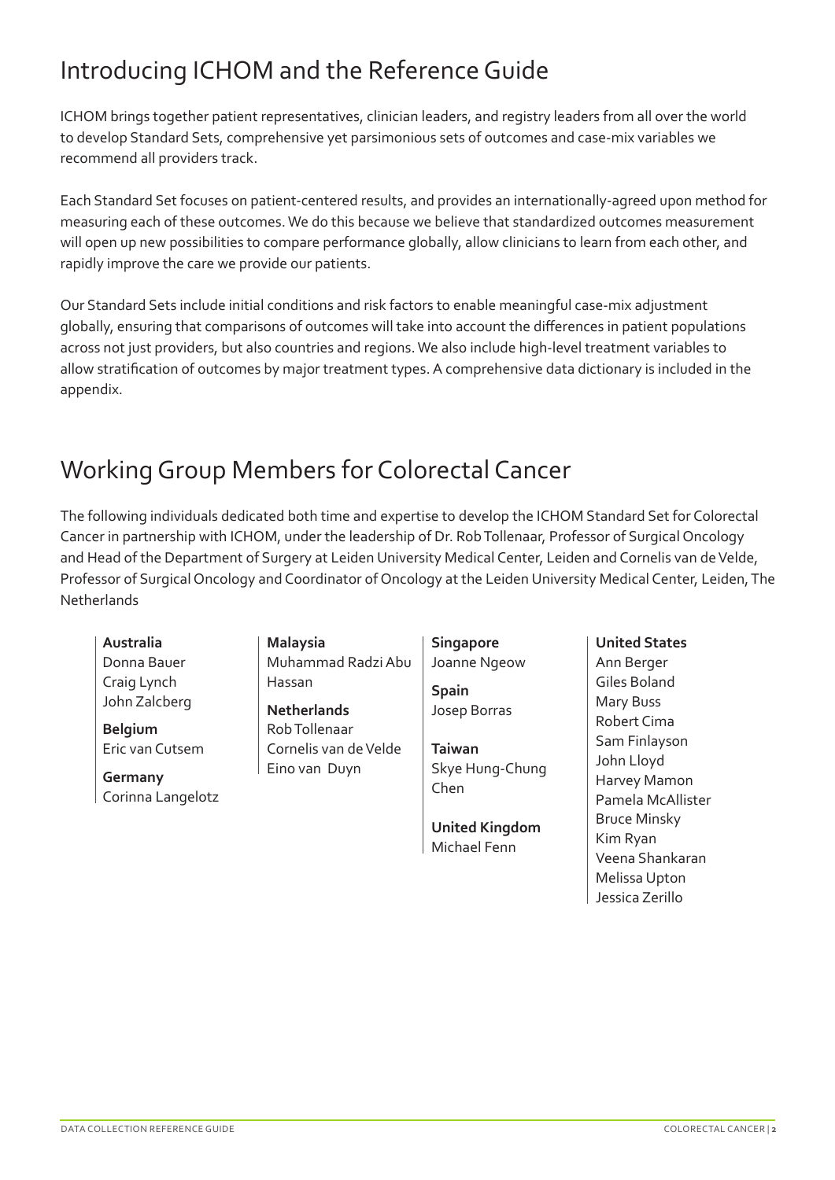## Introducing ICHOM and the Reference Guide

ICHOM brings together patient representatives, clinician leaders, and registry leaders from all over the world to develop Standard Sets, comprehensive yet parsimonious sets of outcomes and case-mix variables we recommend all providers track.

Each Standard Set focuses on patient-centered results, and provides an internationally-agreed upon method for measuring each of these outcomes. We do this because we believe that standardized outcomes measurement will open up new possibilities to compare performance globally, allow clinicians to learn from each other, and rapidly improve the care we provide our patients.

Our Standard Sets include initial conditions and risk factors to enable meaningful case-mix adjustment globally, ensuring that comparisons of outcomes will take into account the differences in patient populations across not just providers, but also countries and regions. We also include high-level treatment variables to allow stratification of outcomes by major treatment types. A comprehensive data dictionary is included in the appendix.

## Working Group Members for Colorectal Cancer

The following individuals dedicated both time and expertise to develop the ICHOM Standard Set for Colorectal Cancer in partnership with ICHOM, under the leadership of Dr. Rob Tollenaar, Professor of Surgical Oncology and Head of the Department of Surgery at Leiden University Medical Center, Leiden and Cornelis van de Velde, Professor of Surgical Oncology and Coordinator of Oncology at the Leiden University Medical Center, Leiden, The Netherlands

**Australia**
Donna Bauer
Craig Lynch
John Zalcberg

**Belgium**
Eric van Cutsem

**Germany**
Corinna Langelotz

**Malaysia**
Muhammad Radzi Abu Hassan

**Netherlands**
Rob Tollenaar
Cornelis van de Velde
Eino van Duyn

**Singapore**
Joanne Ngeow

**Spain**
Josep Borras

**Taiwan**
Skye Hung-Chung Chen

**United Kingdom**
Michael Fenn

**United States**
Ann Berger
Giles Boland
Mary Buss
Robert Cima
Sam Finlayson
John Lloyd
Harvey Mamon
Pamela McAllister
Bruce Minsky
Kim Ryan
Veena Shankaran
Melissa Upton
Jessica Zerillo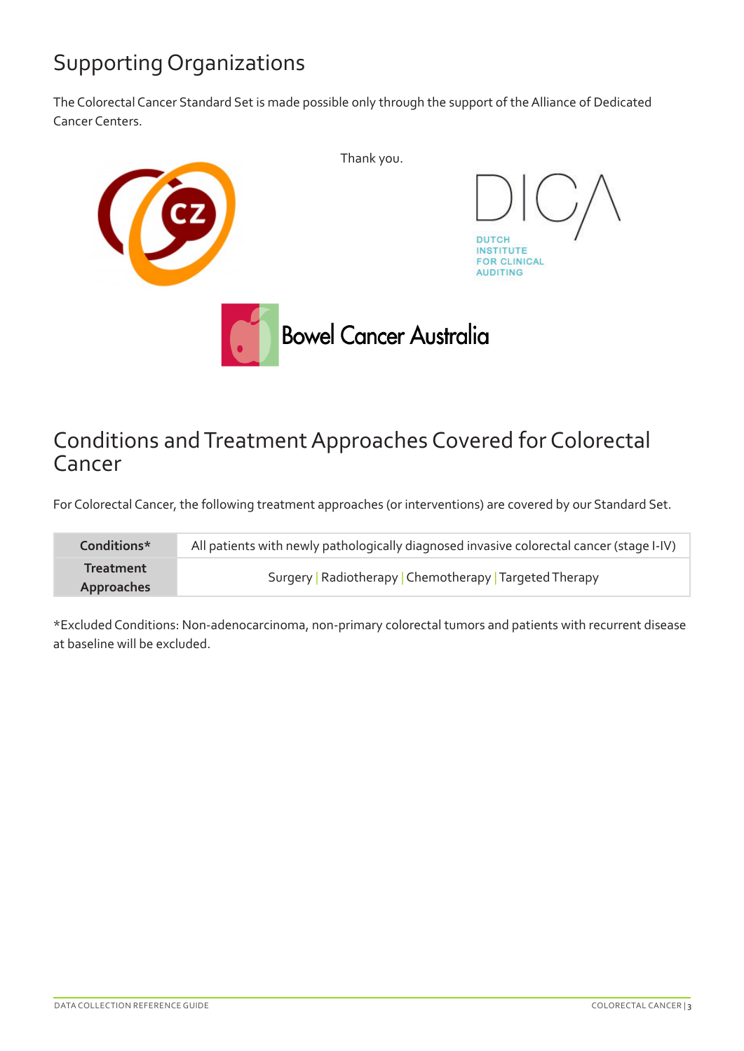## Supporting Organizations

The Colorectal Cancer Standard Set is made possible only through the support of the Alliance of Dedicated Cancer Centers.

Thank you.

## Conditions and Treatment Approaches Covered for Colorectal Cancer

For Colorectal Cancer, the following treatment approaches (or interventions) are covered by our Standard Set.

| | |
|---|---|
| **Conditions*** | All patients with newly pathologically diagnosed invasive colorectal cancer (stage I-IV) |
| **Treatment Approaches** | Surgery \| Radiotherapy \| Chemotherapy \| Targeted Therapy |

*Excluded Conditions: Non-adenocarcinoma, non-primary colorectal tumors and patients with recurrent disease at baseline will be excluded.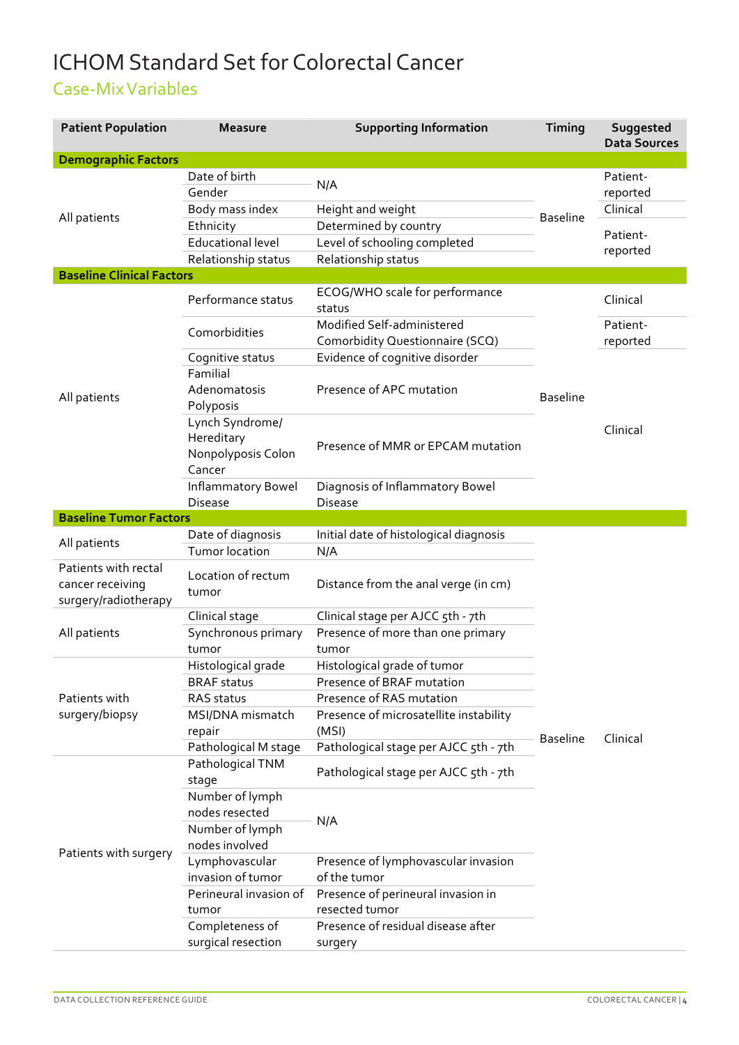# ICHOM Standard Set for Colorectal Cancer

## Case-Mix Variables

| Patient Population | Measure | Supporting Information | Timing | Suggested Data Sources |
|---|---|---|---|---|
| **Demographic Factors** | | | | |
| All patients | Date of birth | N/A | Baseline | Patient-reported |
| | Gender | | | |
| | Body mass index | Height and weight | | Clinical |
| | Ethnicity | Determined by country | | Patient-reported |
| | Educational level | Level of schooling completed | | |
| | Relationship status | Relationship status | | |
| **Baseline Clinical Factors** | | | | |
| All patients | Performance status | ECOG/WHO scale for performance status | Baseline | Clinical |
| | Comorbidities | Modified Self-administered Comorbidity Questionnaire (SCQ) | | Patient-reported |
| | Cognitive status | Evidence of cognitive disorder | | Clinical |
| | Familial Adenomatosis Polyposis | Presence of APC mutation | | |
| | Lynch Syndrome/ Hereditary Nonpolyposis Colon Cancer | Presence of MMR or EPCAM mutation | | |
| | Inflammatory Bowel Disease | Diagnosis of Inflammatory Bowel Disease | | |
| **Baseline Tumor Factors** | | | | |
| All patients | Date of diagnosis | Initial date of histological diagnosis | Baseline | Clinical |
| | Tumor location | N/A | | |
| Patients with rectal cancer receiving surgery/radiotherapy | Location of rectum tumor | Distance from the anal verge (in cm) | | |
| All patients | Clinical stage | Clinical stage per AJCC 5th - 7th | | |
| | Synchronous primary tumor | Presence of more than one primary tumor | | |
| Patients with surgery/biopsy | Histological grade | Histological grade of tumor | | |
| | BRAF status | Presence of BRAF mutation | | |
| | RAS status | Presence of RAS mutation | | |
| | MSI/DNA mismatch repair | Presence of microsatellite instability (MSI) | | |
| | Pathological M stage | Pathological stage per AJCC 5th - 7th | | |
| Patients with surgery | Pathological TNM stage | Pathological stage per AJCC 5th - 7th | | |
| | Number of lymph nodes resected | N/A | | |
| | Number of lymph nodes involved | | | |
| | Lymphovascular invasion of tumor | Presence of lymphovascular invasion of the tumor | | |
| | Perineural invasion of tumor | Presence of perineural invasion in resected tumor | | |
| | Completeness of surgical resection | Presence of residual disease after surgery | | |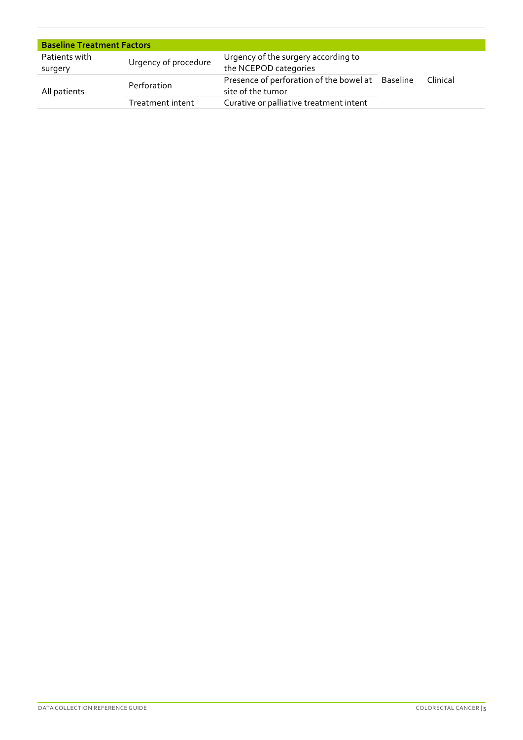| Baseline Treatment Factors | | | | |
|---|---|---|---|---|
| Patients with surgery | Urgency of procedure | Urgency of the surgery according to the NCEPOD categories | Baseline | Clinical |
| All patients | Perforation | Presence of perforation of the bowel at site of the tumor | | |
| | Treatment intent | Curative or palliative treatment intent | | |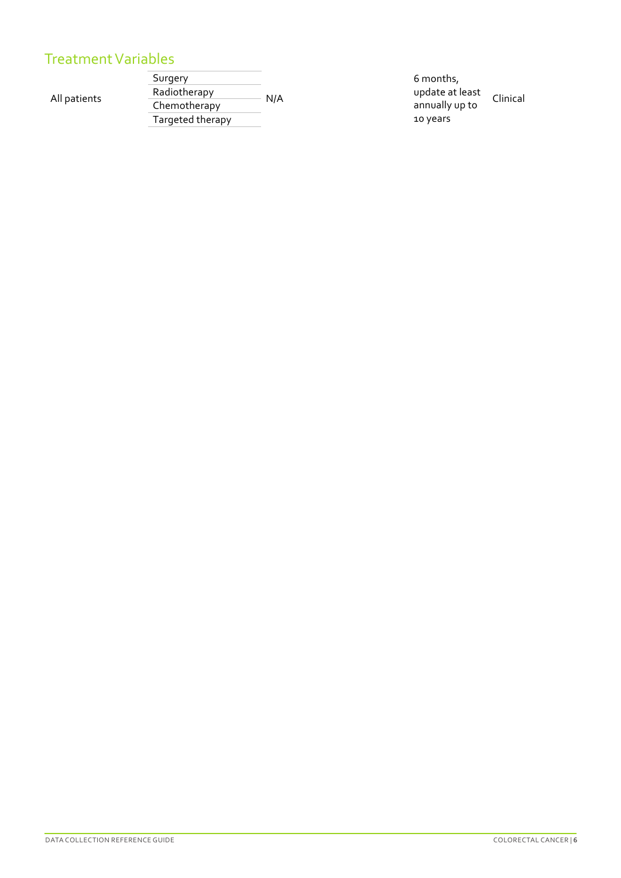## Treatment Variables

| | | | | |
|---|---|---|---|---|
| All patients | Surgery | N/A | 6 months, update at least annually up to 10 years | Clinical |
| | Radiotherapy | | | |
| | Chemotherapy | | | |
| | Targeted therapy | | | |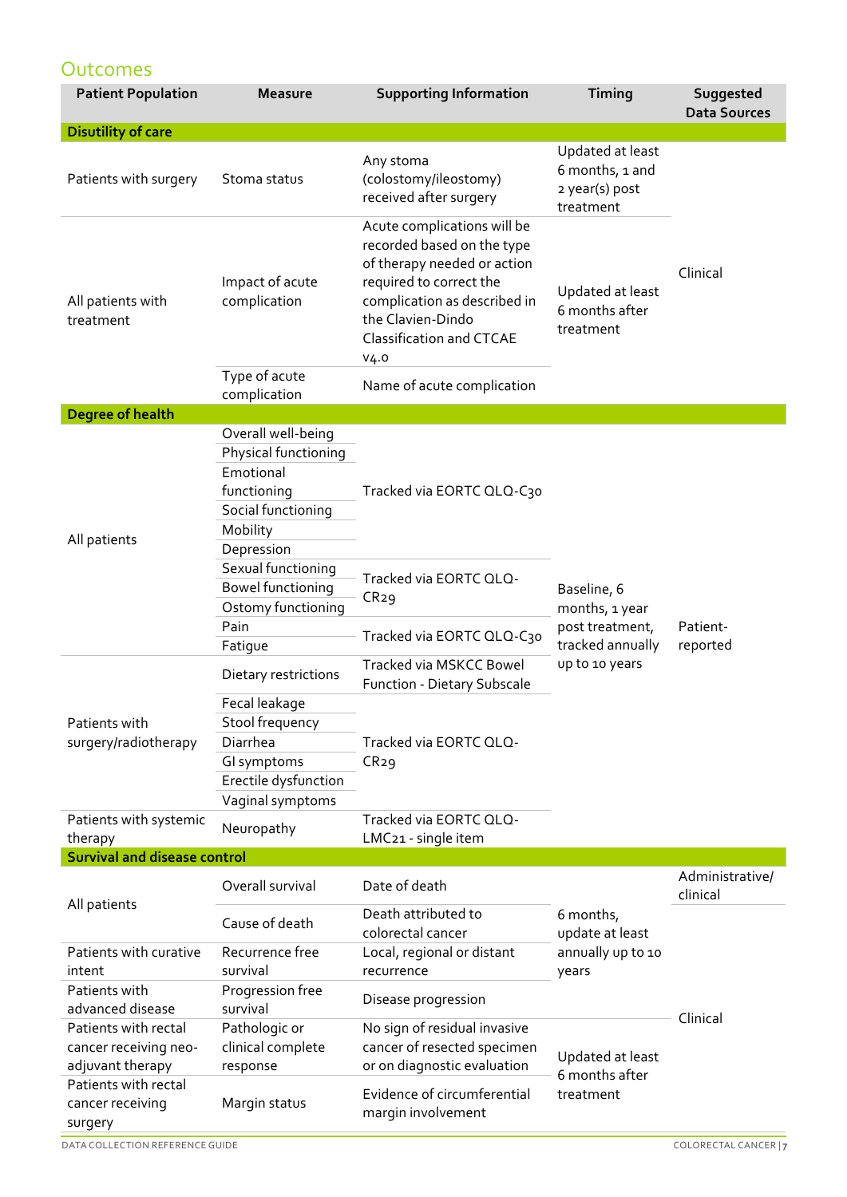## Outcomes

| Patient Population | Measure | Supporting Information | Timing | Suggested Data Sources |
|---|---|---|---|---|
| **Disutility of care** | | | | |
| Patients with surgery | Stoma status | Any stoma (colostomy/ileostomy) received after surgery | Updated at least 6 months, 1 and 2 year(s) post treatment | Clinical |
| All patients with treatment | Impact of acute complication | Acute complications will be recorded based on the type of therapy needed or action required to correct the complication as described in the Clavien-Dindo Classification and CTCAE v4.0 | Updated at least 6 months after treatment | Clinical |
| | Type of acute complication | Name of acute complication | | |
| **Degree of health** | | | | |
| All patients | Overall well-being | Tracked via EORTC QLQ-C30 | Baseline, 6 months, 1 year post treatment, tracked annually up to 10 years | Patient-reported |
| | Physical functioning | | | |
| | Emotional functioning | | | |
| | Social functioning | | | |
| | Mobility | | | |
| | Depression | | | |
| | Sexual functioning | Tracked via EORTC QLQ-CR29 | | |
| | Bowel functioning | | | |
| | Ostomy functioning | | | |
| | Pain | Tracked via EORTC QLQ-C30 | | |
| | Fatigue | | | |
| Patients with surgery/radiotherapy | Dietary restrictions | Tracked via MSKCC Bowel Function - Dietary Subscale | | |
| | Fecal leakage | Tracked via EORTC QLQ-CR29 | | |
| | Stool frequency | | | |
| | Diarrhea | | | |
| | GI symptoms | | | |
| | Erectile dysfunction | | | |
| | Vaginal symptoms | | | |
| Patients with systemic therapy | Neuropathy | Tracked via EORTC QLQ-LMC21 - single item | | |
| **Survival and disease control** | | | | |
| All patients | Overall survival | Date of death | 6 months, update at least annually up to 10 years | Administrative/ clinical |
| | Cause of death | Death attributed to colorectal cancer | | Clinical |
| Patients with curative intent | Recurrence free survival | Local, regional or distant recurrence | | |
| Patients with advanced disease | Progression free survival | Disease progression | | |
| Patients with rectal cancer receiving neo-adjuvant therapy | Pathologic or clinical complete response | No sign of residual invasive cancer of resected specimen or on diagnostic evaluation | Updated at least 6 months after treatment | |
| Patients with rectal cancer receiving surgery | Margin status | Evidence of circumferential margin involvement | | |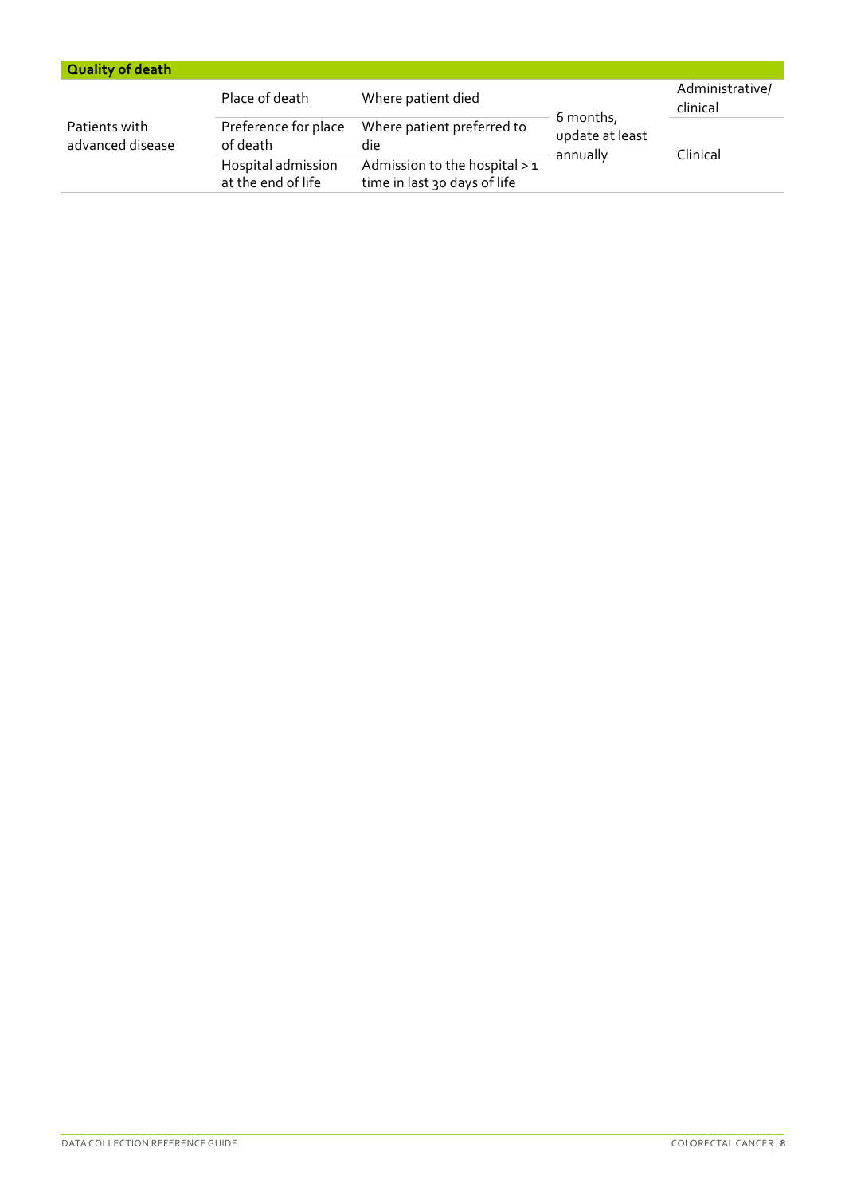| Quality of death | | | | |
|---|---|---|---|---|
| Patients with advanced disease | Place of death | Where patient died | 6 months, update at least annually | Administrative/ clinical |
| | Preference for place of death | Where patient preferred to die | | Clinical |
| | Hospital admission at the end of life | Admission to the hospital > 1 time in last 30 days of life | | |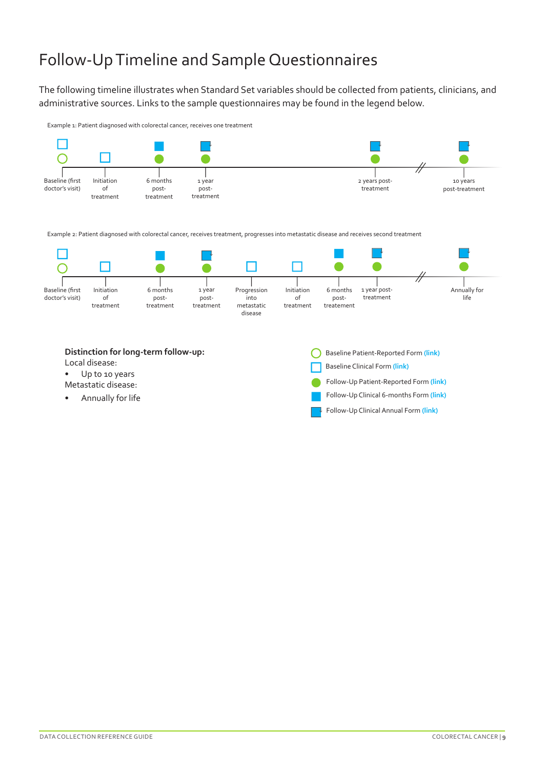# Follow-Up Timeline and Sample Questionnaires

The following timeline illustrates when Standard Set variables should be collected from patients, clinicians, and administrative sources. Links to the sample questionnaires may be found in the legend below.

Example 1: Patient diagnosed with colorectal cancer, receives one treatment

Baseline (first doctor's visit) — Initiation of treatment — 6 months post-treatment — 1 year post-treatment — 2 years post-treatment — 10 years post-treatment

Example 2: Patient diagnosed with colorectal cancer, receives treatment, progresses into metastatic disease and receives second treatment

Baseline (first doctor's visit) — Initiation of treatment — 6 months post-treatment — 1 year post-treatment — Progression into metastatic disease — Initiation of treatment — 6 months post-treatement — 1 year post-treatment — Annually for life

**Distinction for long-term follow-up:**

Local disease:

- Up to 10 years

Metastatic disease:

- Annually for life

Baseline Patient-Reported Form **(link)**

Baseline Clinical Form **(link)**

Follow-Up Patient-Reported Form **(link)**

Follow-Up Clinical 6-months Form **(link)**

Follow-Up Clinical Annual Form **(link)**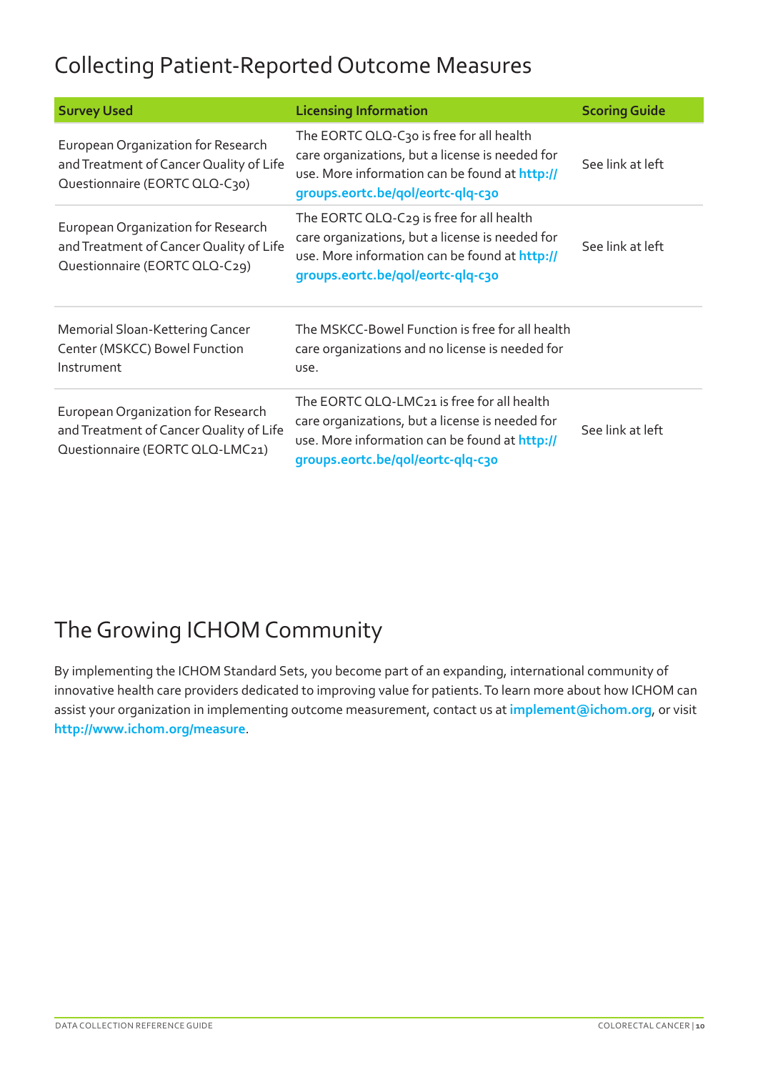## Collecting Patient-Reported Outcome Measures

| Survey Used | Licensing Information | Scoring Guide |
| --- | --- | --- |
| European Organization for Research and Treatment of Cancer Quality of Life Questionnaire (EORTC QLQ-C30) | The EORTC QLQ-C30 is free for all health care organizations, but a license is needed for use. More information can be found at **http://groups.eortc.be/qol/eortc-qlq-c30** | See link at left |
| European Organization for Research and Treatment of Cancer Quality of Life Questionnaire (EORTC QLQ-C29) | The EORTC QLQ-C29 is free for all health care organizations, but a license is needed for use. More information can be found at **http://groups.eortc.be/qol/eortc-qlq-c30** | See link at left |
| Memorial Sloan-Kettering Cancer Center (MSKCC) Bowel Function Instrument | The MSKCC-Bowel Function is free for all health care organizations and no license is needed for use. | |
| European Organization for Research and Treatment of Cancer Quality of Life Questionnaire (EORTC QLQ-LMC21) | The EORTC QLQ-LMC21 is free for all health care organizations, but a license is needed for use. More information can be found at **http://groups.eortc.be/qol/eortc-qlq-c30** | See link at left |

## The Growing ICHOM Community

By implementing the ICHOM Standard Sets, you become part of an expanding, international community of innovative health care providers dedicated to improving value for patients. To learn more about how ICHOM can assist your organization in implementing outcome measurement, contact us at **implement@ichom.org**, or visit **http://www.ichom.org/measure**.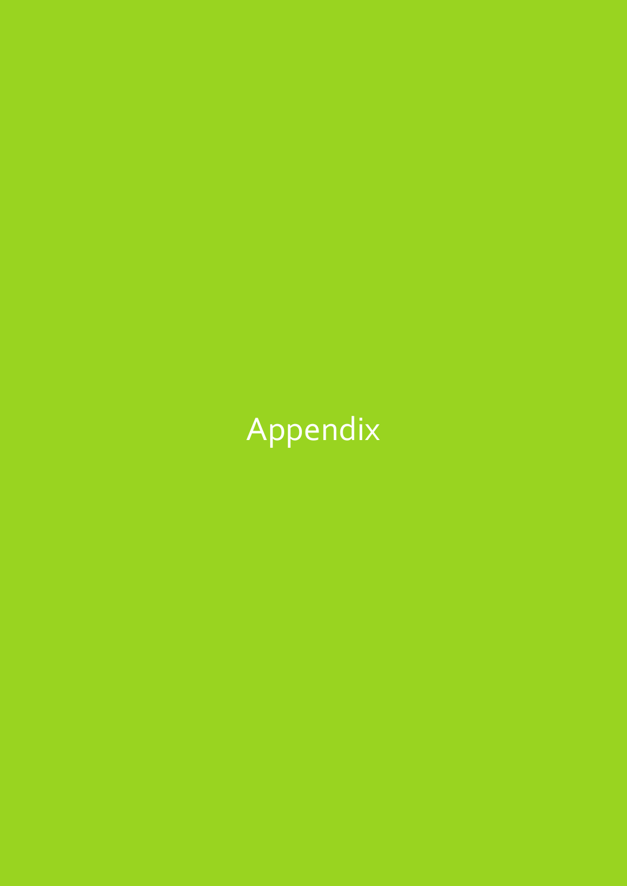# Appendix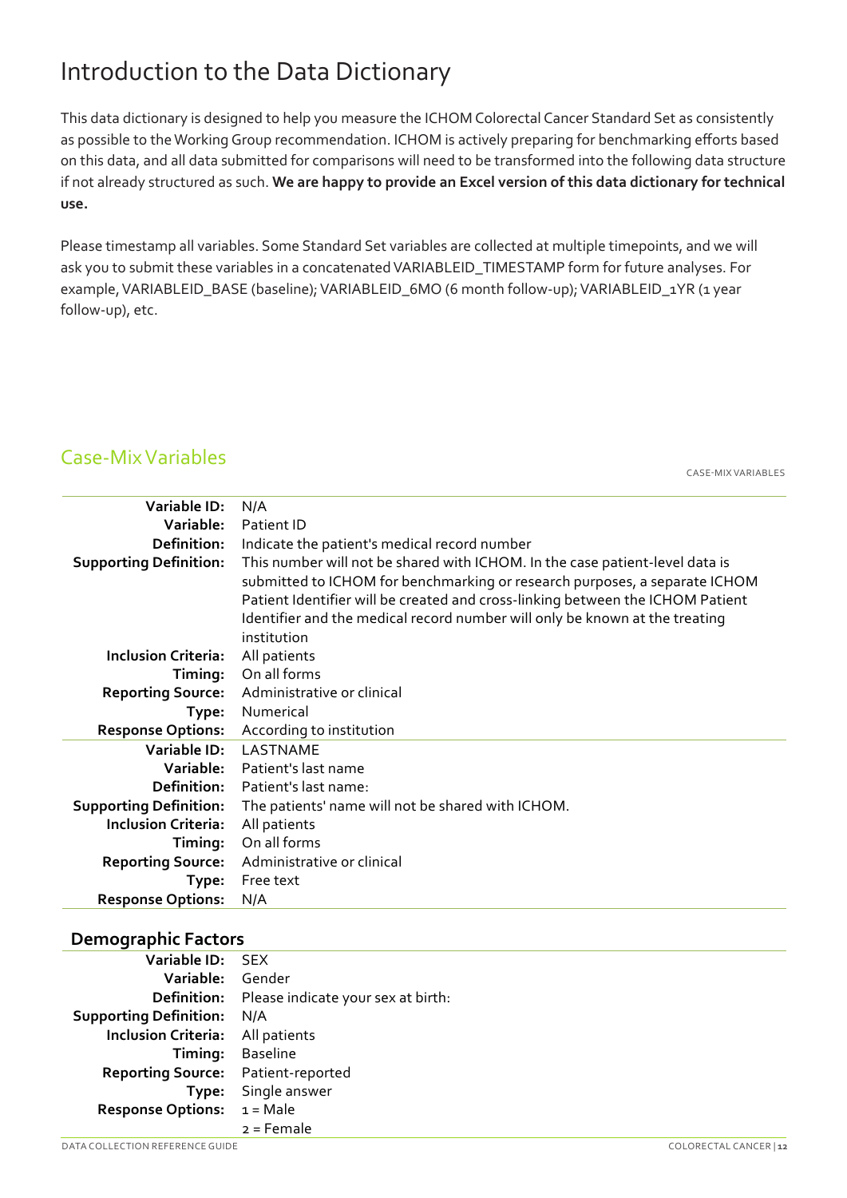# Introduction to the Data Dictionary

This data dictionary is designed to help you measure the ICHOM Colorectal Cancer Standard Set as consistently as possible to the Working Group recommendation. ICHOM is actively preparing for benchmarking efforts based on this data, and all data submitted for comparisons will need to be transformed into the following data structure if not already structured as such. **We are happy to provide an Excel version of this data dictionary for technical use.**

Please timestamp all variables. Some Standard Set variables are collected at multiple timepoints, and we will ask you to submit these variables in a concatenated VARIABLEID_TIMESTAMP form for future analyses. For example, VARIABLEID_BASE (baseline); VARIABLEID_6MO (6 month follow-up); VARIABLEID_1YR (1 year follow-up), etc.

## Case-Mix Variables

| | |
|---|---|
| **Variable ID:** | N/A |
| **Variable:** | Patient ID |
| **Definition:** | Indicate the patient's medical record number |
| **Supporting Definition:** | This number will not be shared with ICHOM. In the case patient-level data is submitted to ICHOM for benchmarking or research purposes, a separate ICHOM Patient Identifier will be created and cross-linking between the ICHOM Patient Identifier and the medical record number will only be known at the treating institution |
| **Inclusion Criteria:** | All patients |
| **Timing:** | On all forms |
| **Reporting Source:** | Administrative or clinical |
| **Type:** | Numerical |
| **Response Options:** | According to institution |

| | |
|---|---|
| **Variable ID:** | LASTNAME |
| **Variable:** | Patient's last name |
| **Definition:** | Patient's last name: |
| **Supporting Definition:** | The patients' name will not be shared with ICHOM. |
| **Inclusion Criteria:** | All patients |
| **Timing:** | On all forms |
| **Reporting Source:** | Administrative or clinical |
| **Type:** | Free text |
| **Response Options:** | N/A |

### Demographic Factors

| | |
|---|---|
| **Variable ID:** | SEX |
| **Variable:** | Gender |
| **Definition:** | Please indicate your sex at birth: |
| **Supporting Definition:** | N/A |
| **Inclusion Criteria:** | All patients |
| **Timing:** | Baseline |
| **Reporting Source:** | Patient-reported |
| **Type:** | Single answer |
| **Response Options:** | 1 = Male<br>2 = Female |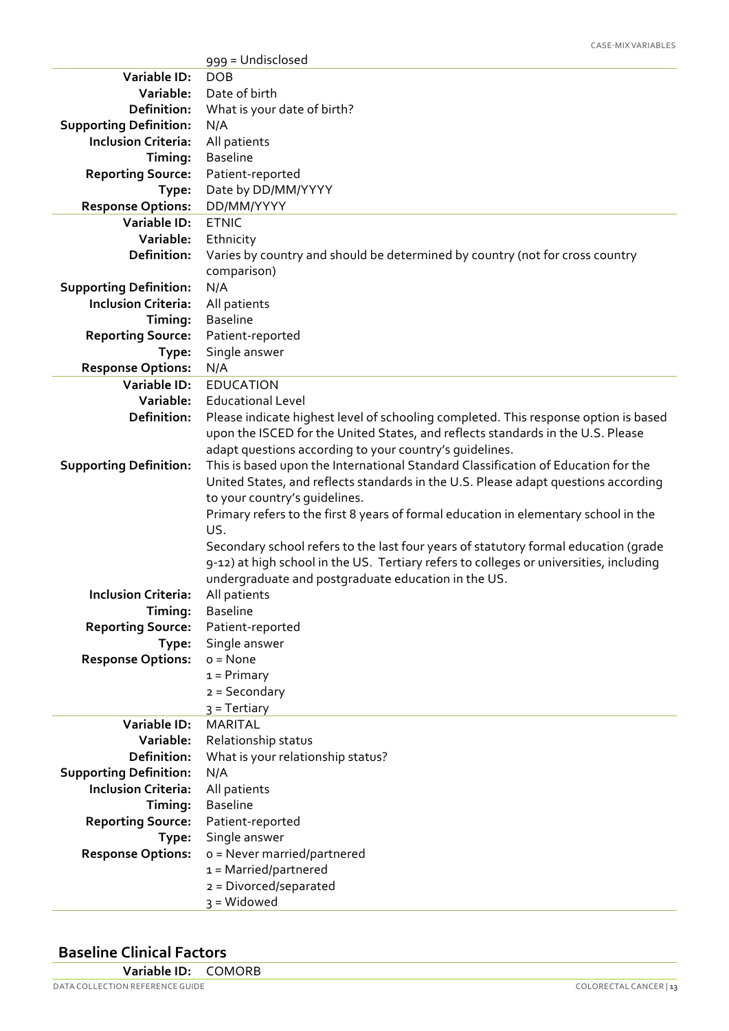| | |
|---|---|
| | 999 = Undisclosed |
| **Variable ID:** | DOB |
| **Variable:** | Date of birth |
| **Definition:** | What is your date of birth? |
| **Supporting Definition:** | N/A |
| **Inclusion Criteria:** | All patients |
| **Timing:** | Baseline |
| **Reporting Source:** | Patient-reported |
| **Type:** | Date by DD/MM/YYYY |
| **Response Options:** | DD/MM/YYYY |

| | |
|---|---|
| **Variable ID:** | ETNIC |
| **Variable:** | Ethnicity |
| **Definition:** | Varies by country and should be determined by country (not for cross country comparison) |
| **Supporting Definition:** | N/A |
| **Inclusion Criteria:** | All patients |
| **Timing:** | Baseline |
| **Reporting Source:** | Patient-reported |
| **Type:** | Single answer |
| **Response Options:** | N/A |

| | |
|---|---|
| **Variable ID:** | EDUCATION |
| **Variable:** | Educational Level |
| **Definition:** | Please indicate highest level of schooling completed. This response option is based upon the ISCED for the United States, and reflects standards in the U.S. Please adapt questions according to your country's guidelines. |
| **Supporting Definition:** | This is based upon the International Standard Classification of Education for the United States, and reflects standards in the U.S. Please adapt questions according to your country's guidelines.<br>Primary refers to the first 8 years of formal education in elementary school in the US.<br>Secondary school refers to the last four years of statutory formal education (grade 9-12) at high school in the US. Tertiary refers to colleges or universities, including undergraduate and postgraduate education in the US. |
| **Inclusion Criteria:** | All patients |
| **Timing:** | Baseline |
| **Reporting Source:** | Patient-reported |
| **Type:** | Single answer |
| **Response Options:** | 0 = None<br>1 = Primary<br>2 = Secondary<br>3 = Tertiary |

| | |
|---|---|
| **Variable ID:** | MARITAL |
| **Variable:** | Relationship status |
| **Definition:** | What is your relationship status? |
| **Supporting Definition:** | N/A |
| **Inclusion Criteria:** | All patients |
| **Timing:** | Baseline |
| **Reporting Source:** | Patient-reported |
| **Type:** | Single answer |
| **Response Options:** | 0 = Never married/partnered<br>1 = Married/partnered<br>2 = Divorced/separated<br>3 = Widowed |

## Baseline Clinical Factors

| | |
|---|---|
| **Variable ID:** | COMORB |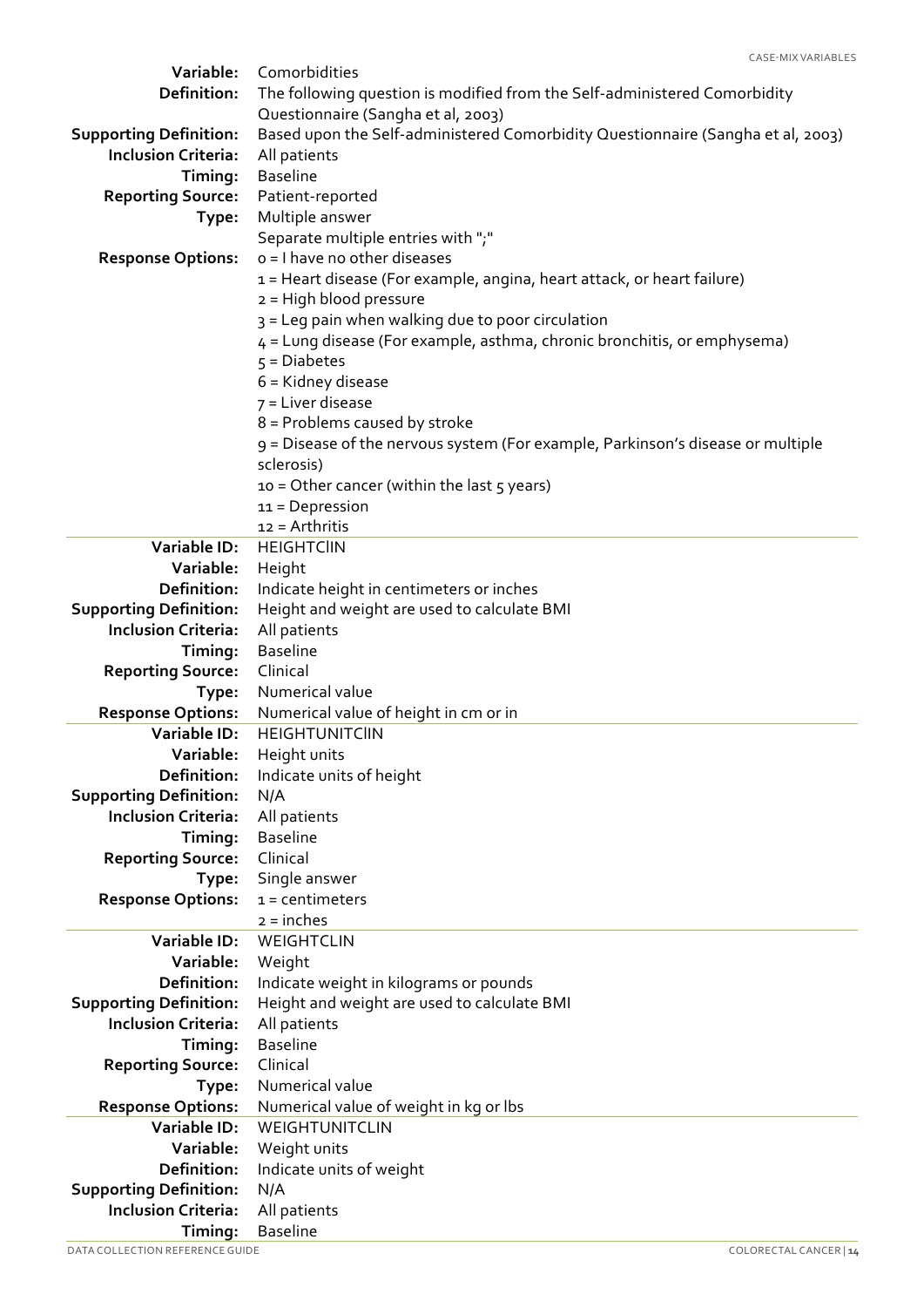| | |
|---|---|
| **Variable:** | Comorbidities |
| **Definition:** | The following question is modified from the Self-administered Comorbidity Questionnaire (Sangha et al, 2003) |
| **Supporting Definition:** | Based upon the Self-administered Comorbidity Questionnaire (Sangha et al, 2003) |
| **Inclusion Criteria:** | All patients |
| **Timing:** | Baseline |
| **Reporting Source:** | Patient-reported |
| **Type:** | Multiple answer<br>Separate multiple entries with ";" |
| **Response Options:** | 0 = I have no other diseases<br>1 = Heart disease (For example, angina, heart attack, or heart failure)<br>2 = High blood pressure<br>3 = Leg pain when walking due to poor circulation<br>4 = Lung disease (For example, asthma, chronic bronchitis, or emphysema)<br>5 = Diabetes<br>6 = Kidney disease<br>7 = Liver disease<br>8 = Problems caused by stroke<br>9 = Disease of the nervous system (For example, Parkinson's disease or multiple sclerosis)<br>10 = Other cancer (within the last 5 years)<br>11 = Depression<br>12 = Arthritis |

| | |
|---|---|
| **Variable ID:** | HEIGHTClIN |
| **Variable:** | Height |
| **Definition:** | Indicate height in centimeters or inches |
| **Supporting Definition:** | Height and weight are used to calculate BMI |
| **Inclusion Criteria:** | All patients |
| **Timing:** | Baseline |
| **Reporting Source:** | Clinical |
| **Type:** | Numerical value |
| **Response Options:** | Numerical value of height in cm or in |

| | |
|---|---|
| **Variable ID:** | HEIGHTUNITClIN |
| **Variable:** | Height units |
| **Definition:** | Indicate units of height |
| **Supporting Definition:** | N/A |
| **Inclusion Criteria:** | All patients |
| **Timing:** | Baseline |
| **Reporting Source:** | Clinical |
| **Type:** | Single answer |
| **Response Options:** | 1 = centimeters<br>2 = inches |

| | |
|---|---|
| **Variable ID:** | WEIGHTCLIN |
| **Variable:** | Weight |
| **Definition:** | Indicate weight in kilograms or pounds |
| **Supporting Definition:** | Height and weight are used to calculate BMI |
| **Inclusion Criteria:** | All patients |
| **Timing:** | Baseline |
| **Reporting Source:** | Clinical |
| **Type:** | Numerical value |
| **Response Options:** | Numerical value of weight in kg or lbs |

| | |
|---|---|
| **Variable ID:** | WEIGHTUNITCLIN |
| **Variable:** | Weight units |
| **Definition:** | Indicate units of weight |
| **Supporting Definition:** | N/A |
| **Inclusion Criteria:** | All patients |
| **Timing:** | Baseline |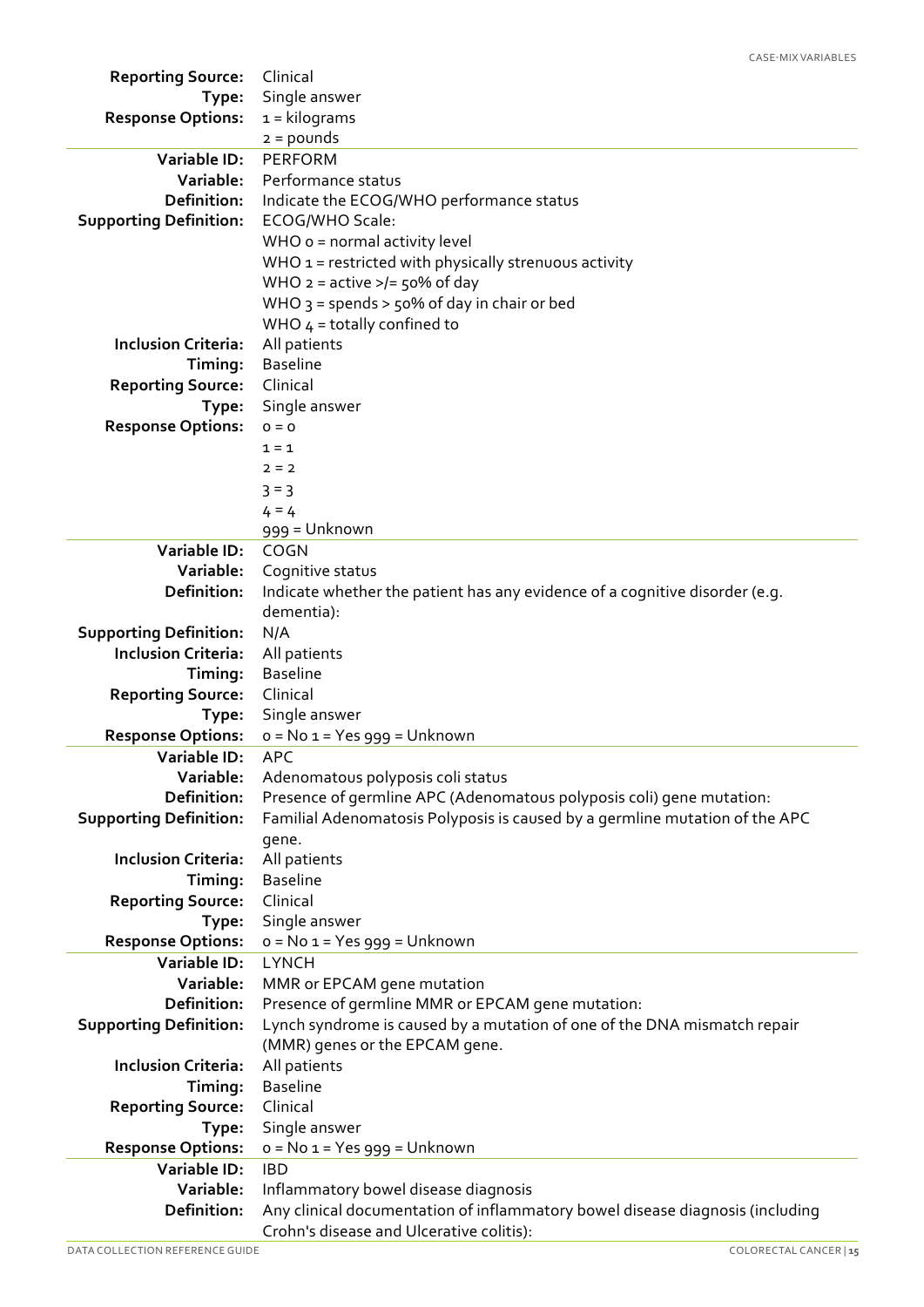| | |
|---|---|
| **Reporting Source:** | Clinical |
| **Type:** | Single answer |
| **Response Options:** | 1 = kilograms<br>2 = pounds |

| | |
|---|---|
| **Variable ID:** | PERFORM |
| **Variable:** | Performance status |
| **Definition:** | Indicate the ECOG/WHO performance status |
| **Supporting Definition:** | ECOG/WHO Scale:<br>WHO 0 = normal activity level<br>WHO 1 = restricted with physically strenuous activity<br>WHO 2 = active >/= 50% of day<br>WHO 3 = spends > 50% of day in chair or bed<br>WHO 4 = totally confined to |
| **Inclusion Criteria:** | All patients |
| **Timing:** | Baseline |
| **Reporting Source:** | Clinical |
| **Type:** | Single answer |
| **Response Options:** | 0 = 0<br>1 = 1<br>2 = 2<br>3 = 3<br>4 = 4<br>999 = Unknown |

| | |
|---|---|
| **Variable ID:** | COGN |
| **Variable:** | Cognitive status |
| **Definition:** | Indicate whether the patient has any evidence of a cognitive disorder (e.g. dementia): |
| **Supporting Definition:** | N/A |
| **Inclusion Criteria:** | All patients |
| **Timing:** | Baseline |
| **Reporting Source:** | Clinical |
| **Type:** | Single answer |
| **Response Options:** | 0 = No 1 = Yes 999 = Unknown |

| | |
|---|---|
| **Variable ID:** | APC |
| **Variable:** | Adenomatous polyposis coli status |
| **Definition:** | Presence of germline APC (Adenomatous polyposis coli) gene mutation: |
| **Supporting Definition:** | Familial Adenomatosis Polyposis is caused by a germline mutation of the APC gene. |
| **Inclusion Criteria:** | All patients |
| **Timing:** | Baseline |
| **Reporting Source:** | Clinical |
| **Type:** | Single answer |
| **Response Options:** | 0 = No 1 = Yes 999 = Unknown |

| | |
|---|---|
| **Variable ID:** | LYNCH |
| **Variable:** | MMR or EPCAM gene mutation |
| **Definition:** | Presence of germline MMR or EPCAM gene mutation: |
| **Supporting Definition:** | Lynch syndrome is caused by a mutation of one of the DNA mismatch repair (MMR) genes or the EPCAM gene. |
| **Inclusion Criteria:** | All patients |
| **Timing:** | Baseline |
| **Reporting Source:** | Clinical |
| **Type:** | Single answer |
| **Response Options:** | 0 = No 1 = Yes 999 = Unknown |

| | |
|---|---|
| **Variable ID:** | IBD |
| **Variable:** | Inflammatory bowel disease diagnosis |
| **Definition:** | Any clinical documentation of inflammatory bowel disease diagnosis (including Crohn's disease and Ulcerative colitis): |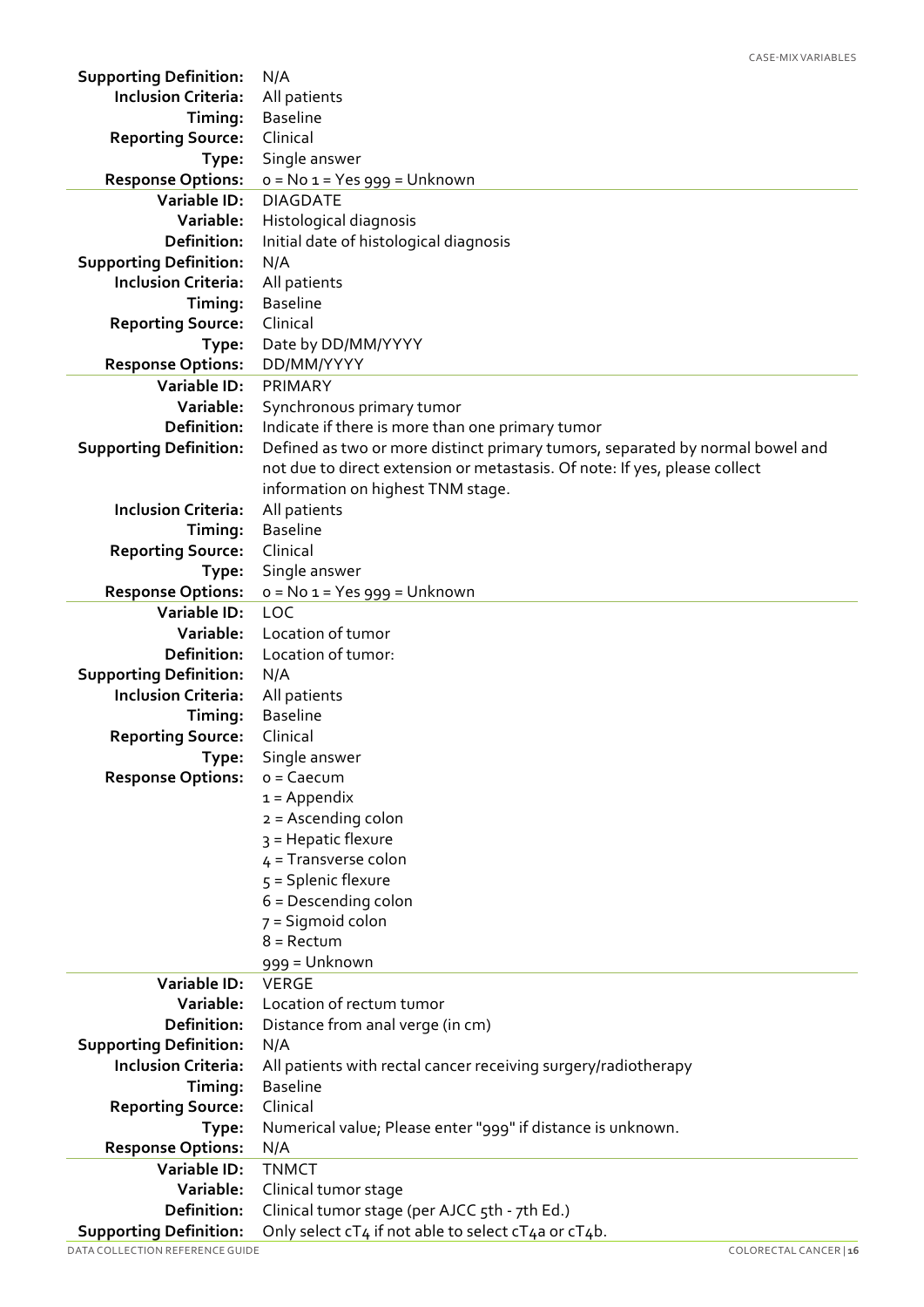| | |
|---|---|
| **Supporting Definition:** | N/A |
| **Inclusion Criteria:** | All patients |
| **Timing:** | Baseline |
| **Reporting Source:** | Clinical |
| **Type:** | Single answer |
| **Response Options:** | 0 = No 1 = Yes 999 = Unknown |

| | |
|---|---|
| **Variable ID:** | DIAGDATE |
| **Variable:** | Histological diagnosis |
| **Definition:** | Initial date of histological diagnosis |
| **Supporting Definition:** | N/A |
| **Inclusion Criteria:** | All patients |
| **Timing:** | Baseline |
| **Reporting Source:** | Clinical |
| **Type:** | Date by DD/MM/YYYY |
| **Response Options:** | DD/MM/YYYY |

| | |
|---|---|
| **Variable ID:** | PRIMARY |
| **Variable:** | Synchronous primary tumor |
| **Definition:** | Indicate if there is more than one primary tumor |
| **Supporting Definition:** | Defined as two or more distinct primary tumors, separated by normal bowel and not due to direct extension or metastasis. Of note: If yes, please collect information on highest TNM stage. |
| **Inclusion Criteria:** | All patients |
| **Timing:** | Baseline |
| **Reporting Source:** | Clinical |
| **Type:** | Single answer |
| **Response Options:** | 0 = No 1 = Yes 999 = Unknown |

| | |
|---|---|
| **Variable ID:** | LOC |
| **Variable:** | Location of tumor |
| **Definition:** | Location of tumor: |
| **Supporting Definition:** | N/A |
| **Inclusion Criteria:** | All patients |
| **Timing:** | Baseline |
| **Reporting Source:** | Clinical |
| **Type:** | Single answer |
| **Response Options:** | 0 = Caecum<br>1 = Appendix<br>2 = Ascending colon<br>3 = Hepatic flexure<br>4 = Transverse colon<br>5 = Splenic flexure<br>6 = Descending colon<br>7 = Sigmoid colon<br>8 = Rectum<br>999 = Unknown |

| | |
|---|---|
| **Variable ID:** | VERGE |
| **Variable:** | Location of rectum tumor |
| **Definition:** | Distance from anal verge (in cm) |
| **Supporting Definition:** | N/A |
| **Inclusion Criteria:** | All patients with rectal cancer receiving surgery/radiotherapy |
| **Timing:** | Baseline |
| **Reporting Source:** | Clinical |
| **Type:** | Numerical value; Please enter "999" if distance is unknown. |
| **Response Options:** | N/A |

| | |
|---|---|
| **Variable ID:** | TNMCT |
| **Variable:** | Clinical tumor stage |
| **Definition:** | Clinical tumor stage (per AJCC 5th - 7th Ed.) |
| **Supporting Definition:** | Only select cT4 if not able to select cT4a or cT4b. |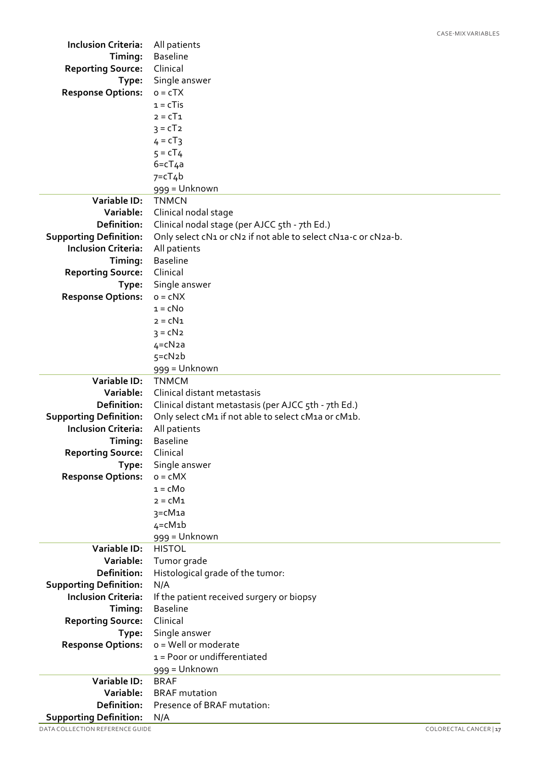| | |
|---|---|
| **Inclusion Criteria:** | All patients |
| **Timing:** | Baseline |
| **Reporting Source:** | Clinical |
| **Type:** | Single answer |
| **Response Options:** | 0 = cTX<br>1 = cTis<br>2 = cT1<br>3 = cT2<br>4 = cT3<br>5 = cT4<br>6=cT4a<br>7=cT4b<br>999 = Unknown |

| | |
|---|---|
| **Variable ID:** | TNMCN |
| **Variable:** | Clinical nodal stage |
| **Definition:** | Clinical nodal stage (per AJCC 5th - 7th Ed.) |
| **Supporting Definition:** | Only select cN1 or cN2 if not able to select cN1a-c or cN2a-b. |
| **Inclusion Criteria:** | All patients |
| **Timing:** | Baseline |
| **Reporting Source:** | Clinical |
| **Type:** | Single answer |
| **Response Options:** | 0 = cNX<br>1 = cN0<br>2 = cN1<br>3 = cN2<br>4=cN2a<br>5=cN2b<br>999 = Unknown |

| | |
|---|---|
| **Variable ID:** | TNMCM |
| **Variable:** | Clinical distant metastasis |
| **Definition:** | Clinical distant metastasis (per AJCC 5th - 7th Ed.) |
| **Supporting Definition:** | Only select cM1 if not able to select cM1a or cM1b. |
| **Inclusion Criteria:** | All patients |
| **Timing:** | Baseline |
| **Reporting Source:** | Clinical |
| **Type:** | Single answer |
| **Response Options:** | 0 = cMX<br>1 = cM0<br>2 = cM1<br>3=cM1a<br>4=cM1b<br>999 = Unknown |

| | |
|---|---|
| **Variable ID:** | HISTOL |
| **Variable:** | Tumor grade |
| **Definition:** | Histological grade of the tumor: |
| **Supporting Definition:** | N/A |
| **Inclusion Criteria:** | If the patient received surgery or biopsy |
| **Timing:** | Baseline |
| **Reporting Source:** | Clinical |
| **Type:** | Single answer |
| **Response Options:** | 0 = Well or moderate<br>1 = Poor or undifferentiated<br>999 = Unknown |

| | |
|---|---|
| **Variable ID:** | BRAF |
| **Variable:** | BRAF mutation |
| **Definition:** | Presence of BRAF mutation: |
| **Supporting Definition:** | N/A |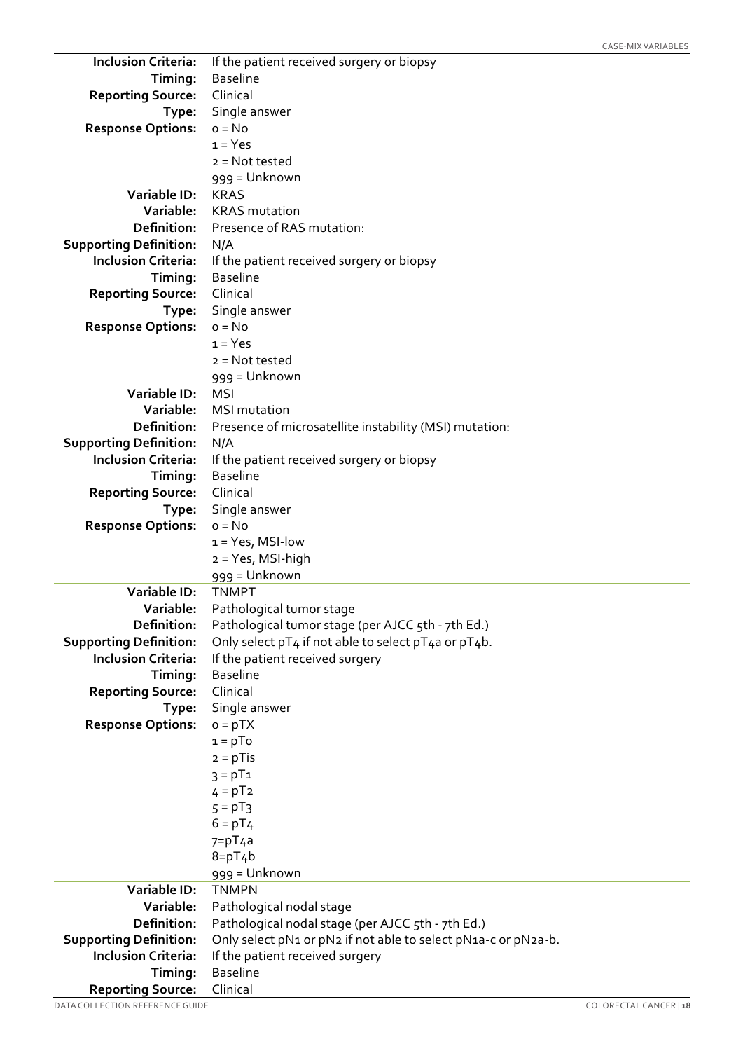| | |
|---|---|
| **Inclusion Criteria:** | If the patient received surgery or biopsy |
| **Timing:** | Baseline |
| **Reporting Source:** | Clinical |
| **Type:** | Single answer |
| **Response Options:** | 0 = No<br>1 = Yes<br>2 = Not tested<br>999 = Unknown |

| | |
|---|---|
| **Variable ID:** | KRAS |
| **Variable:** | KRAS mutation |
| **Definition:** | Presence of RAS mutation: |
| **Supporting Definition:** | N/A |
| **Inclusion Criteria:** | If the patient received surgery or biopsy |
| **Timing:** | Baseline |
| **Reporting Source:** | Clinical |
| **Type:** | Single answer |
| **Response Options:** | 0 = No<br>1 = Yes<br>2 = Not tested<br>999 = Unknown |

| | |
|---|---|
| **Variable ID:** | MSI |
| **Variable:** | MSI mutation |
| **Definition:** | Presence of microsatellite instability (MSI) mutation: |
| **Supporting Definition:** | N/A |
| **Inclusion Criteria:** | If the patient received surgery or biopsy |
| **Timing:** | Baseline |
| **Reporting Source:** | Clinical |
| **Type:** | Single answer |
| **Response Options:** | 0 = No<br>1 = Yes, MSI-low<br>2 = Yes, MSI-high<br>999 = Unknown |

| | |
|---|---|
| **Variable ID:** | TNMPT |
| **Variable:** | Pathological tumor stage |
| **Definition:** | Pathological tumor stage (per AJCC 5th - 7th Ed.) |
| **Supporting Definition:** | Only select pT4 if not able to select pT4a or pT4b. |
| **Inclusion Criteria:** | If the patient received surgery |
| **Timing:** | Baseline |
| **Reporting Source:** | Clinical |
| **Type:** | Single answer |
| **Response Options:** | 0 = pTX<br>1 = pT0<br>2 = pTis<br>3 = pT1<br>4 = pT2<br>5 = pT3<br>6 = pT4<br>7=pT4a<br>8=pT4b<br>999 = Unknown |

| | |
|---|---|
| **Variable ID:** | TNMPN |
| **Variable:** | Pathological nodal stage |
| **Definition:** | Pathological nodal stage (per AJCC 5th - 7th Ed.) |
| **Supporting Definition:** | Only select pN1 or pN2 if not able to select pN1a-c or pN2a-b. |
| **Inclusion Criteria:** | If the patient received surgery |
| **Timing:** | Baseline |
| **Reporting Source:** | Clinical |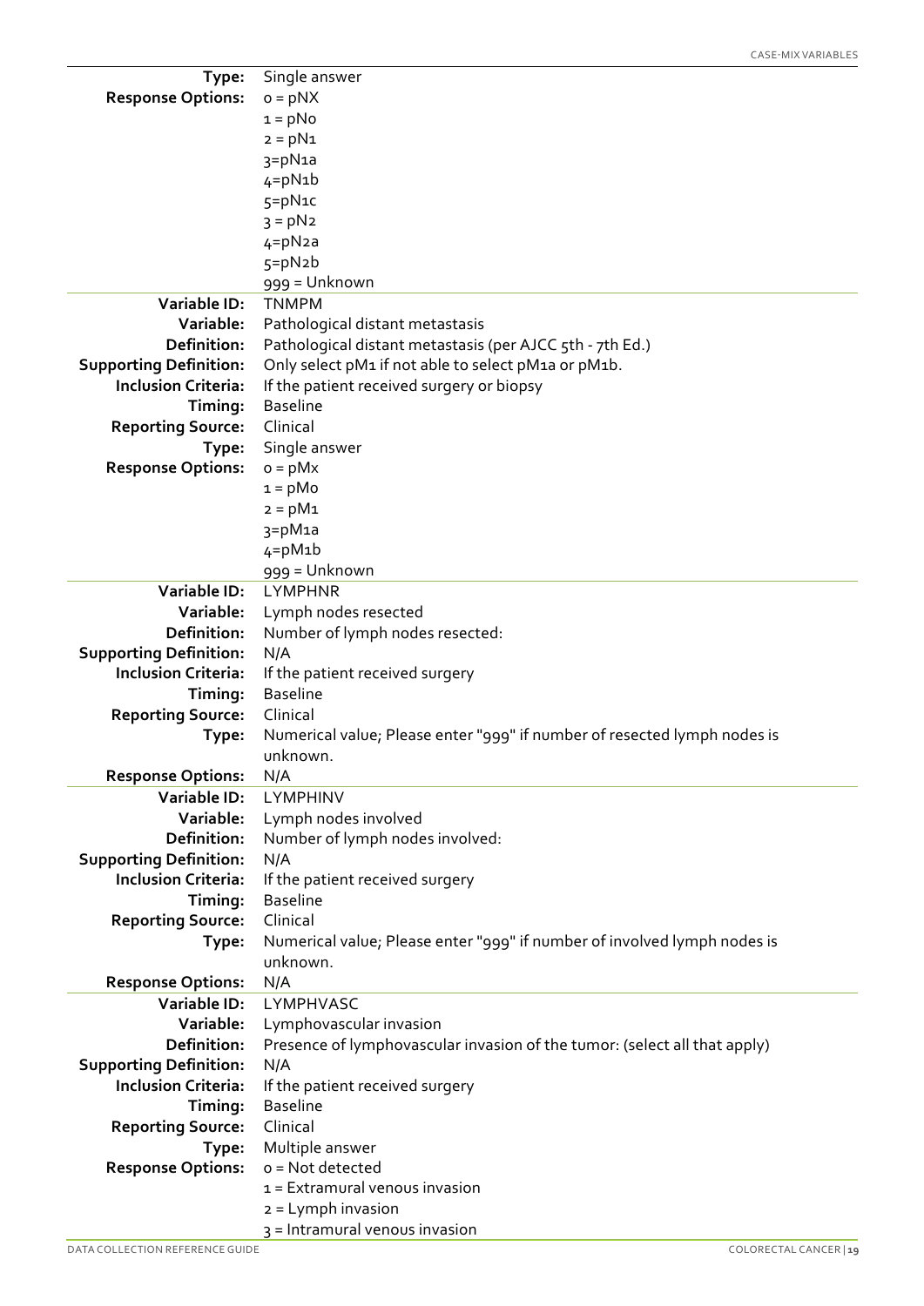| | |
|---|---|
| **Type:** | Single answer |
| **Response Options:** | 0 = pNX<br>1 = pN0<br>2 = pN1<br>3=pN1a<br>4=pN1b<br>5=pN1c<br>3 = pN2<br>4=pN2a<br>5=pN2b<br>999 = Unknown |

| | |
|---|---|
| **Variable ID:** | TNMPM |
| **Variable:** | Pathological distant metastasis |
| **Definition:** | Pathological distant metastasis (per AJCC 5th - 7th Ed.) |
| **Supporting Definition:** | Only select pM1 if not able to select pM1a or pM1b. |
| **Inclusion Criteria:** | If the patient received surgery or biopsy |
| **Timing:** | Baseline |
| **Reporting Source:** | Clinical |
| **Type:** | Single answer |
| **Response Options:** | 0 = pMx<br>1 = pM0<br>2 = pM1<br>3=pM1a<br>4=pM1b<br>999 = Unknown |

| | |
|---|---|
| **Variable ID:** | LYMPHNR |
| **Variable:** | Lymph nodes resected |
| **Definition:** | Number of lymph nodes resected: |
| **Supporting Definition:** | N/A |
| **Inclusion Criteria:** | If the patient received surgery |
| **Timing:** | Baseline |
| **Reporting Source:** | Clinical |
| **Type:** | Numerical value; Please enter "999" if number of resected lymph nodes is unknown. |
| **Response Options:** | N/A |

| | |
|---|---|
| **Variable ID:** | LYMPHINV |
| **Variable:** | Lymph nodes involved |
| **Definition:** | Number of lymph nodes involved: |
| **Supporting Definition:** | N/A |
| **Inclusion Criteria:** | If the patient received surgery |
| **Timing:** | Baseline |
| **Reporting Source:** | Clinical |
| **Type:** | Numerical value; Please enter "999" if number of involved lymph nodes is unknown. |
| **Response Options:** | N/A |

| | |
|---|---|
| **Variable ID:** | LYMPHVASC |
| **Variable:** | Lymphovascular invasion |
| **Definition:** | Presence of lymphovascular invasion of the tumor: (select all that apply) |
| **Supporting Definition:** | N/A |
| **Inclusion Criteria:** | If the patient received surgery |
| **Timing:** | Baseline |
| **Reporting Source:** | Clinical |
| **Type:** | Multiple answer |
| **Response Options:** | 0 = Not detected<br>1 = Extramural venous invasion<br>2 = Lymph invasion<br>3 = Intramural venous invasion |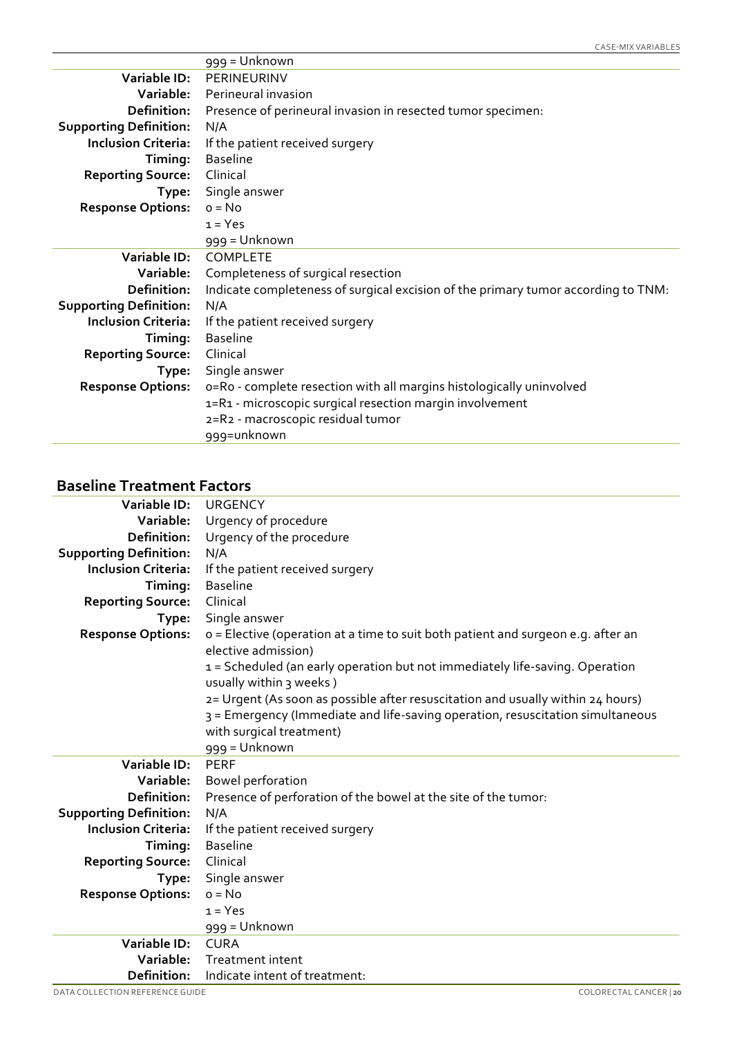| | |
|---|---|
| | 999 = Unknown |
| **Variable ID:** | PERINEURINV |
| **Variable:** | Perineural invasion |
| **Definition:** | Presence of perineural invasion in resected tumor specimen: |
| **Supporting Definition:** | N/A |
| **Inclusion Criteria:** | If the patient received surgery |
| **Timing:** | Baseline |
| **Reporting Source:** | Clinical |
| **Type:** | Single answer |
| **Response Options:** | 0 = No<br>1 = Yes<br>999 = Unknown |
| **Variable ID:** | COMPLETE |
| **Variable:** | Completeness of surgical resection |
| **Definition:** | Indicate completeness of surgical excision of the primary tumor according to TNM: |
| **Supporting Definition:** | N/A |
| **Inclusion Criteria:** | If the patient received surgery |
| **Timing:** | Baseline |
| **Reporting Source:** | Clinical |
| **Type:** | Single answer |
| **Response Options:** | 0=R0 - complete resection with all margins histologically uninvolved<br>1=R1 - microscopic surgical resection margin involvement<br>2=R2 - macroscopic residual tumor<br>999=unknown |

## Baseline Treatment Factors

| | |
|---|---|
| **Variable ID:** | URGENCY |
| **Variable:** | Urgency of procedure |
| **Definition:** | Urgency of the procedure |
| **Supporting Definition:** | N/A |
| **Inclusion Criteria:** | If the patient received surgery |
| **Timing:** | Baseline |
| **Reporting Source:** | Clinical |
| **Type:** | Single answer |
| **Response Options:** | 0 = Elective (operation at a time to suit both patient and surgeon e.g. after an elective admission)<br>1 = Scheduled (an early operation but not immediately life-saving. Operation usually within 3 weeks )<br>2= Urgent (As soon as possible after resuscitation and usually within 24 hours)<br>3 = Emergency (Immediate and life-saving operation, resuscitation simultaneous with surgical treatment)<br>999 = Unknown |
| **Variable ID:** | PERF |
| **Variable:** | Bowel perforation |
| **Definition:** | Presence of perforation of the bowel at the site of the tumor: |
| **Supporting Definition:** | N/A |
| **Inclusion Criteria:** | If the patient received surgery |
| **Timing:** | Baseline |
| **Reporting Source:** | Clinical |
| **Type:** | Single answer |
| **Response Options:** | 0 = No<br>1 = Yes<br>999 = Unknown |
| **Variable ID:** | CURA |
| **Variable:** | Treatment intent |
| **Definition:** | Indicate intent of treatment: |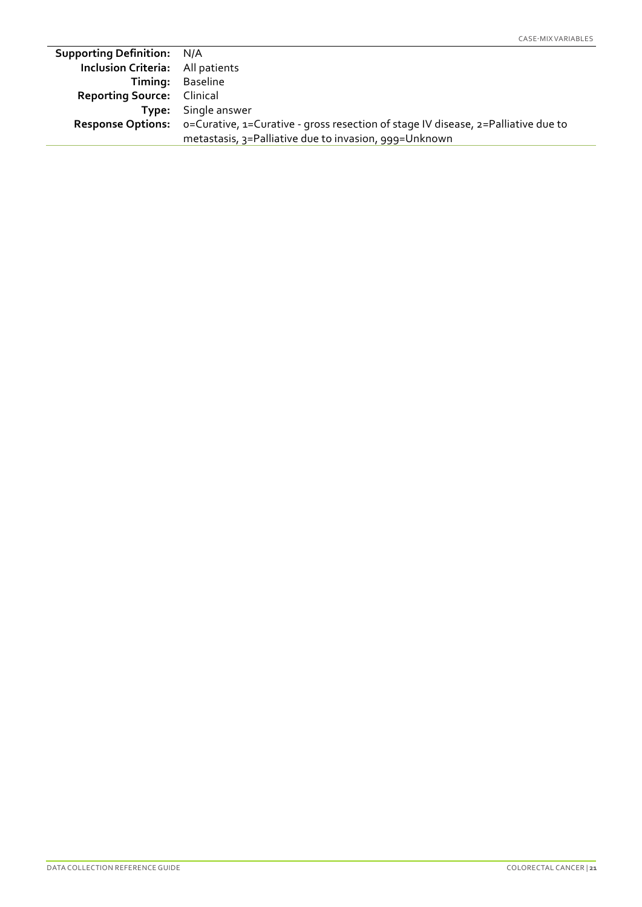| | |
|---|---|
| **Supporting Definition:** | N/A |
| **Inclusion Criteria:** | All patients |
| **Timing:** | Baseline |
| **Reporting Source:** | Clinical |
| **Type:** | Single answer |
| **Response Options:** | 0=Curative, 1=Curative - gross resection of stage IV disease, 2=Palliative due to metastasis, 3=Palliative due to invasion, 999=Unknown |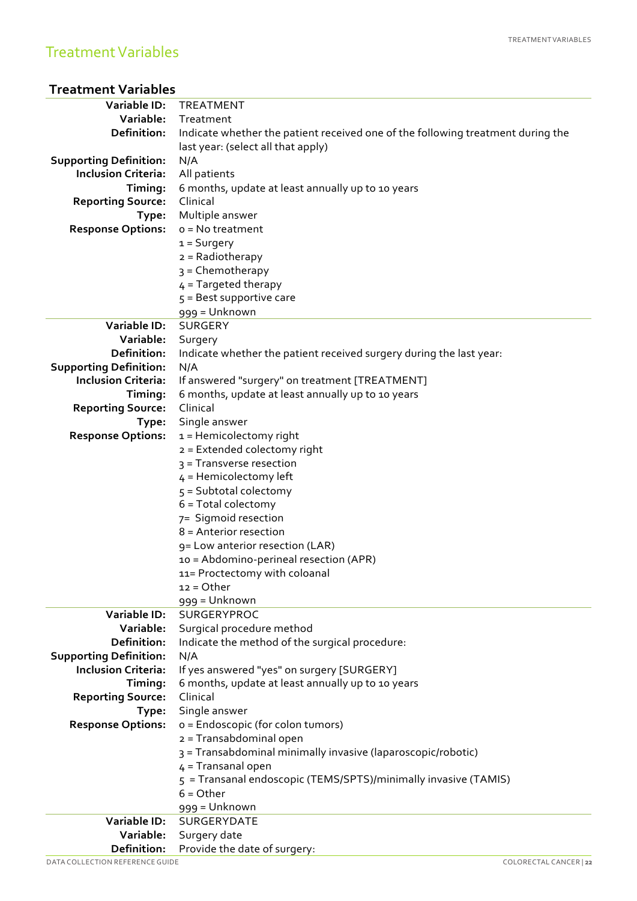# Treatment Variables

## Treatment Variables

| | |
|---|---|
| **Variable ID:** | TREATMENT |
| **Variable:** | Treatment |
| **Definition:** | Indicate whether the patient received one of the following treatment during the last year: (select all that apply) |
| **Supporting Definition:** | N/A |
| **Inclusion Criteria:** | All patients |
| **Timing:** | 6 months, update at least annually up to 10 years |
| **Reporting Source:** | Clinical |
| **Type:** | Multiple answer |
| **Response Options:** | 0 = No treatment<br>1 = Surgery<br>2 = Radiotherapy<br>3 = Chemotherapy<br>4 = Targeted therapy<br>5 = Best supportive care<br>999 = Unknown |
| **Variable ID:** | SURGERY |
| **Variable:** | Surgery |
| **Definition:** | Indicate whether the patient received surgery during the last year: |
| **Supporting Definition:** | N/A |
| **Inclusion Criteria:** | If answered "surgery" on treatment [TREATMENT] |
| **Timing:** | 6 months, update at least annually up to 10 years |
| **Reporting Source:** | Clinical |
| **Type:** | Single answer |
| **Response Options:** | 1 = Hemicolectomy right<br>2 = Extended colectomy right<br>3 = Transverse resection<br>4 = Hemicolectomy left<br>5 = Subtotal colectomy<br>6 = Total colectomy<br>7= Sigmoid resection<br>8 = Anterior resection<br>9= Low anterior resection (LAR)<br>10 = Abdomino-perineal resection (APR)<br>11= Proctectomy with coloanal<br>12 = Other<br>999 = Unknown |
| **Variable ID:** | SURGERYPROC |
| **Variable:** | Surgical procedure method |
| **Definition:** | Indicate the method of the surgical procedure: |
| **Supporting Definition:** | N/A |
| **Inclusion Criteria:** | If yes answered "yes" on surgery [SURGERY] |
| **Timing:** | 6 months, update at least annually up to 10 years |
| **Reporting Source:** | Clinical |
| **Type:** | Single answer |
| **Response Options:** | 0 = Endoscopic (for colon tumors)<br>2 = Transabdominal open<br>3 = Transabdominal minimally invasive (laparoscopic/robotic)<br>4 = Transanal open<br>5 = Transanal endoscopic (TEMS/SPTS)/minimally invasive (TAMIS)<br>6 = Other<br>999 = Unknown |
| **Variable ID:** | SURGERYDATE |
| **Variable:** | Surgery date |
| **Definition:** | Provide the date of surgery: |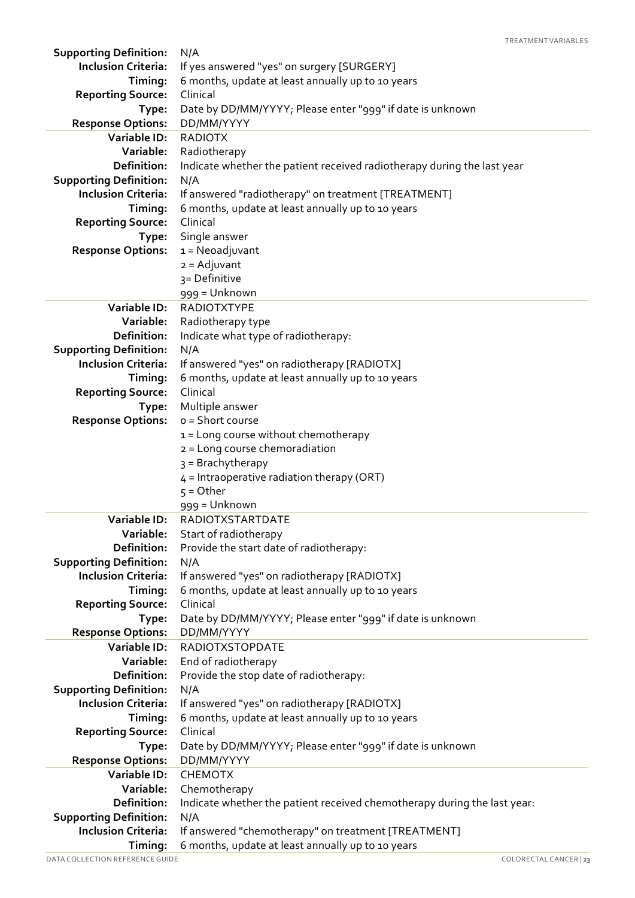| | |
|---|---|
| **Supporting Definition:** | N/A |
| **Inclusion Criteria:** | If yes answered "yes" on surgery [SURGERY] |
| **Timing:** | 6 months, update at least annually up to 10 years |
| **Reporting Source:** | Clinical |
| **Type:** | Date by DD/MM/YYYY; Please enter "999" if date is unknown |
| **Response Options:** | DD/MM/YYYY |

| | |
|---|---|
| **Variable ID:** | RADIOTX |
| **Variable:** | Radiotherapy |
| **Definition:** | Indicate whether the patient received radiotherapy during the last year |
| **Supporting Definition:** | N/A |
| **Inclusion Criteria:** | If answered "radiotherapy" on treatment [TREATMENT] |
| **Timing:** | 6 months, update at least annually up to 10 years |
| **Reporting Source:** | Clinical |
| **Type:** | Single answer |
| **Response Options:** | 1 = Neoadjuvant<br>2 = Adjuvant<br>3= Definitive<br>999 = Unknown |

| | |
|---|---|
| **Variable ID:** | RADIOTXTYPE |
| **Variable:** | Radiotherapy type |
| **Definition:** | Indicate what type of radiotherapy: |
| **Supporting Definition:** | N/A |
| **Inclusion Criteria:** | If answered "yes" on radiotherapy [RADIOTX] |
| **Timing:** | 6 months, update at least annually up to 10 years |
| **Reporting Source:** | Clinical |
| **Type:** | Multiple answer |
| **Response Options:** | 0 = Short course<br>1 = Long course without chemotherapy<br>2 = Long course chemoradiation<br>3 = Brachytherapy<br>4 = Intraoperative radiation therapy (ORT)<br>5 = Other<br>999 = Unknown |

| | |
|---|---|
| **Variable ID:** | RADIOTXSTARTDATE |
| **Variable:** | Start of radiotherapy |
| **Definition:** | Provide the start date of radiotherapy: |
| **Supporting Definition:** | N/A |
| **Inclusion Criteria:** | If answered "yes" on radiotherapy [RADIOTX] |
| **Timing:** | 6 months, update at least annually up to 10 years |
| **Reporting Source:** | Clinical |
| **Type:** | Date by DD/MM/YYYY; Please enter "999" if date is unknown |
| **Response Options:** | DD/MM/YYYY |

| | |
|---|---|
| **Variable ID:** | RADIOTXSTOPDATE |
| **Variable:** | End of radiotherapy |
| **Definition:** | Provide the stop date of radiotherapy: |
| **Supporting Definition:** | N/A |
| **Inclusion Criteria:** | If answered "yes" on radiotherapy [RADIOTX] |
| **Timing:** | 6 months, update at least annually up to 10 years |
| **Reporting Source:** | Clinical |
| **Type:** | Date by DD/MM/YYYY; Please enter "999" if date is unknown |
| **Response Options:** | DD/MM/YYYY |

| | |
|---|---|
| **Variable ID:** | CHEMOTX |
| **Variable:** | Chemotherapy |
| **Definition:** | Indicate whether the patient received chemotherapy during the last year: |
| **Supporting Definition:** | N/A |
| **Inclusion Criteria:** | If answered "chemotherapy" on treatment [TREATMENT] |
| **Timing:** | 6 months, update at least annually up to 10 years |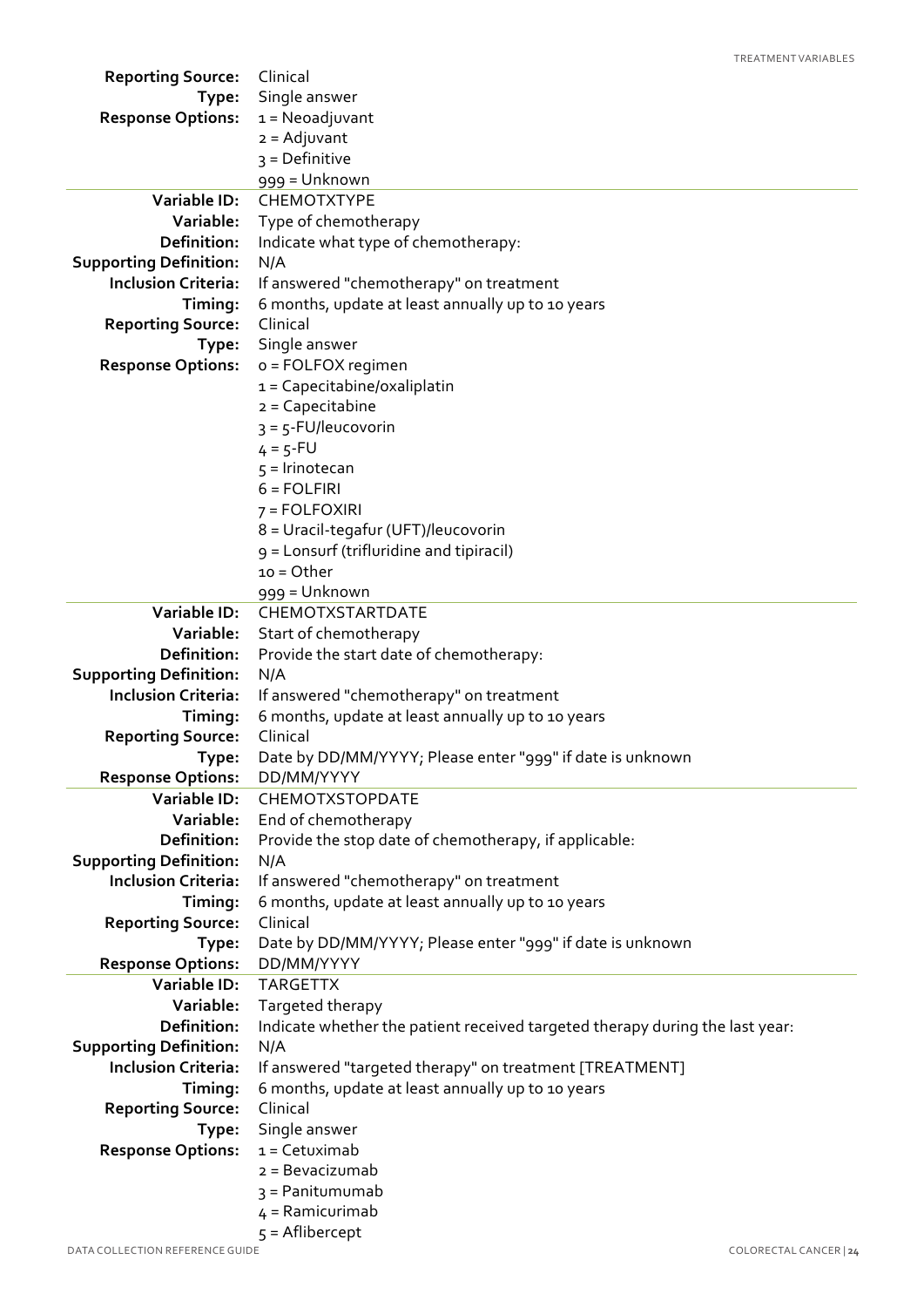| | |
|---|---|
| **Reporting Source:** | Clinical |
| **Type:** | Single answer |
| **Response Options:** | 1 = Neoadjuvant<br>2 = Adjuvant<br>3 = Definitive<br>999 = Unknown |

| | |
|---|---|
| **Variable ID:** | CHEMOTXTYPE |
| **Variable:** | Type of chemotherapy |
| **Definition:** | Indicate what type of chemotherapy: |
| **Supporting Definition:** | N/A |
| **Inclusion Criteria:** | If answered "chemotherapy" on treatment |
| **Timing:** | 6 months, update at least annually up to 10 years |
| **Reporting Source:** | Clinical |
| **Type:** | Single answer |
| **Response Options:** | 0 = FOLFOX regimen<br>1 = Capecitabine/oxaliplatin<br>2 = Capecitabine<br>3 = 5-FU/leucovorin<br>4 = 5-FU<br>5 = Irinotecan<br>6 = FOLFIRI<br>7 = FOLFOXIRI<br>8 = Uracil-tegafur (UFT)/leucovorin<br>9 = Lonsurf (trifluridine and tipiracil)<br>10 = Other<br>999 = Unknown |

| | |
|---|---|
| **Variable ID:** | CHEMOTXSTARTDATE |
| **Variable:** | Start of chemotherapy |
| **Definition:** | Provide the start date of chemotherapy: |
| **Supporting Definition:** | N/A |
| **Inclusion Criteria:** | If answered "chemotherapy" on treatment |
| **Timing:** | 6 months, update at least annually up to 10 years |
| **Reporting Source:** | Clinical |
| **Type:** | Date by DD/MM/YYYY; Please enter "999" if date is unknown |
| **Response Options:** | DD/MM/YYYY |

| | |
|---|---|
| **Variable ID:** | CHEMOTXSTOPDATE |
| **Variable:** | End of chemotherapy |
| **Definition:** | Provide the stop date of chemotherapy, if applicable: |
| **Supporting Definition:** | N/A |
| **Inclusion Criteria:** | If answered "chemotherapy" on treatment |
| **Timing:** | 6 months, update at least annually up to 10 years |
| **Reporting Source:** | Clinical |
| **Type:** | Date by DD/MM/YYYY; Please enter "999" if date is unknown |
| **Response Options:** | DD/MM/YYYY |

| | |
|---|---|
| **Variable ID:** | TARGETTX |
| **Variable:** | Targeted therapy |
| **Definition:** | Indicate whether the patient received targeted therapy during the last year: |
| **Supporting Definition:** | N/A |
| **Inclusion Criteria:** | If answered "targeted therapy" on treatment [TREATMENT] |
| **Timing:** | 6 months, update at least annually up to 10 years |
| **Reporting Source:** | Clinical |
| **Type:** | Single answer |
| **Response Options:** | 1 = Cetuximab<br>2 = Bevacizumab<br>3 = Panitumumab<br>4 = Ramicurimab<br>5 = Aflibercept |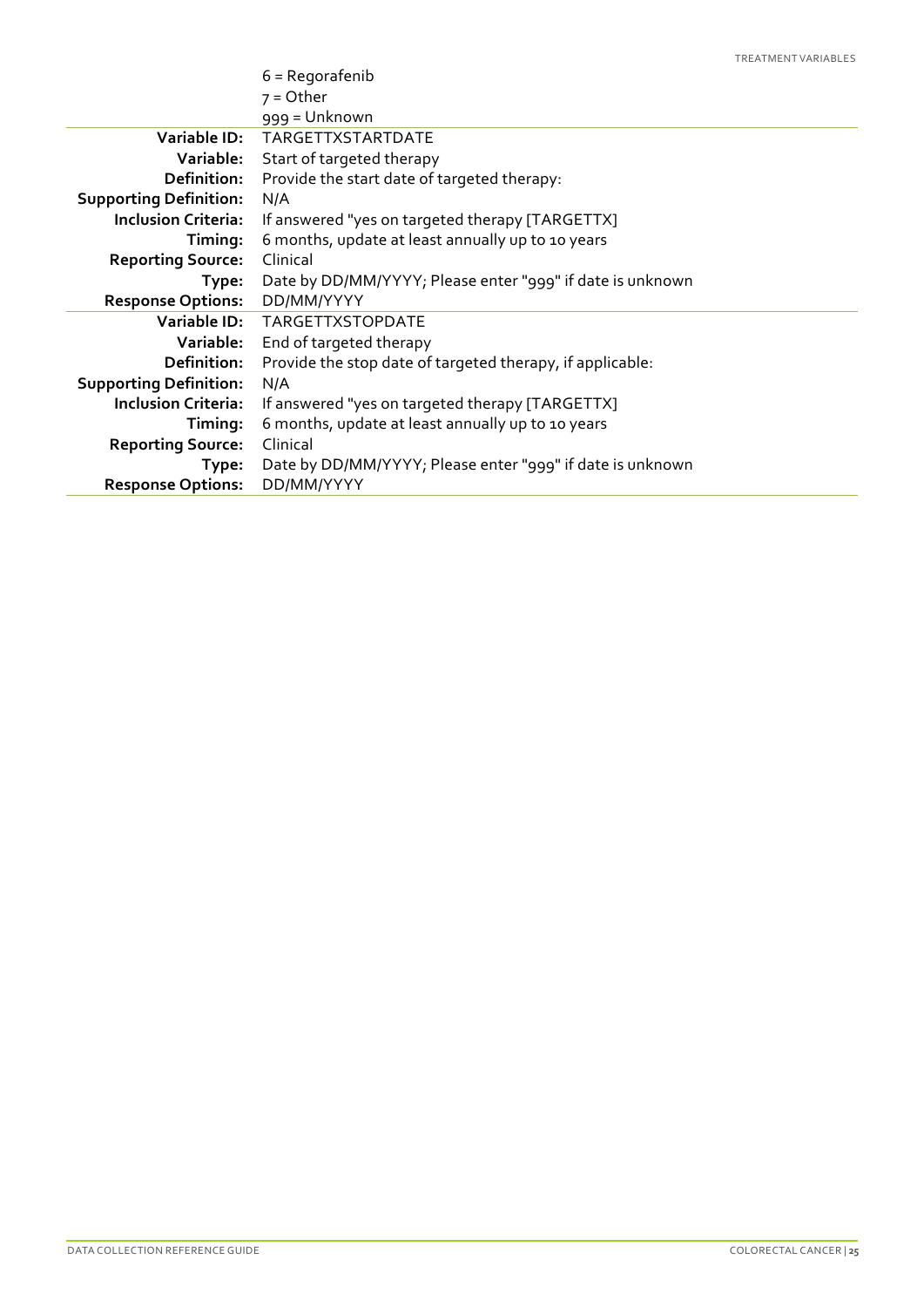| | |
|---|---|
| | 6 = Regorafenib |
| | 7 = Other |
| | 999 = Unknown |

| | |
|---|---|
| **Variable ID:** | TARGETTXSTARTDATE |
| **Variable:** | Start of targeted therapy |
| **Definition:** | Provide the start date of targeted therapy: |
| **Supporting Definition:** | N/A |
| **Inclusion Criteria:** | If answered "yes on targeted therapy [TARGETTX] |
| **Timing:** | 6 months, update at least annually up to 10 years |
| **Reporting Source:** | Clinical |
| **Type:** | Date by DD/MM/YYYY; Please enter "999" if date is unknown |
| **Response Options:** | DD/MM/YYYY |

| | |
|---|---|
| **Variable ID:** | TARGETTXSTOPDATE |
| **Variable:** | End of targeted therapy |
| **Definition:** | Provide the stop date of targeted therapy, if applicable: |
| **Supporting Definition:** | N/A |
| **Inclusion Criteria:** | If answered "yes on targeted therapy [TARGETTX] |
| **Timing:** | 6 months, update at least annually up to 10 years |
| **Reporting Source:** | Clinical |
| **Type:** | Date by DD/MM/YYYY; Please enter "999" if date is unknown |
| **Response Options:** | DD/MM/YYYY |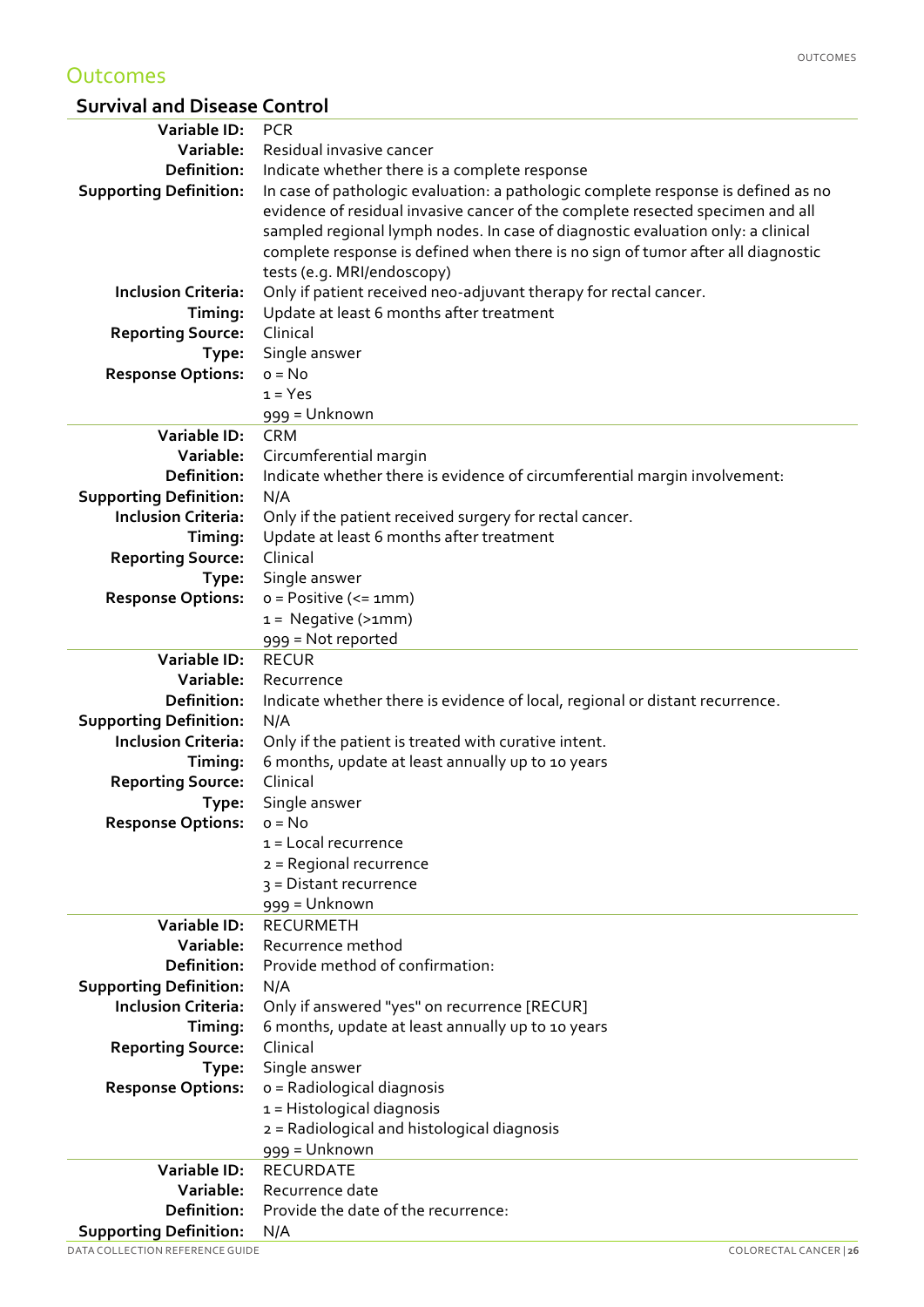# Outcomes

## Survival and Disease Control

| | |
|---|---|
| **Variable ID:** | PCR |
| **Variable:** | Residual invasive cancer |
| **Definition:** | Indicate whether there is a complete response |
| **Supporting Definition:** | In case of pathologic evaluation: a pathologic complete response is defined as no evidence of residual invasive cancer of the complete resected specimen and all sampled regional lymph nodes. In case of diagnostic evaluation only: a clinical complete response is defined when there is no sign of tumor after all diagnostic tests (e.g. MRI/endoscopy) |
| **Inclusion Criteria:** | Only if patient received neo-adjuvant therapy for rectal cancer. |
| **Timing:** | Update at least 6 months after treatment |
| **Reporting Source:** | Clinical |
| **Type:** | Single answer |
| **Response Options:** | 0 = No<br>1 = Yes<br>999 = Unknown |
| **Variable ID:** | CRM |
| **Variable:** | Circumferential margin |
| **Definition:** | Indicate whether there is evidence of circumferential margin involvement: |
| **Supporting Definition:** | N/A |
| **Inclusion Criteria:** | Only if the patient received surgery for rectal cancer. |
| **Timing:** | Update at least 6 months after treatment |
| **Reporting Source:** | Clinical |
| **Type:** | Single answer |
| **Response Options:** | 0 = Positive (<= 1mm)<br>1 = Negative (>1mm)<br>999 = Not reported |
| **Variable ID:** | RECUR |
| **Variable:** | Recurrence |
| **Definition:** | Indicate whether there is evidence of local, regional or distant recurrence. |
| **Supporting Definition:** | N/A |
| **Inclusion Criteria:** | Only if the patient is treated with curative intent. |
| **Timing:** | 6 months, update at least annually up to 10 years |
| **Reporting Source:** | Clinical |
| **Type:** | Single answer |
| **Response Options:** | 0 = No<br>1 = Local recurrence<br>2 = Regional recurrence<br>3 = Distant recurrence<br>999 = Unknown |
| **Variable ID:** | RECURMETH |
| **Variable:** | Recurrence method |
| **Definition:** | Provide method of confirmation: |
| **Supporting Definition:** | N/A |
| **Inclusion Criteria:** | Only if answered "yes" on recurrence [RECUR] |
| **Timing:** | 6 months, update at least annually up to 10 years |
| **Reporting Source:** | Clinical |
| **Type:** | Single answer |
| **Response Options:** | 0 = Radiological diagnosis<br>1 = Histological diagnosis<br>2 = Radiological and histological diagnosis<br>999 = Unknown |
| **Variable ID:** | RECURDATE |
| **Variable:** | Recurrence date |
| **Definition:** | Provide the date of the recurrence: |
| **Supporting Definition:** | N/A |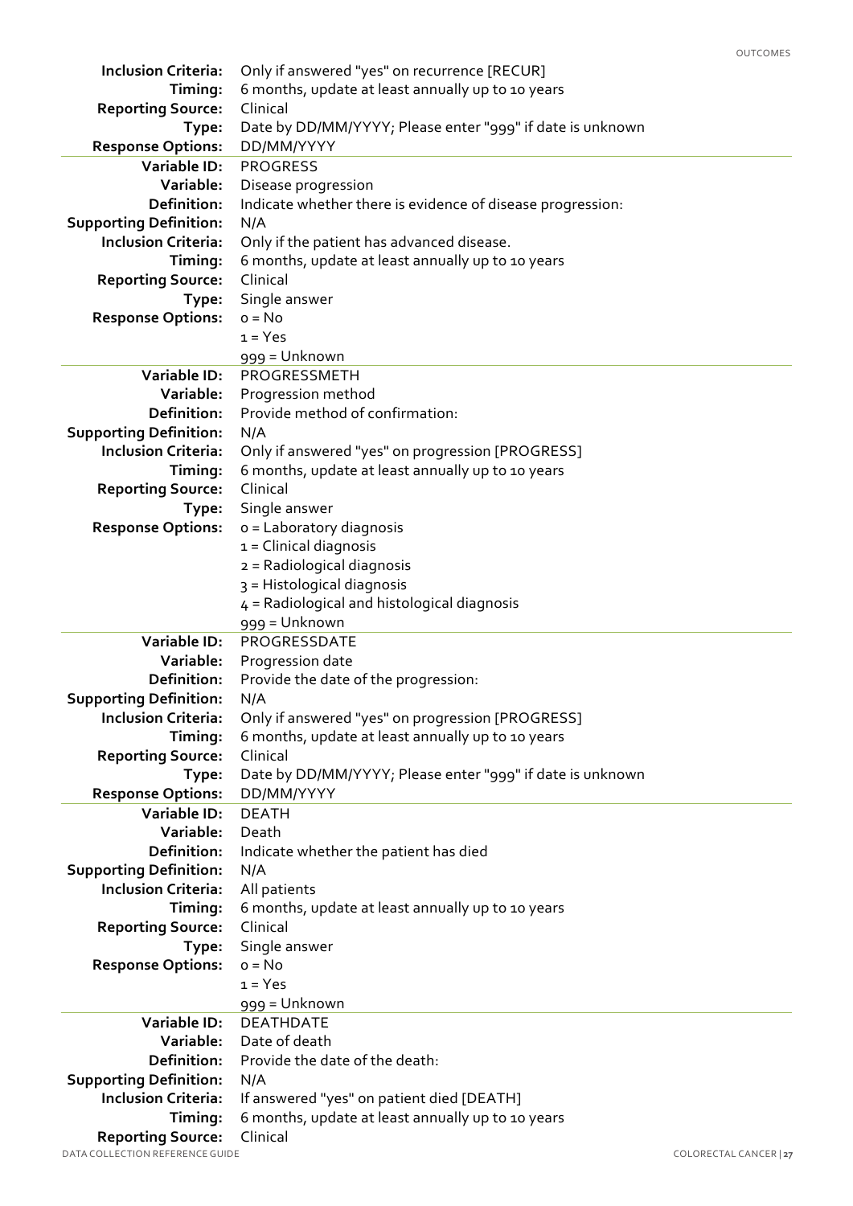| | |
|---|---|
| **Inclusion Criteria:** | Only if answered "yes" on recurrence [RECUR] |
| **Timing:** | 6 months, update at least annually up to 10 years |
| **Reporting Source:** | Clinical |
| **Type:** | Date by DD/MM/YYYY; Please enter "999" if date is unknown |
| **Response Options:** | DD/MM/YYYY |

| | |
|---|---|
| **Variable ID:** | PROGRESS |
| **Variable:** | Disease progression |
| **Definition:** | Indicate whether there is evidence of disease progression: |
| **Supporting Definition:** | N/A |
| **Inclusion Criteria:** | Only if the patient has advanced disease. |
| **Timing:** | 6 months, update at least annually up to 10 years |
| **Reporting Source:** | Clinical |
| **Type:** | Single answer |
| **Response Options:** | 0 = No<br>1 = Yes<br>999 = Unknown |

| | |
|---|---|
| **Variable ID:** | PROGRESSMETH |
| **Variable:** | Progression method |
| **Definition:** | Provide method of confirmation: |
| **Supporting Definition:** | N/A |
| **Inclusion Criteria:** | Only if answered "yes" on progression [PROGRESS] |
| **Timing:** | 6 months, update at least annually up to 10 years |
| **Reporting Source:** | Clinical |
| **Type:** | Single answer |
| **Response Options:** | 0 = Laboratory diagnosis<br>1 = Clinical diagnosis<br>2 = Radiological diagnosis<br>3 = Histological diagnosis<br>4 = Radiological and histological diagnosis<br>999 = Unknown |

| | |
|---|---|
| **Variable ID:** | PROGRESSDATE |
| **Variable:** | Progression date |
| **Definition:** | Provide the date of the progression: |
| **Supporting Definition:** | N/A |
| **Inclusion Criteria:** | Only if answered "yes" on progression [PROGRESS] |
| **Timing:** | 6 months, update at least annually up to 10 years |
| **Reporting Source:** | Clinical |
| **Type:** | Date by DD/MM/YYYY; Please enter "999" if date is unknown |
| **Response Options:** | DD/MM/YYYY |

| | |
|---|---|
| **Variable ID:** | DEATH |
| **Variable:** | Death |
| **Definition:** | Indicate whether the patient has died |
| **Supporting Definition:** | N/A |
| **Inclusion Criteria:** | All patients |
| **Timing:** | 6 months, update at least annually up to 10 years |
| **Reporting Source:** | Clinical |
| **Type:** | Single answer |
| **Response Options:** | 0 = No<br>1 = Yes<br>999 = Unknown |

| | |
|---|---|
| **Variable ID:** | DEATHDATE |
| **Variable:** | Date of death |
| **Definition:** | Provide the date of the death: |
| **Supporting Definition:** | N/A |
| **Inclusion Criteria:** | If answered "yes" on patient died [DEATH] |
| **Timing:** | 6 months, update at least annually up to 10 years |
| **Reporting Source:** | Clinical |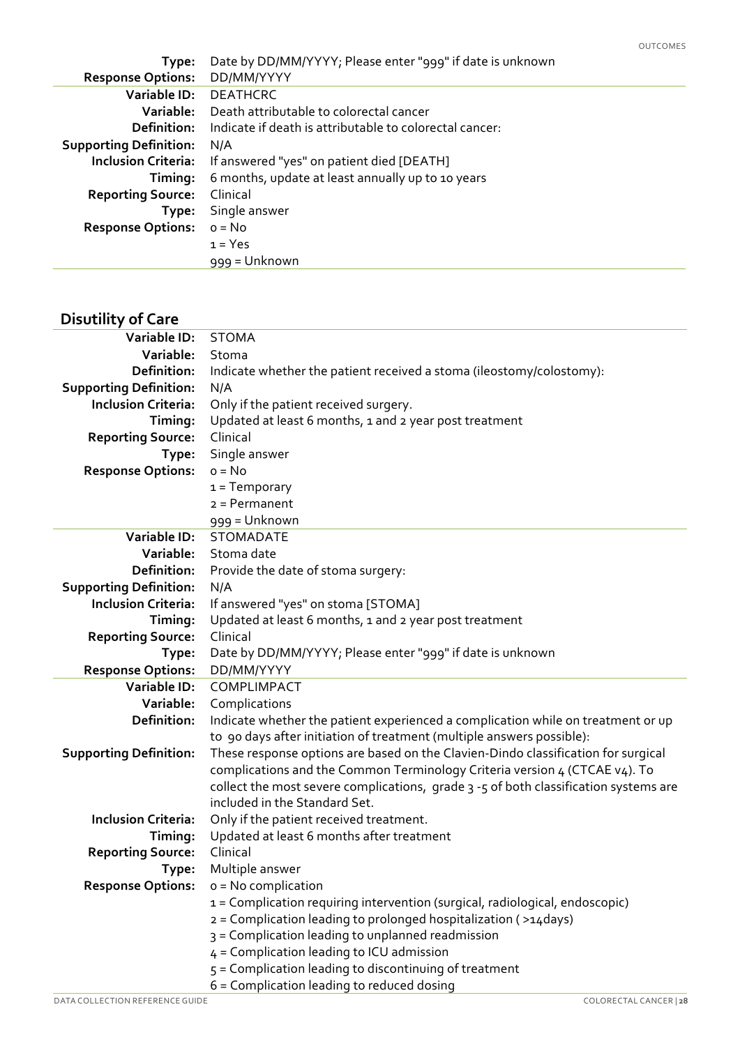| | |
|---|---|
| **Type:** | Date by DD/MM/YYYY; Please enter "999" if date is unknown |
| **Response Options:** | DD/MM/YYYY |

| | |
|---|---|
| **Variable ID:** | DEATHCRC |
| **Variable:** | Death attributable to colorectal cancer |
| **Definition:** | Indicate if death is attributable to colorectal cancer: |
| **Supporting Definition:** | N/A |
| **Inclusion Criteria:** | If answered "yes" on patient died [DEATH] |
| **Timing:** | 6 months, update at least annually up to 10 years |
| **Reporting Source:** | Clinical |
| **Type:** | Single answer |
| **Response Options:** | 0 = No<br>1 = Yes<br>999 = Unknown |

## Disutility of Care

| | |
|---|---|
| **Variable ID:** | STOMA |
| **Variable:** | Stoma |
| **Definition:** | Indicate whether the patient received a stoma (ileostomy/colostomy): |
| **Supporting Definition:** | N/A |
| **Inclusion Criteria:** | Only if the patient received surgery. |
| **Timing:** | Updated at least 6 months, 1 and 2 year post treatment |
| **Reporting Source:** | Clinical |
| **Type:** | Single answer |
| **Response Options:** | 0 = No<br>1 = Temporary<br>2 = Permanent<br>999 = Unknown |

| | |
|---|---|
| **Variable ID:** | STOMADATE |
| **Variable:** | Stoma date |
| **Definition:** | Provide the date of stoma surgery: |
| **Supporting Definition:** | N/A |
| **Inclusion Criteria:** | If answered "yes" on stoma [STOMA] |
| **Timing:** | Updated at least 6 months, 1 and 2 year post treatment |
| **Reporting Source:** | Clinical |
| **Type:** | Date by DD/MM/YYYY; Please enter "999" if date is unknown |
| **Response Options:** | DD/MM/YYYY |

| | |
|---|---|
| **Variable ID:** | COMPLIMPACT |
| **Variable:** | Complications |
| **Definition:** | Indicate whether the patient experienced a complication while on treatment or up to 90 days after initiation of treatment (multiple answers possible): |
| **Supporting Definition:** | These response options are based on the Clavien-Dindo classification for surgical complications and the Common Terminology Criteria version 4 (CTCAE v4). To collect the most severe complications, grade 3 -5 of both classification systems are included in the Standard Set. |
| **Inclusion Criteria:** | Only if the patient received treatment. |
| **Timing:** | Updated at least 6 months after treatment |
| **Reporting Source:** | Clinical |
| **Type:** | Multiple answer |
| **Response Options:** | 0 = No complication<br>1 = Complication requiring intervention (surgical, radiological, endoscopic)<br>2 = Complication leading to prolonged hospitalization ( >14days)<br>3 = Complication leading to unplanned readmission<br>4 = Complication leading to ICU admission<br>5 = Complication leading to discontinuing of treatment<br>6 = Complication leading to reduced dosing |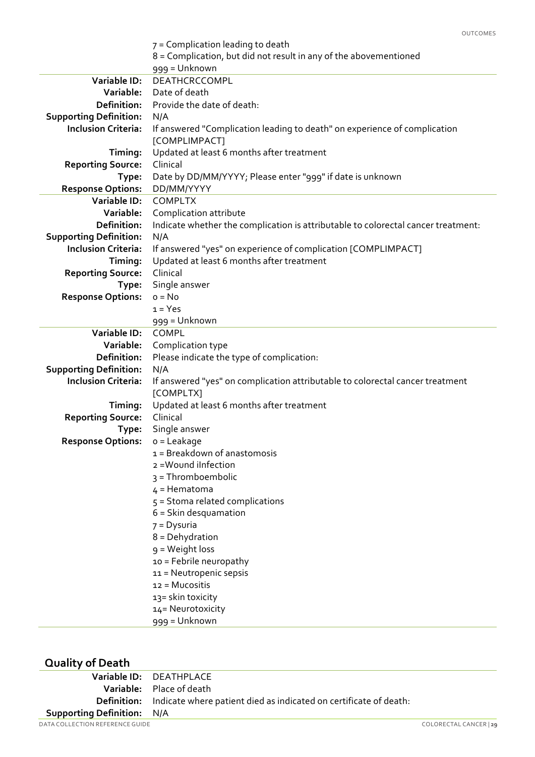7 = Complication leading to death
8 = Complication, but did not result in any of the abovementioned
999 = Unknown

| | |
|---|---|
| **Variable ID:** | DEATHCRCCOMPL |
| **Variable:** | Date of death |
| **Definition:** | Provide the date of death: |
| **Supporting Definition:** | N/A |
| **Inclusion Criteria:** | If answered "Complication leading to death" on experience of complication [COMPLIMPACT] |
| **Timing:** | Updated at least 6 months after treatment |
| **Reporting Source:** | Clinical |
| **Type:** | Date by DD/MM/YYYY; Please enter "999" if date is unknown |
| **Response Options:** | DD/MM/YYYY |

| | |
|---|---|
| **Variable ID:** | COMPLTX |
| **Variable:** | Complication attribute |
| **Definition:** | Indicate whether the complication is attributable to colorectal cancer treatment: |
| **Supporting Definition:** | N/A |
| **Inclusion Criteria:** | If answered "yes" on experience of complication [COMPLIMPACT] |
| **Timing:** | Updated at least 6 months after treatment |
| **Reporting Source:** | Clinical |
| **Type:** | Single answer |
| **Response Options:** | 0 = No<br>1 = Yes<br>999 = Unknown |

| | |
|---|---|
| **Variable ID:** | COMPL |
| **Variable:** | Complication type |
| **Definition:** | Please indicate the type of complication: |
| **Supporting Definition:** | N/A |
| **Inclusion Criteria:** | If answered "yes" on complication attributable to colorectal cancer treatment [COMPLTX] |
| **Timing:** | Updated at least 6 months after treatment |
| **Reporting Source:** | Clinical |
| **Type:** | Single answer |
| **Response Options:** | 0 = Leakage<br>1 = Breakdown of anastomosis<br>2 =Wound iInfection<br>3 = Thromboembolic<br>4 = Hematoma<br>5 = Stoma related complications<br>6 = Skin desquamation<br>7 = Dysuria<br>8 = Dehydration<br>9 = Weight loss<br>10 = Febrile neuropathy<br>11 = Neutropenic sepsis<br>12 = Mucositis<br>13= skin toxicity<br>14= Neurotoxicity<br>999 = Unknown |

## Quality of Death

| | |
|---|---|
| **Variable ID:** | DEATHPLACE |
| **Variable:** | Place of death |
| **Definition:** | Indicate where patient died as indicated on certificate of death: |
| **Supporting Definition:** | N/A |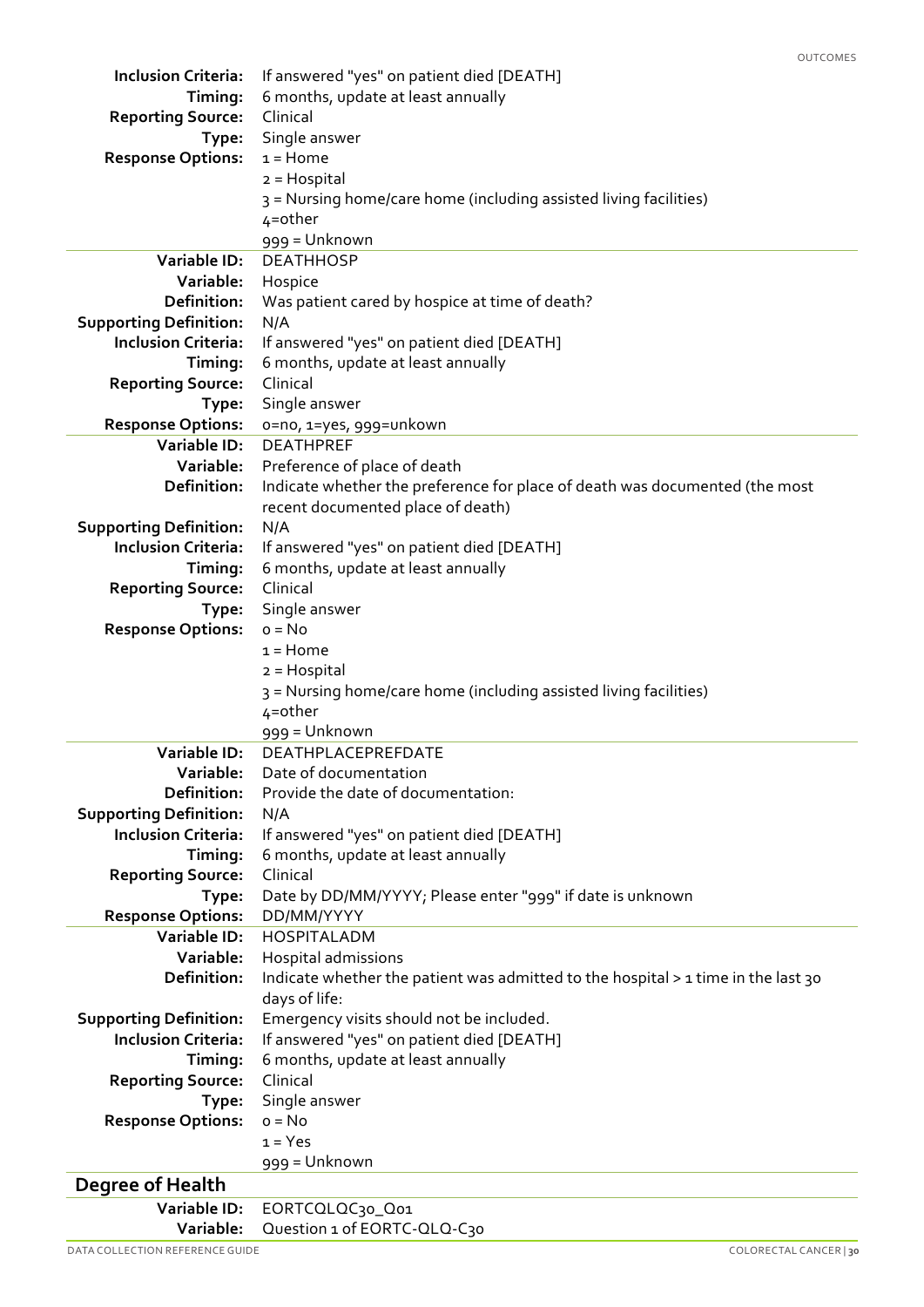| | |
|---|---|
| **Inclusion Criteria:** | If answered "yes" on patient died [DEATH] |
| **Timing:** | 6 months, update at least annually |
| **Reporting Source:** | Clinical |
| **Type:** | Single answer |
| **Response Options:** | 1 = Home<br>2 = Hospital<br>3 = Nursing home/care home (including assisted living facilities)<br>4=other<br>999 = Unknown |

| | |
|---|---|
| **Variable ID:** | DEATHHOSP |
| **Variable:** | Hospice |
| **Definition:** | Was patient cared by hospice at time of death? |
| **Supporting Definition:** | N/A |
| **Inclusion Criteria:** | If answered "yes" on patient died [DEATH] |
| **Timing:** | 6 months, update at least annually |
| **Reporting Source:** | Clinical |
| **Type:** | Single answer |
| **Response Options:** | 0=no, 1=yes, 999=unkown |

| | |
|---|---|
| **Variable ID:** | DEATHPREF |
| **Variable:** | Preference of place of death |
| **Definition:** | Indicate whether the preference for place of death was documented (the most recent documented place of death) |
| **Supporting Definition:** | N/A |
| **Inclusion Criteria:** | If answered "yes" on patient died [DEATH] |
| **Timing:** | 6 months, update at least annually |
| **Reporting Source:** | Clinical |
| **Type:** | Single answer |
| **Response Options:** | 0 = No<br>1 = Home<br>2 = Hospital<br>3 = Nursing home/care home (including assisted living facilities)<br>4=other<br>999 = Unknown |

| | |
|---|---|
| **Variable ID:** | DEATHPLACEPREFDATE |
| **Variable:** | Date of documentation |
| **Definition:** | Provide the date of documentation: |
| **Supporting Definition:** | N/A |
| **Inclusion Criteria:** | If answered "yes" on patient died [DEATH] |
| **Timing:** | 6 months, update at least annually |
| **Reporting Source:** | Clinical |
| **Type:** | Date by DD/MM/YYYY; Please enter "999" if date is unknown |
| **Response Options:** | DD/MM/YYYY |

| | |
|---|---|
| **Variable ID:** | HOSPITALADM |
| **Variable:** | Hospital admissions |
| **Definition:** | Indicate whether the patient was admitted to the hospital > 1 time in the last 30 days of life: |
| **Supporting Definition:** | Emergency visits should not be included. |
| **Inclusion Criteria:** | If answered "yes" on patient died [DEATH] |
| **Timing:** | 6 months, update at least annually |
| **Reporting Source:** | Clinical |
| **Type:** | Single answer |
| **Response Options:** | 0 = No<br>1 = Yes<br>999 = Unknown |

## Degree of Health

| | |
|---|---|
| **Variable ID:** | EORTCQLQC30_Q01 |
| **Variable:** | Question 1 of EORTC-QLQ-C30 |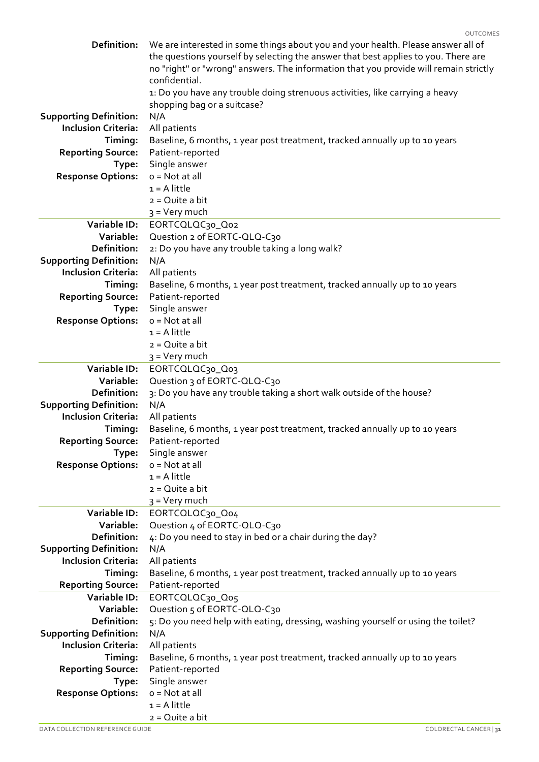| | |
|---|---|
| **Definition:** | We are interested in some things about you and your health. Please answer all of the questions yourself by selecting the answer that best applies to you. There are no "right" or "wrong" answers. The information that you provide will remain strictly confidential.<br>1: Do you have any trouble doing strenuous activities, like carrying a heavy shopping bag or a suitcase? |
| **Supporting Definition:** | N/A |
| **Inclusion Criteria:** | All patients |
| **Timing:** | Baseline, 6 months, 1 year post treatment, tracked annually up to 10 years |
| **Reporting Source:** | Patient-reported |
| **Type:** | Single answer |
| **Response Options:** | 0 = Not at all<br>1 = A little<br>2 = Quite a bit<br>3 = Very much |

| | |
|---|---|
| **Variable ID:** | EORTCQLQC30_Q02 |
| **Variable:** | Question 2 of EORTC-QLQ-C30 |
| **Definition:** | 2: Do you have any trouble taking a long walk? |
| **Supporting Definition:** | N/A |
| **Inclusion Criteria:** | All patients |
| **Timing:** | Baseline, 6 months, 1 year post treatment, tracked annually up to 10 years |
| **Reporting Source:** | Patient-reported |
| **Type:** | Single answer |
| **Response Options:** | 0 = Not at all<br>1 = A little<br>2 = Quite a bit<br>3 = Very much |

| | |
|---|---|
| **Variable ID:** | EORTCQLQC30_Q03 |
| **Variable:** | Question 3 of EORTC-QLQ-C30 |
| **Definition:** | 3: Do you have any trouble taking a short walk outside of the house? |
| **Supporting Definition:** | N/A |
| **Inclusion Criteria:** | All patients |
| **Timing:** | Baseline, 6 months, 1 year post treatment, tracked annually up to 10 years |
| **Reporting Source:** | Patient-reported |
| **Type:** | Single answer |
| **Response Options:** | 0 = Not at all<br>1 = A little<br>2 = Quite a bit<br>3 = Very much |

| | |
|---|---|
| **Variable ID:** | EORTCQLQC30_Q04 |
| **Variable:** | Question 4 of EORTC-QLQ-C30 |
| **Definition:** | 4: Do you need to stay in bed or a chair during the day? |
| **Supporting Definition:** | N/A |
| **Inclusion Criteria:** | All patients |
| **Timing:** | Baseline, 6 months, 1 year post treatment, tracked annually up to 10 years |
| **Reporting Source:** | Patient-reported |

| | |
|---|---|
| **Variable ID:** | EORTCQLQC30_Q05 |
| **Variable:** | Question 5 of EORTC-QLQ-C30 |
| **Definition:** | 5: Do you need help with eating, dressing, washing yourself or using the toilet? |
| **Supporting Definition:** | N/A |
| **Inclusion Criteria:** | All patients |
| **Timing:** | Baseline, 6 months, 1 year post treatment, tracked annually up to 10 years |
| **Reporting Source:** | Patient-reported |
| **Type:** | Single answer |
| **Response Options:** | 0 = Not at all<br>1 = A little<br>2 = Quite a bit |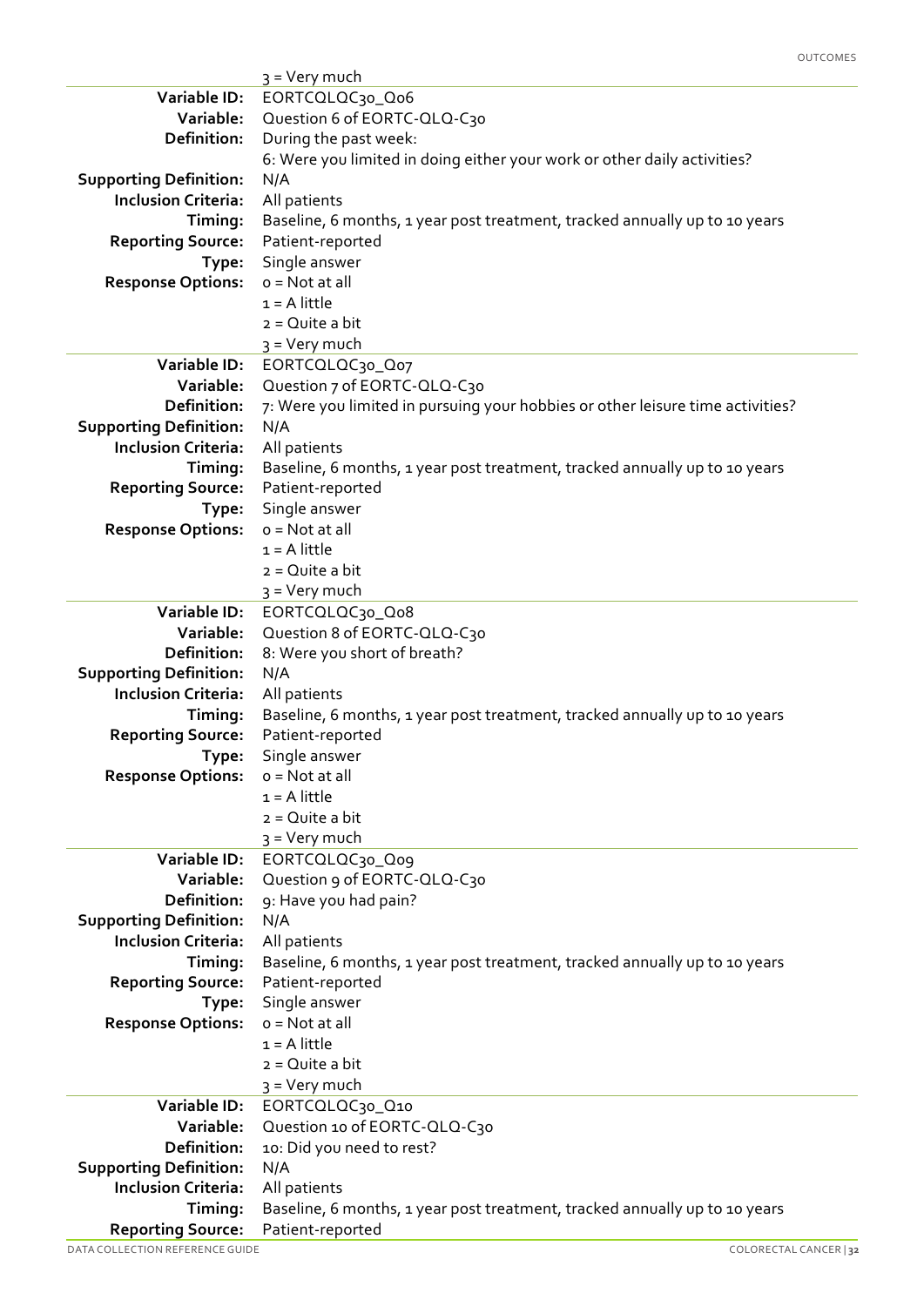| | |
|---|---|
| | 3 = Very much |

| | |
|---|---|
| **Variable ID:** | EORTCQLQC30_Q06 |
| **Variable:** | Question 6 of EORTC-QLQ-C30 |
| **Definition:** | During the past week:<br>6: Were you limited in doing either your work or other daily activities? |
| **Supporting Definition:** | N/A |
| **Inclusion Criteria:** | All patients |
| **Timing:** | Baseline, 6 months, 1 year post treatment, tracked annually up to 10 years |
| **Reporting Source:** | Patient-reported |
| **Type:** | Single answer |
| **Response Options:** | 0 = Not at all<br>1 = A little<br>2 = Quite a bit<br>3 = Very much |

| | |
|---|---|
| **Variable ID:** | EORTCQLQC30_Q07 |
| **Variable:** | Question 7 of EORTC-QLQ-C30 |
| **Definition:** | 7: Were you limited in pursuing your hobbies or other leisure time activities? |
| **Supporting Definition:** | N/A |
| **Inclusion Criteria:** | All patients |
| **Timing:** | Baseline, 6 months, 1 year post treatment, tracked annually up to 10 years |
| **Reporting Source:** | Patient-reported |
| **Type:** | Single answer |
| **Response Options:** | 0 = Not at all<br>1 = A little<br>2 = Quite a bit<br>3 = Very much |

| | |
|---|---|
| **Variable ID:** | EORTCQLQC30_Q08 |
| **Variable:** | Question 8 of EORTC-QLQ-C30 |
| **Definition:** | 8: Were you short of breath? |
| **Supporting Definition:** | N/A |
| **Inclusion Criteria:** | All patients |
| **Timing:** | Baseline, 6 months, 1 year post treatment, tracked annually up to 10 years |
| **Reporting Source:** | Patient-reported |
| **Type:** | Single answer |
| **Response Options:** | 0 = Not at all<br>1 = A little<br>2 = Quite a bit<br>3 = Very much |

| | |
|---|---|
| **Variable ID:** | EORTCQLQC30_Q09 |
| **Variable:** | Question 9 of EORTC-QLQ-C30 |
| **Definition:** | 9: Have you had pain? |
| **Supporting Definition:** | N/A |
| **Inclusion Criteria:** | All patients |
| **Timing:** | Baseline, 6 months, 1 year post treatment, tracked annually up to 10 years |
| **Reporting Source:** | Patient-reported |
| **Type:** | Single answer |
| **Response Options:** | 0 = Not at all<br>1 = A little<br>2 = Quite a bit<br>3 = Very much |

| | |
|---|---|
| **Variable ID:** | EORTCQLQC30_Q10 |
| **Variable:** | Question 10 of EORTC-QLQ-C30 |
| **Definition:** | 10: Did you need to rest? |
| **Supporting Definition:** | N/A |
| **Inclusion Criteria:** | All patients |
| **Timing:** | Baseline, 6 months, 1 year post treatment, tracked annually up to 10 years |
| **Reporting Source:** | Patient-reported |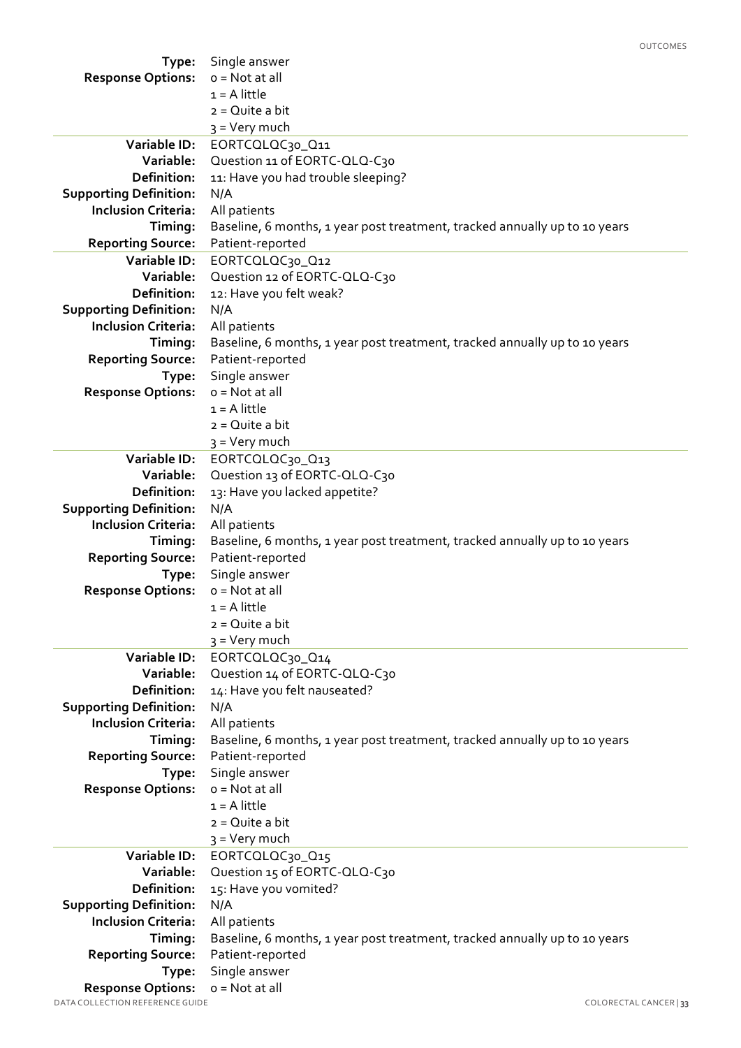| | |
|---|---|
| **Type:** | Single answer |
| **Response Options:** | 0 = Not at all<br>1 = A little<br>2 = Quite a bit<br>3 = Very much |

| | |
|---|---|
| **Variable ID:** | EORTCQLQC30_Q11 |
| **Variable:** | Question 11 of EORTC-QLQ-C30 |
| **Definition:** | 11: Have you had trouble sleeping? |
| **Supporting Definition:** | N/A |
| **Inclusion Criteria:** | All patients |
| **Timing:** | Baseline, 6 months, 1 year post treatment, tracked annually up to 10 years |
| **Reporting Source:** | Patient-reported |

| | |
|---|---|
| **Variable ID:** | EORTCQLQC30_Q12 |
| **Variable:** | Question 12 of EORTC-QLQ-C30 |
| **Definition:** | 12: Have you felt weak? |
| **Supporting Definition:** | N/A |
| **Inclusion Criteria:** | All patients |
| **Timing:** | Baseline, 6 months, 1 year post treatment, tracked annually up to 10 years |
| **Reporting Source:** | Patient-reported |
| **Type:** | Single answer |
| **Response Options:** | 0 = Not at all<br>1 = A little<br>2 = Quite a bit<br>3 = Very much |

| | |
|---|---|
| **Variable ID:** | EORTCQLQC30_Q13 |
| **Variable:** | Question 13 of EORTC-QLQ-C30 |
| **Definition:** | 13: Have you lacked appetite? |
| **Supporting Definition:** | N/A |
| **Inclusion Criteria:** | All patients |
| **Timing:** | Baseline, 6 months, 1 year post treatment, tracked annually up to 10 years |
| **Reporting Source:** | Patient-reported |
| **Type:** | Single answer |
| **Response Options:** | 0 = Not at all<br>1 = A little<br>2 = Quite a bit<br>3 = Very much |

| | |
|---|---|
| **Variable ID:** | EORTCQLQC30_Q14 |
| **Variable:** | Question 14 of EORTC-QLQ-C30 |
| **Definition:** | 14: Have you felt nauseated? |
| **Supporting Definition:** | N/A |
| **Inclusion Criteria:** | All patients |
| **Timing:** | Baseline, 6 months, 1 year post treatment, tracked annually up to 10 years |
| **Reporting Source:** | Patient-reported |
| **Type:** | Single answer |
| **Response Options:** | 0 = Not at all<br>1 = A little<br>2 = Quite a bit<br>3 = Very much |

| | |
|---|---|
| **Variable ID:** | EORTCQLQC30_Q15 |
| **Variable:** | Question 15 of EORTC-QLQ-C30 |
| **Definition:** | 15: Have you vomited? |
| **Supporting Definition:** | N/A |
| **Inclusion Criteria:** | All patients |
| **Timing:** | Baseline, 6 months, 1 year post treatment, tracked annually up to 10 years |
| **Reporting Source:** | Patient-reported |
| **Type:** | Single answer |
| **Response Options:** | 0 = Not at all |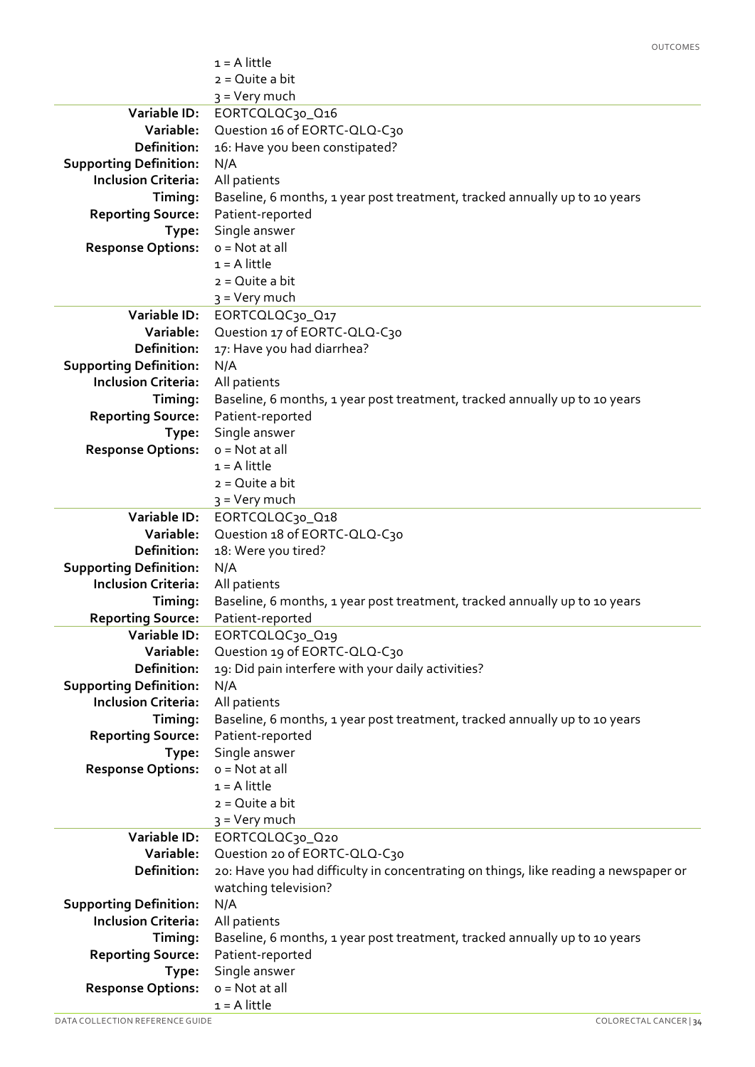| | |
|---|---|
| | 1 = A little |
| | 2 = Quite a bit |
| | 3 = Very much |

| | |
|---|---|
| **Variable ID:** | EORTCQLQC30_Q16 |
| **Variable:** | Question 16 of EORTC-QLQ-C30 |
| **Definition:** | 16: Have you been constipated? |
| **Supporting Definition:** | N/A |
| **Inclusion Criteria:** | All patients |
| **Timing:** | Baseline, 6 months, 1 year post treatment, tracked annually up to 10 years |
| **Reporting Source:** | Patient-reported |
| **Type:** | Single answer |
| **Response Options:** | 0 = Not at all<br>1 = A little<br>2 = Quite a bit<br>3 = Very much |

| | |
|---|---|
| **Variable ID:** | EORTCQLQC30_Q17 |
| **Variable:** | Question 17 of EORTC-QLQ-C30 |
| **Definition:** | 17: Have you had diarrhea? |
| **Supporting Definition:** | N/A |
| **Inclusion Criteria:** | All patients |
| **Timing:** | Baseline, 6 months, 1 year post treatment, tracked annually up to 10 years |
| **Reporting Source:** | Patient-reported |
| **Type:** | Single answer |
| **Response Options:** | 0 = Not at all<br>1 = A little<br>2 = Quite a bit<br>3 = Very much |

| | |
|---|---|
| **Variable ID:** | EORTCQLQC30_Q18 |
| **Variable:** | Question 18 of EORTC-QLQ-C30 |
| **Definition:** | 18: Were you tired? |
| **Supporting Definition:** | N/A |
| **Inclusion Criteria:** | All patients |
| **Timing:** | Baseline, 6 months, 1 year post treatment, tracked annually up to 10 years |
| **Reporting Source:** | Patient-reported |

| | |
|---|---|
| **Variable ID:** | EORTCQLQC30_Q19 |
| **Variable:** | Question 19 of EORTC-QLQ-C30 |
| **Definition:** | 19: Did pain interfere with your daily activities? |
| **Supporting Definition:** | N/A |
| **Inclusion Criteria:** | All patients |
| **Timing:** | Baseline, 6 months, 1 year post treatment, tracked annually up to 10 years |
| **Reporting Source:** | Patient-reported |
| **Type:** | Single answer |
| **Response Options:** | 0 = Not at all<br>1 = A little<br>2 = Quite a bit<br>3 = Very much |

| | |
|---|---|
| **Variable ID:** | EORTCQLQC30_Q20 |
| **Variable:** | Question 20 of EORTC-QLQ-C30 |
| **Definition:** | 20: Have you had difficulty in concentrating on things, like reading a newspaper or watching television? |
| **Supporting Definition:** | N/A |
| **Inclusion Criteria:** | All patients |
| **Timing:** | Baseline, 6 months, 1 year post treatment, tracked annually up to 10 years |
| **Reporting Source:** | Patient-reported |
| **Type:** | Single answer |
| **Response Options:** | 0 = Not at all<br>1 = A little |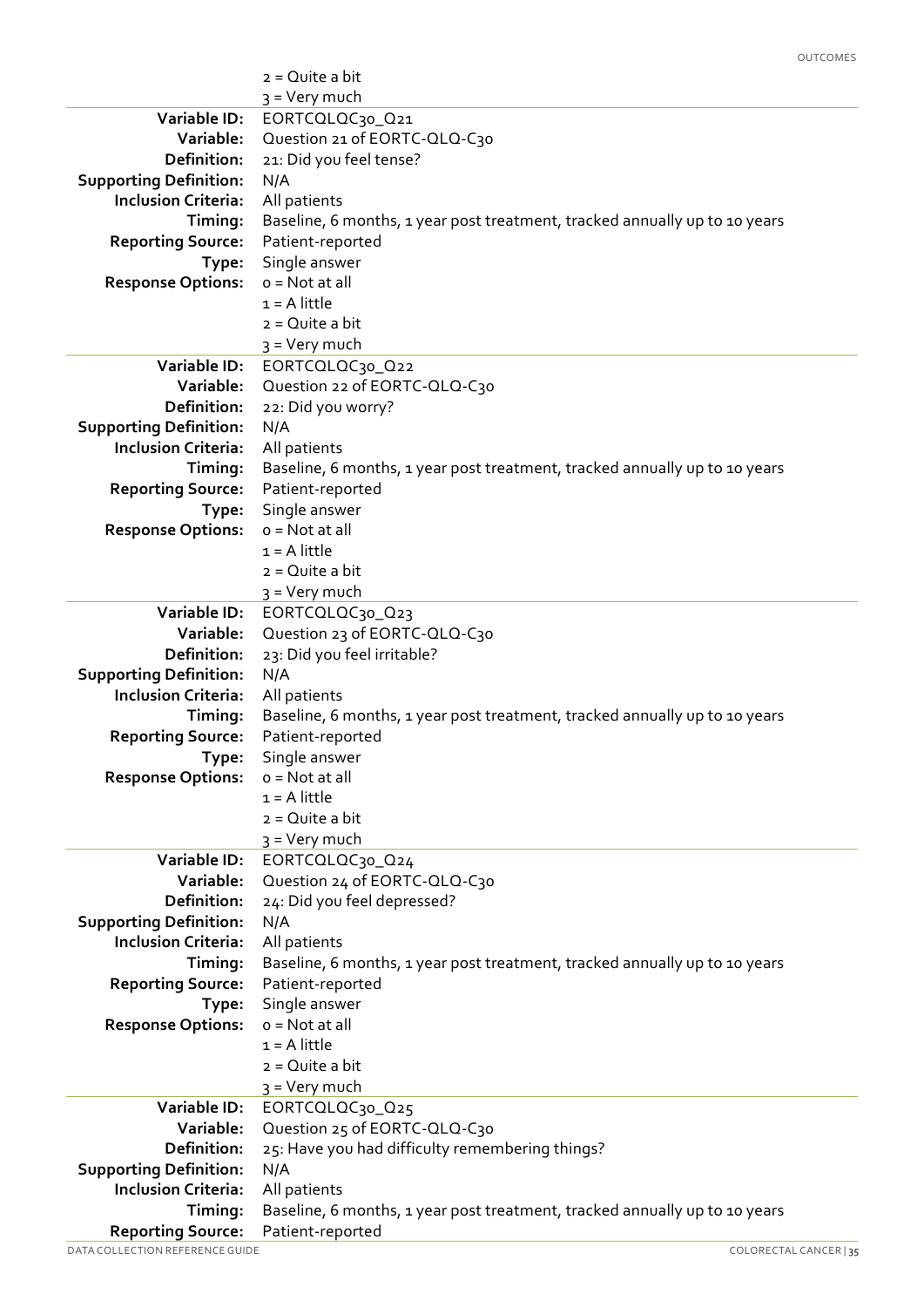2 = Quite a bit
3 = Very much

| | |
|---|---|
| **Variable ID:** | EORTCQLQC30_Q21 |
| **Variable:** | Question 21 of EORTC-QLQ-C30 |
| **Definition:** | 21: Did you feel tense? |
| **Supporting Definition:** | N/A |
| **Inclusion Criteria:** | All patients |
| **Timing:** | Baseline, 6 months, 1 year post treatment, tracked annually up to 10 years |
| **Reporting Source:** | Patient-reported |
| **Type:** | Single answer |
| **Response Options:** | 0 = Not at all<br>1 = A little<br>2 = Quite a bit<br>3 = Very much |

| | |
|---|---|
| **Variable ID:** | EORTCQLQC30_Q22 |
| **Variable:** | Question 22 of EORTC-QLQ-C30 |
| **Definition:** | 22: Did you worry? |
| **Supporting Definition:** | N/A |
| **Inclusion Criteria:** | All patients |
| **Timing:** | Baseline, 6 months, 1 year post treatment, tracked annually up to 10 years |
| **Reporting Source:** | Patient-reported |
| **Type:** | Single answer |
| **Response Options:** | 0 = Not at all<br>1 = A little<br>2 = Quite a bit<br>3 = Very much |

| | |
|---|---|
| **Variable ID:** | EORTCQLQC30_Q23 |
| **Variable:** | Question 23 of EORTC-QLQ-C30 |
| **Definition:** | 23: Did you feel irritable? |
| **Supporting Definition:** | N/A |
| **Inclusion Criteria:** | All patients |
| **Timing:** | Baseline, 6 months, 1 year post treatment, tracked annually up to 10 years |
| **Reporting Source:** | Patient-reported |
| **Type:** | Single answer |
| **Response Options:** | 0 = Not at all<br>1 = A little<br>2 = Quite a bit<br>3 = Very much |

| | |
|---|---|
| **Variable ID:** | EORTCQLQC30_Q24 |
| **Variable:** | Question 24 of EORTC-QLQ-C30 |
| **Definition:** | 24: Did you feel depressed? |
| **Supporting Definition:** | N/A |
| **Inclusion Criteria:** | All patients |
| **Timing:** | Baseline, 6 months, 1 year post treatment, tracked annually up to 10 years |
| **Reporting Source:** | Patient-reported |
| **Type:** | Single answer |
| **Response Options:** | 0 = Not at all<br>1 = A little<br>2 = Quite a bit<br>3 = Very much |

| | |
|---|---|
| **Variable ID:** | EORTCQLQC30_Q25 |
| **Variable:** | Question 25 of EORTC-QLQ-C30 |
| **Definition:** | 25: Have you had difficulty remembering things? |
| **Supporting Definition:** | N/A |
| **Inclusion Criteria:** | All patients |
| **Timing:** | Baseline, 6 months, 1 year post treatment, tracked annually up to 10 years |
| **Reporting Source:** | Patient-reported |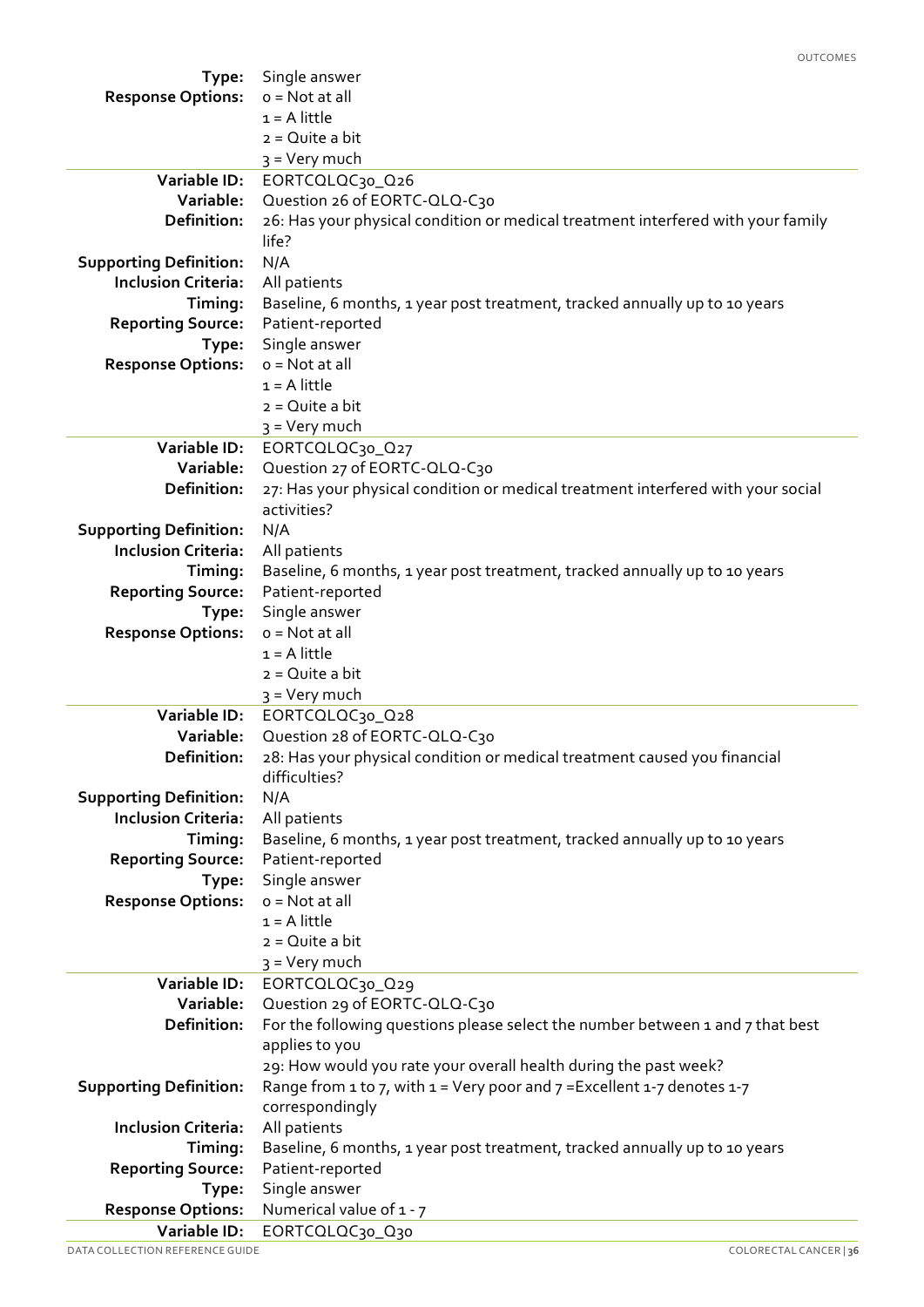| | |
|---|---|
| **Type:** | Single answer |
| **Response Options:** | 0 = Not at all<br>1 = A little<br>2 = Quite a bit<br>3 = Very much |
| **Variable ID:** | EORTCQLQC30_Q26 |
| **Variable:** | Question 26 of EORTC-QLQ-C30 |
| **Definition:** | 26: Has your physical condition or medical treatment interfered with your family life? |
| **Supporting Definition:** | N/A |
| **Inclusion Criteria:** | All patients |
| **Timing:** | Baseline, 6 months, 1 year post treatment, tracked annually up to 10 years |
| **Reporting Source:** | Patient-reported |
| **Type:** | Single answer |
| **Response Options:** | 0 = Not at all<br>1 = A little<br>2 = Quite a bit<br>3 = Very much |
| **Variable ID:** | EORTCQLQC30_Q27 |
| **Variable:** | Question 27 of EORTC-QLQ-C30 |
| **Definition:** | 27: Has your physical condition or medical treatment interfered with your social activities? |
| **Supporting Definition:** | N/A |
| **Inclusion Criteria:** | All patients |
| **Timing:** | Baseline, 6 months, 1 year post treatment, tracked annually up to 10 years |
| **Reporting Source:** | Patient-reported |
| **Type:** | Single answer |
| **Response Options:** | 0 = Not at all<br>1 = A little<br>2 = Quite a bit<br>3 = Very much |
| **Variable ID:** | EORTCQLQC30_Q28 |
| **Variable:** | Question 28 of EORTC-QLQ-C30 |
| **Definition:** | 28: Has your physical condition or medical treatment caused you financial difficulties? |
| **Supporting Definition:** | N/A |
| **Inclusion Criteria:** | All patients |
| **Timing:** | Baseline, 6 months, 1 year post treatment, tracked annually up to 10 years |
| **Reporting Source:** | Patient-reported |
| **Type:** | Single answer |
| **Response Options:** | 0 = Not at all<br>1 = A little<br>2 = Quite a bit<br>3 = Very much |
| **Variable ID:** | EORTCQLQC30_Q29 |
| **Variable:** | Question 29 of EORTC-QLQ-C30 |
| **Definition:** | For the following questions please select the number between 1 and 7 that best applies to you<br>29: How would you rate your overall health during the past week? |
| **Supporting Definition:** | Range from 1 to 7, with 1 = Very poor and 7 =Excellent 1-7 denotes 1-7 correspondingly |
| **Inclusion Criteria:** | All patients |
| **Timing:** | Baseline, 6 months, 1 year post treatment, tracked annually up to 10 years |
| **Reporting Source:** | Patient-reported |
| **Type:** | Single answer |
| **Response Options:** | Numerical value of 1 - 7 |
| **Variable ID:** | EORTCQLQC30_Q30 |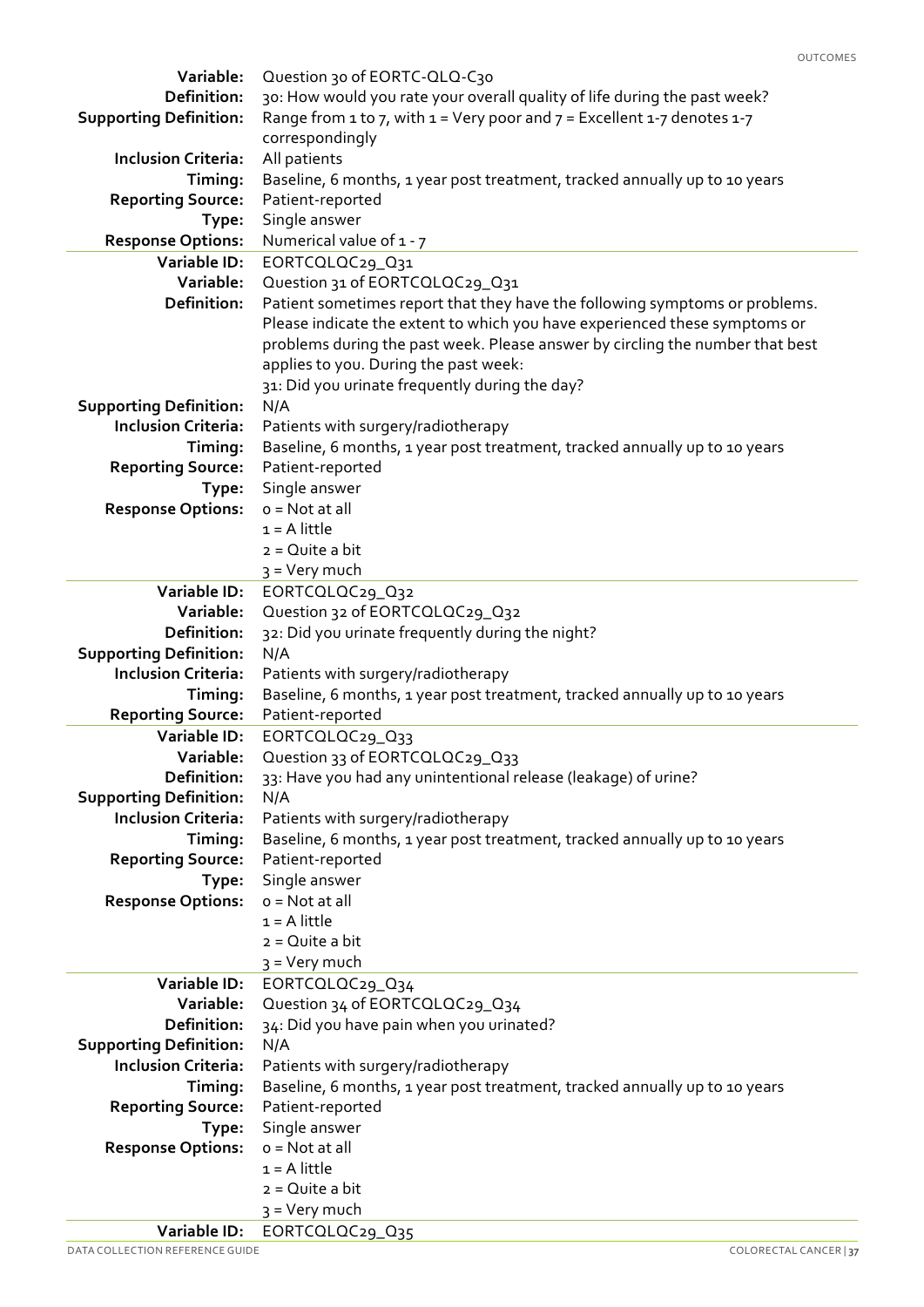| | |
|---|---|
| **Variable:** | Question 30 of EORTC-QLQ-C30 |
| **Definition:** | 30: How would you rate your overall quality of life during the past week? |
| **Supporting Definition:** | Range from 1 to 7, with 1 = Very poor and 7 = Excellent 1-7 denotes 1-7 correspondingly |
| **Inclusion Criteria:** | All patients |
| **Timing:** | Baseline, 6 months, 1 year post treatment, tracked annually up to 10 years |
| **Reporting Source:** | Patient-reported |
| **Type:** | Single answer |
| **Response Options:** | Numerical value of 1 - 7 |

| | |
|---|---|
| **Variable ID:** | EORTCQLQC29_Q31 |
| **Variable:** | Question 31 of EORTCQLQC29_Q31 |
| **Definition:** | Patient sometimes report that they have the following symptoms or problems. Please indicate the extent to which you have experienced these symptoms or problems during the past week. Please answer by circling the number that best applies to you. During the past week:<br>31: Did you urinate frequently during the day? |
| **Supporting Definition:** | N/A |
| **Inclusion Criteria:** | Patients with surgery/radiotherapy |
| **Timing:** | Baseline, 6 months, 1 year post treatment, tracked annually up to 10 years |
| **Reporting Source:** | Patient-reported |
| **Type:** | Single answer |
| **Response Options:** | 0 = Not at all<br>1 = A little<br>2 = Quite a bit<br>3 = Very much |

| | |
|---|---|
| **Variable ID:** | EORTCQLQC29_Q32 |
| **Variable:** | Question 32 of EORTCQLQC29_Q32 |
| **Definition:** | 32: Did you urinate frequently during the night? |
| **Supporting Definition:** | N/A |
| **Inclusion Criteria:** | Patients with surgery/radiotherapy |
| **Timing:** | Baseline, 6 months, 1 year post treatment, tracked annually up to 10 years |
| **Reporting Source:** | Patient-reported |

| | |
|---|---|
| **Variable ID:** | EORTCQLQC29_Q33 |
| **Variable:** | Question 33 of EORTCQLQC29_Q33 |
| **Definition:** | 33: Have you had any unintentional release (leakage) of urine? |
| **Supporting Definition:** | N/A |
| **Inclusion Criteria:** | Patients with surgery/radiotherapy |
| **Timing:** | Baseline, 6 months, 1 year post treatment, tracked annually up to 10 years |
| **Reporting Source:** | Patient-reported |
| **Type:** | Single answer |
| **Response Options:** | 0 = Not at all<br>1 = A little<br>2 = Quite a bit<br>3 = Very much |

| | |
|---|---|
| **Variable ID:** | EORTCQLQC29_Q34 |
| **Variable:** | Question 34 of EORTCQLQC29_Q34 |
| **Definition:** | 34: Did you have pain when you urinated? |
| **Supporting Definition:** | N/A |
| **Inclusion Criteria:** | Patients with surgery/radiotherapy |
| **Timing:** | Baseline, 6 months, 1 year post treatment, tracked annually up to 10 years |
| **Reporting Source:** | Patient-reported |
| **Type:** | Single answer |
| **Response Options:** | 0 = Not at all<br>1 = A little<br>2 = Quite a bit<br>3 = Very much |

| | |
|---|---|
| **Variable ID:** | EORTCQLQC29_Q35 |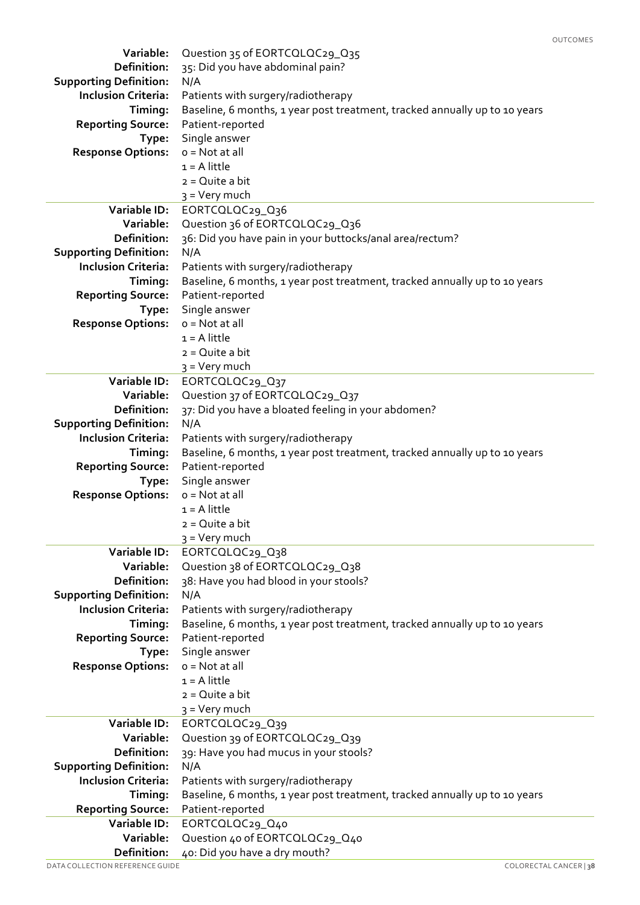| | |
|---|---|
| **Variable:** | Question 35 of EORTCQLQC29_Q35 |
| **Definition:** | 35: Did you have abdominal pain? |
| **Supporting Definition:** | N/A |
| **Inclusion Criteria:** | Patients with surgery/radiotherapy |
| **Timing:** | Baseline, 6 months, 1 year post treatment, tracked annually up to 10 years |
| **Reporting Source:** | Patient-reported |
| **Type:** | Single answer |
| **Response Options:** | 0 = Not at all<br>1 = A little<br>2 = Quite a bit<br>3 = Very much |

| | |
|---|---|
| **Variable ID:** | EORTCQLQC29_Q36 |
| **Variable:** | Question 36 of EORTCQLQC29_Q36 |
| **Definition:** | 36: Did you have pain in your buttocks/anal area/rectum? |
| **Supporting Definition:** | N/A |
| **Inclusion Criteria:** | Patients with surgery/radiotherapy |
| **Timing:** | Baseline, 6 months, 1 year post treatment, tracked annually up to 10 years |
| **Reporting Source:** | Patient-reported |
| **Type:** | Single answer |
| **Response Options:** | 0 = Not at all<br>1 = A little<br>2 = Quite a bit<br>3 = Very much |

| | |
|---|---|
| **Variable ID:** | EORTCQLQC29_Q37 |
| **Variable:** | Question 37 of EORTCQLQC29_Q37 |
| **Definition:** | 37: Did you have a bloated feeling in your abdomen? |
| **Supporting Definition:** | N/A |
| **Inclusion Criteria:** | Patients with surgery/radiotherapy |
| **Timing:** | Baseline, 6 months, 1 year post treatment, tracked annually up to 10 years |
| **Reporting Source:** | Patient-reported |
| **Type:** | Single answer |
| **Response Options:** | 0 = Not at all<br>1 = A little<br>2 = Quite a bit<br>3 = Very much |

| | |
|---|---|
| **Variable ID:** | EORTCQLQC29_Q38 |
| **Variable:** | Question 38 of EORTCQLQC29_Q38 |
| **Definition:** | 38: Have you had blood in your stools? |
| **Supporting Definition:** | N/A |
| **Inclusion Criteria:** | Patients with surgery/radiotherapy |
| **Timing:** | Baseline, 6 months, 1 year post treatment, tracked annually up to 10 years |
| **Reporting Source:** | Patient-reported |
| **Type:** | Single answer |
| **Response Options:** | 0 = Not at all<br>1 = A little<br>2 = Quite a bit<br>3 = Very much |

| | |
|---|---|
| **Variable ID:** | EORTCQLQC29_Q39 |
| **Variable:** | Question 39 of EORTCQLQC29_Q39 |
| **Definition:** | 39: Have you had mucus in your stools? |
| **Supporting Definition:** | N/A |
| **Inclusion Criteria:** | Patients with surgery/radiotherapy |
| **Timing:** | Baseline, 6 months, 1 year post treatment, tracked annually up to 10 years |
| **Reporting Source:** | Patient-reported |

| | |
|---|---|
| **Variable ID:** | EORTCQLQC29_Q40 |
| **Variable:** | Question 40 of EORTCQLQC29_Q40 |
| **Definition:** | 40: Did you have a dry mouth? |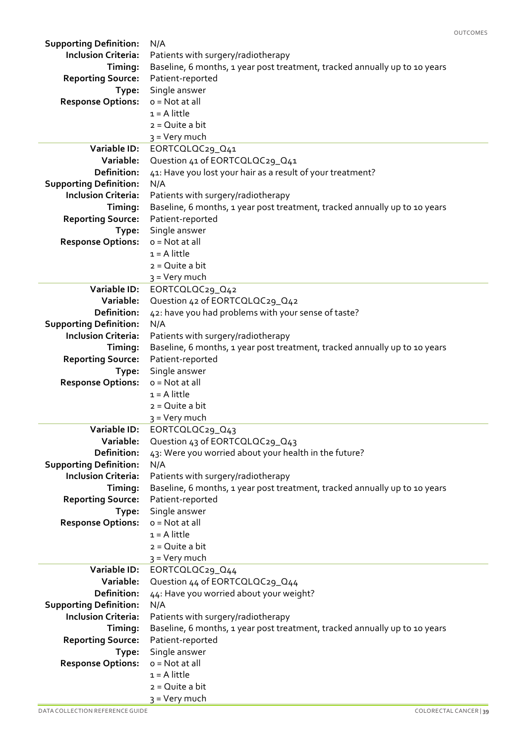| | |
|---|---|
| **Supporting Definition:** | N/A |
| **Inclusion Criteria:** | Patients with surgery/radiotherapy |
| **Timing:** | Baseline, 6 months, 1 year post treatment, tracked annually up to 10 years |
| **Reporting Source:** | Patient-reported |
| **Type:** | Single answer |
| **Response Options:** | 0 = Not at all<br>1 = A little<br>2 = Quite a bit<br>3 = Very much |

| | |
|---|---|
| **Variable ID:** | EORTCQLQC29_Q41 |
| **Variable:** | Question 41 of EORTCQLQC29_Q41 |
| **Definition:** | 41: Have you lost your hair as a result of your treatment? |
| **Supporting Definition:** | N/A |
| **Inclusion Criteria:** | Patients with surgery/radiotherapy |
| **Timing:** | Baseline, 6 months, 1 year post treatment, tracked annually up to 10 years |
| **Reporting Source:** | Patient-reported |
| **Type:** | Single answer |
| **Response Options:** | 0 = Not at all<br>1 = A little<br>2 = Quite a bit<br>3 = Very much |

| | |
|---|---|
| **Variable ID:** | EORTCQLQC29_Q42 |
| **Variable:** | Question 42 of EORTCQLQC29_Q42 |
| **Definition:** | 42: have you had problems with your sense of taste? |
| **Supporting Definition:** | N/A |
| **Inclusion Criteria:** | Patients with surgery/radiotherapy |
| **Timing:** | Baseline, 6 months, 1 year post treatment, tracked annually up to 10 years |
| **Reporting Source:** | Patient-reported |
| **Type:** | Single answer |
| **Response Options:** | 0 = Not at all<br>1 = A little<br>2 = Quite a bit<br>3 = Very much |

| | |
|---|---|
| **Variable ID:** | EORTCQLQC29_Q43 |
| **Variable:** | Question 43 of EORTCQLQC29_Q43 |
| **Definition:** | 43: Were you worried about your health in the future? |
| **Supporting Definition:** | N/A |
| **Inclusion Criteria:** | Patients with surgery/radiotherapy |
| **Timing:** | Baseline, 6 months, 1 year post treatment, tracked annually up to 10 years |
| **Reporting Source:** | Patient-reported |
| **Type:** | Single answer |
| **Response Options:** | 0 = Not at all<br>1 = A little<br>2 = Quite a bit<br>3 = Very much |

| | |
|---|---|
| **Variable ID:** | EORTCQLQC29_Q44 |
| **Variable:** | Question 44 of EORTCQLQC29_Q44 |
| **Definition:** | 44: Have you worried about your weight? |
| **Supporting Definition:** | N/A |
| **Inclusion Criteria:** | Patients with surgery/radiotherapy |
| **Timing:** | Baseline, 6 months, 1 year post treatment, tracked annually up to 10 years |
| **Reporting Source:** | Patient-reported |
| **Type:** | Single answer |
| **Response Options:** | 0 = Not at all<br>1 = A little<br>2 = Quite a bit<br>3 = Very much |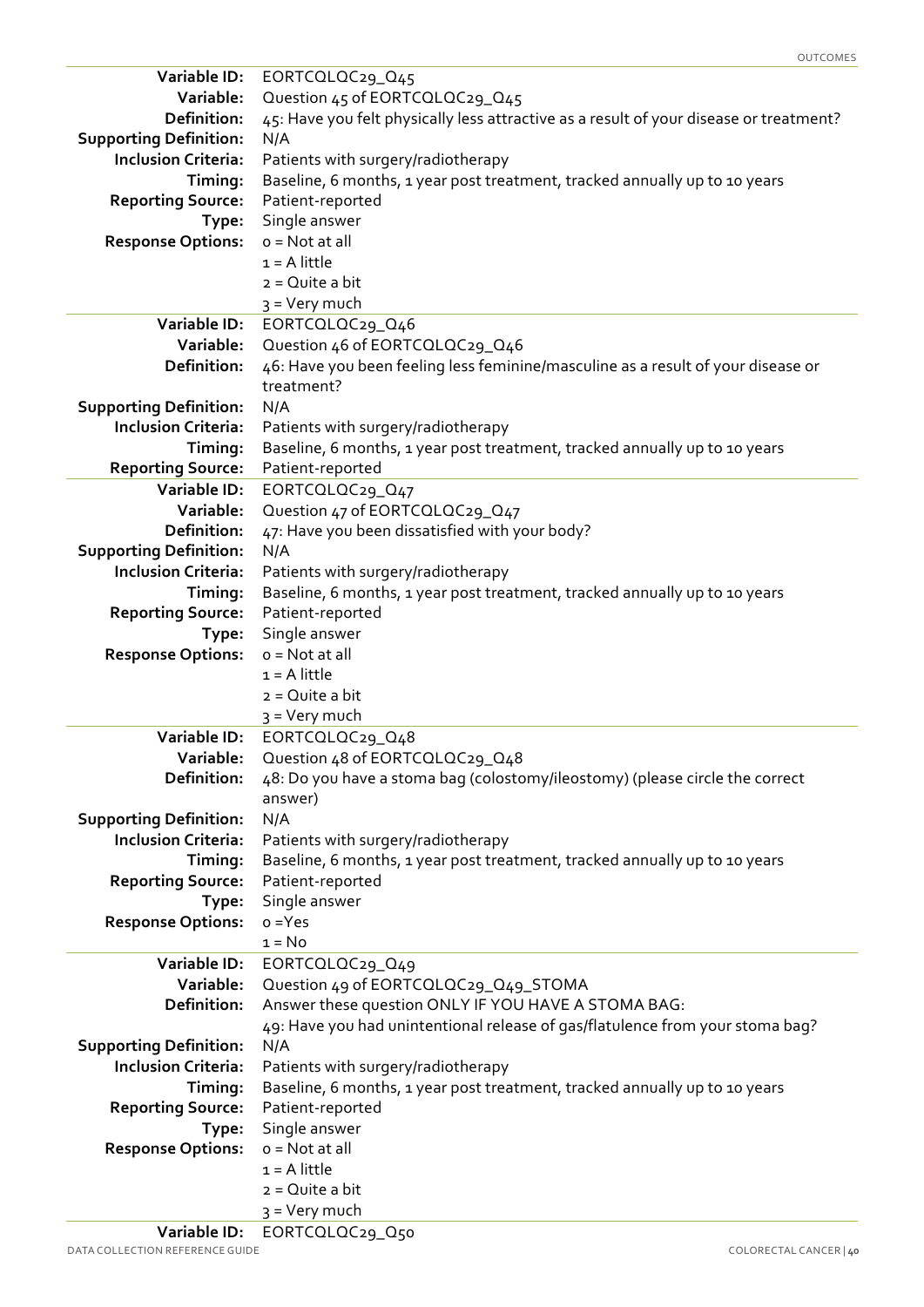| | |
|---|---|
| **Variable ID:** | EORTCQLQC29_Q45 |
| **Variable:** | Question 45 of EORTCQLQC29_Q45 |
| **Definition:** | 45: Have you felt physically less attractive as a result of your disease or treatment? |
| **Supporting Definition:** | N/A |
| **Inclusion Criteria:** | Patients with surgery/radiotherapy |
| **Timing:** | Baseline, 6 months, 1 year post treatment, tracked annually up to 10 years |
| **Reporting Source:** | Patient-reported |
| **Type:** | Single answer |
| **Response Options:** | 0 = Not at all<br>1 = A little<br>2 = Quite a bit<br>3 = Very much |

| | |
|---|---|
| **Variable ID:** | EORTCQLQC29_Q46 |
| **Variable:** | Question 46 of EORTCQLQC29_Q46 |
| **Definition:** | 46: Have you been feeling less feminine/masculine as a result of your disease or treatment? |
| **Supporting Definition:** | N/A |
| **Inclusion Criteria:** | Patients with surgery/radiotherapy |
| **Timing:** | Baseline, 6 months, 1 year post treatment, tracked annually up to 10 years |
| **Reporting Source:** | Patient-reported |

| | |
|---|---|
| **Variable ID:** | EORTCQLQC29_Q47 |
| **Variable:** | Question 47 of EORTCQLQC29_Q47 |
| **Definition:** | 47: Have you been dissatisfied with your body? |
| **Supporting Definition:** | N/A |
| **Inclusion Criteria:** | Patients with surgery/radiotherapy |
| **Timing:** | Baseline, 6 months, 1 year post treatment, tracked annually up to 10 years |
| **Reporting Source:** | Patient-reported |
| **Type:** | Single answer |
| **Response Options:** | 0 = Not at all<br>1 = A little<br>2 = Quite a bit<br>3 = Very much |

| | |
|---|---|
| **Variable ID:** | EORTCQLQC29_Q48 |
| **Variable:** | Question 48 of EORTCQLQC29_Q48 |
| **Definition:** | 48: Do you have a stoma bag (colostomy/ileostomy) (please circle the correct answer) |
| **Supporting Definition:** | N/A |
| **Inclusion Criteria:** | Patients with surgery/radiotherapy |
| **Timing:** | Baseline, 6 months, 1 year post treatment, tracked annually up to 10 years |
| **Reporting Source:** | Patient-reported |
| **Type:** | Single answer |
| **Response Options:** | 0 =Yes<br>1 = No |

| | |
|---|---|
| **Variable ID:** | EORTCQLQC29_Q49 |
| **Variable:** | Question 49 of EORTCQLQC29_Q49_STOMA |
| **Definition:** | Answer these question ONLY IF YOU HAVE A STOMA BAG:<br>49: Have you had unintentional release of gas/flatulence from your stoma bag? |
| **Supporting Definition:** | N/A |
| **Inclusion Criteria:** | Patients with surgery/radiotherapy |
| **Timing:** | Baseline, 6 months, 1 year post treatment, tracked annually up to 10 years |
| **Reporting Source:** | Patient-reported |
| **Type:** | Single answer |
| **Response Options:** | 0 = Not at all<br>1 = A little<br>2 = Quite a bit<br>3 = Very much |

| | |
|---|---|
| **Variable ID:** | EORTCQLQC29_Q50 |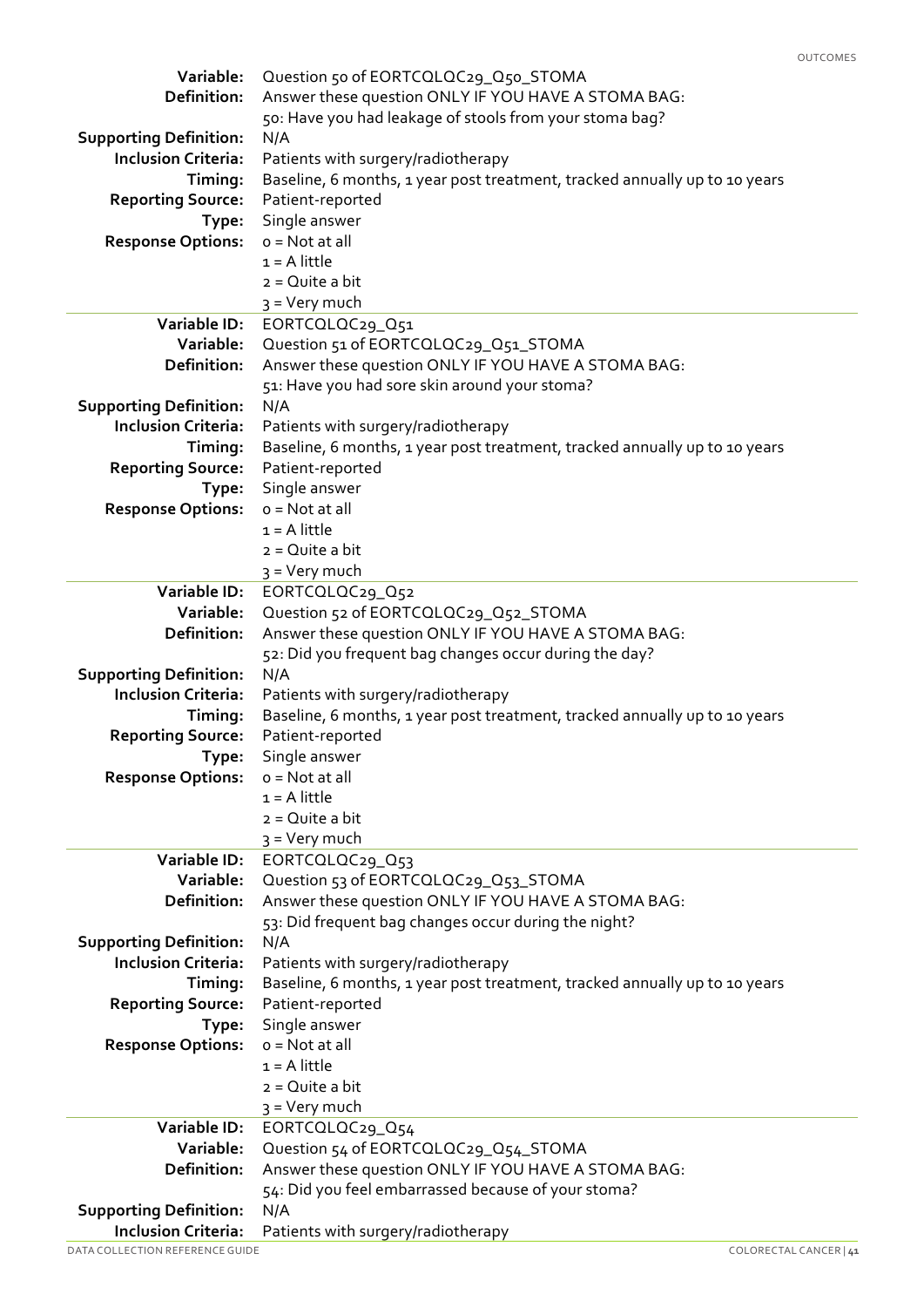| | |
|---|---|
| **Variable:** | Question 50 of EORTCQLQC29_Q50_STOMA |
| **Definition:** | Answer these question ONLY IF YOU HAVE A STOMA BAG:<br>50: Have you had leakage of stools from your stoma bag? |
| **Supporting Definition:** | N/A |
| **Inclusion Criteria:** | Patients with surgery/radiotherapy |
| **Timing:** | Baseline, 6 months, 1 year post treatment, tracked annually up to 10 years |
| **Reporting Source:** | Patient-reported |
| **Type:** | Single answer |
| **Response Options:** | 0 = Not at all<br>1 = A little<br>2 = Quite a bit<br>3 = Very much |

| | |
|---|---|
| **Variable ID:** | EORTCQLQC29_Q51 |
| **Variable:** | Question 51 of EORTCQLQC29_Q51_STOMA |
| **Definition:** | Answer these question ONLY IF YOU HAVE A STOMA BAG:<br>51: Have you had sore skin around your stoma? |
| **Supporting Definition:** | N/A |
| **Inclusion Criteria:** | Patients with surgery/radiotherapy |
| **Timing:** | Baseline, 6 months, 1 year post treatment, tracked annually up to 10 years |
| **Reporting Source:** | Patient-reported |
| **Type:** | Single answer |
| **Response Options:** | 0 = Not at all<br>1 = A little<br>2 = Quite a bit<br>3 = Very much |

| | |
|---|---|
| **Variable ID:** | EORTCQLQC29_Q52 |
| **Variable:** | Question 52 of EORTCQLQC29_Q52_STOMA |
| **Definition:** | Answer these question ONLY IF YOU HAVE A STOMA BAG:<br>52: Did you frequent bag changes occur during the day? |
| **Supporting Definition:** | N/A |
| **Inclusion Criteria:** | Patients with surgery/radiotherapy |
| **Timing:** | Baseline, 6 months, 1 year post treatment, tracked annually up to 10 years |
| **Reporting Source:** | Patient-reported |
| **Type:** | Single answer |
| **Response Options:** | 0 = Not at all<br>1 = A little<br>2 = Quite a bit<br>3 = Very much |

| | |
|---|---|
| **Variable ID:** | EORTCQLQC29_Q53 |
| **Variable:** | Question 53 of EORTCQLQC29_Q53_STOMA |
| **Definition:** | Answer these question ONLY IF YOU HAVE A STOMA BAG:<br>53: Did frequent bag changes occur during the night? |
| **Supporting Definition:** | N/A |
| **Inclusion Criteria:** | Patients with surgery/radiotherapy |
| **Timing:** | Baseline, 6 months, 1 year post treatment, tracked annually up to 10 years |
| **Reporting Source:** | Patient-reported |
| **Type:** | Single answer |
| **Response Options:** | 0 = Not at all<br>1 = A little<br>2 = Quite a bit<br>3 = Very much |

| | |
|---|---|
| **Variable ID:** | EORTCQLQC29_Q54 |
| **Variable:** | Question 54 of EORTCQLQC29_Q54_STOMA |
| **Definition:** | Answer these question ONLY IF YOU HAVE A STOMA BAG:<br>54: Did you feel embarrassed because of your stoma? |
| **Supporting Definition:** | N/A |
| **Inclusion Criteria:** | Patients with surgery/radiotherapy |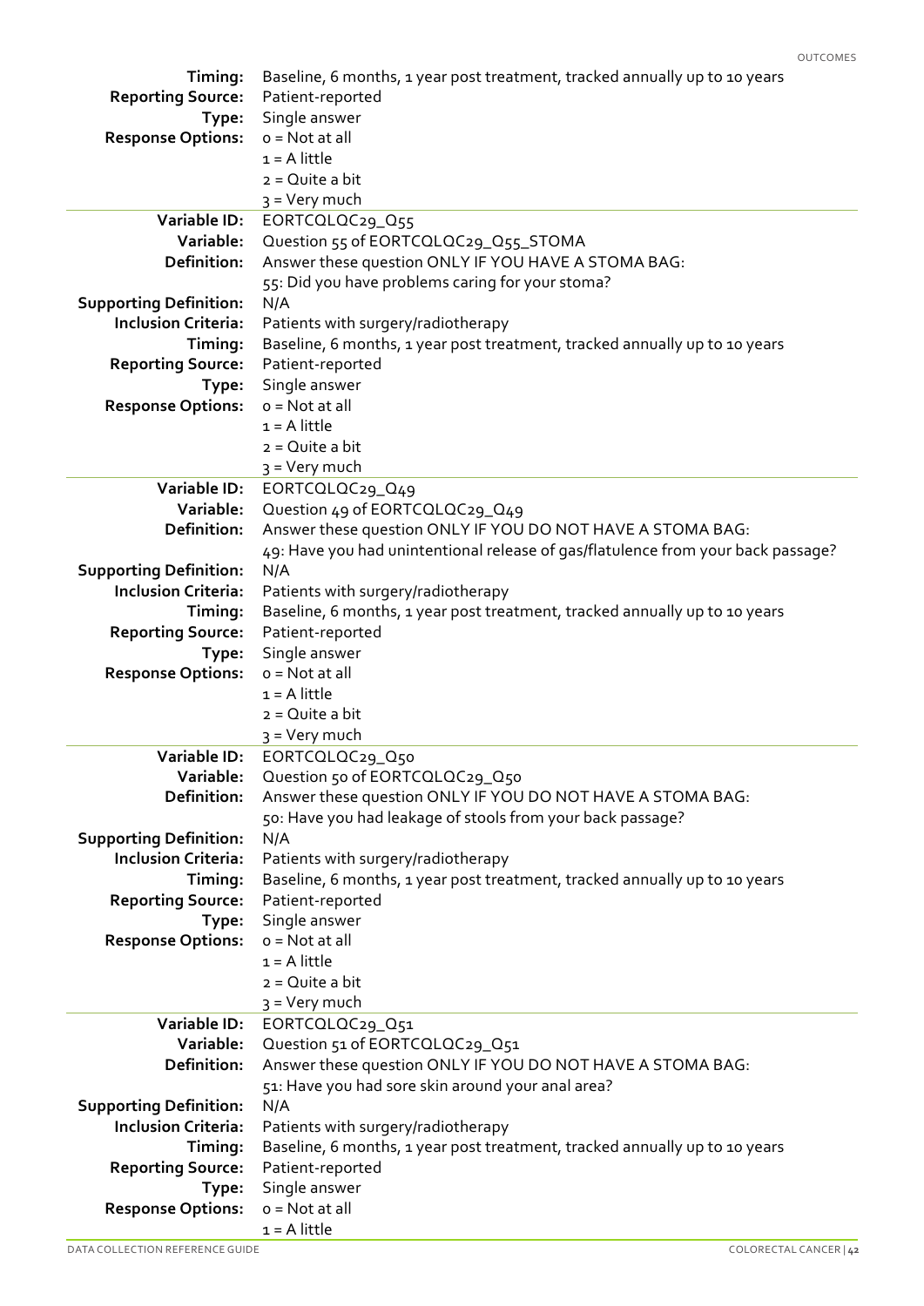| | |
|---|---|
| **Timing:** | Baseline, 6 months, 1 year post treatment, tracked annually up to 10 years |
| **Reporting Source:** | Patient-reported |
| **Type:** | Single answer |
| **Response Options:** | 0 = Not at all<br>1 = A little<br>2 = Quite a bit<br>3 = Very much |

| | |
|---|---|
| **Variable ID:** | EORTCQLQC29_Q55 |
| **Variable:** | Question 55 of EORTCQLQC29_Q55_STOMA |
| **Definition:** | Answer these question ONLY IF YOU HAVE A STOMA BAG:<br>55: Did you have problems caring for your stoma? |
| **Supporting Definition:** | N/A |
| **Inclusion Criteria:** | Patients with surgery/radiotherapy |
| **Timing:** | Baseline, 6 months, 1 year post treatment, tracked annually up to 10 years |
| **Reporting Source:** | Patient-reported |
| **Type:** | Single answer |
| **Response Options:** | 0 = Not at all<br>1 = A little<br>2 = Quite a bit<br>3 = Very much |

| | |
|---|---|
| **Variable ID:** | EORTCQLQC29_Q49 |
| **Variable:** | Question 49 of EORTCQLQC29_Q49 |
| **Definition:** | Answer these question ONLY IF YOU DO NOT HAVE A STOMA BAG:<br>49: Have you had unintentional release of gas/flatulence from your back passage? |
| **Supporting Definition:** | N/A |
| **Inclusion Criteria:** | Patients with surgery/radiotherapy |
| **Timing:** | Baseline, 6 months, 1 year post treatment, tracked annually up to 10 years |
| **Reporting Source:** | Patient-reported |
| **Type:** | Single answer |
| **Response Options:** | 0 = Not at all<br>1 = A little<br>2 = Quite a bit<br>3 = Very much |

| | |
|---|---|
| **Variable ID:** | EORTCQLQC29_Q50 |
| **Variable:** | Question 50 of EORTCQLQC29_Q50 |
| **Definition:** | Answer these question ONLY IF YOU DO NOT HAVE A STOMA BAG:<br>50: Have you had leakage of stools from your back passage? |
| **Supporting Definition:** | N/A |
| **Inclusion Criteria:** | Patients with surgery/radiotherapy |
| **Timing:** | Baseline, 6 months, 1 year post treatment, tracked annually up to 10 years |
| **Reporting Source:** | Patient-reported |
| **Type:** | Single answer |
| **Response Options:** | 0 = Not at all<br>1 = A little<br>2 = Quite a bit<br>3 = Very much |

| | |
|---|---|
| **Variable ID:** | EORTCQLQC29_Q51 |
| **Variable:** | Question 51 of EORTCQLQC29_Q51 |
| **Definition:** | Answer these question ONLY IF YOU DO NOT HAVE A STOMA BAG:<br>51: Have you had sore skin around your anal area? |
| **Supporting Definition:** | N/A |
| **Inclusion Criteria:** | Patients with surgery/radiotherapy |
| **Timing:** | Baseline, 6 months, 1 year post treatment, tracked annually up to 10 years |
| **Reporting Source:** | Patient-reported |
| **Type:** | Single answer |
| **Response Options:** | 0 = Not at all<br>1 = A little |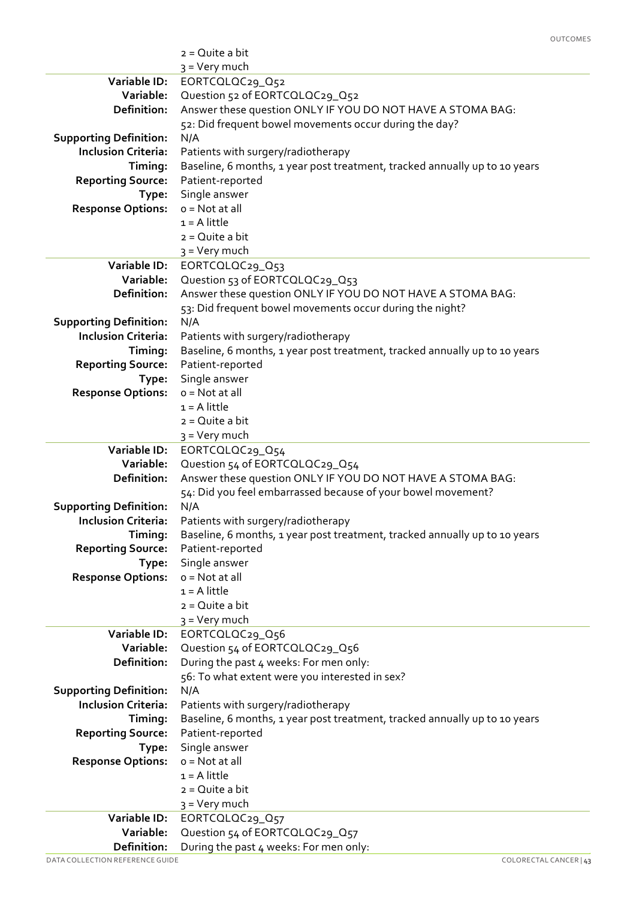2 = Quite a bit
3 = Very much

| | |
|---|---|
| **Variable ID:** | EORTCQLQC29_Q52 |
| **Variable:** | Question 52 of EORTCQLQC29_Q52 |
| **Definition:** | Answer these question ONLY IF YOU DO NOT HAVE A STOMA BAG:<br>52: Did frequent bowel movements occur during the day? |
| **Supporting Definition:** | N/A |
| **Inclusion Criteria:** | Patients with surgery/radiotherapy |
| **Timing:** | Baseline, 6 months, 1 year post treatment, tracked annually up to 10 years |
| **Reporting Source:** | Patient-reported |
| **Type:** | Single answer |
| **Response Options:** | 0 = Not at all<br>1 = A little<br>2 = Quite a bit<br>3 = Very much |

| | |
|---|---|
| **Variable ID:** | EORTCQLQC29_Q53 |
| **Variable:** | Question 53 of EORTCQLQC29_Q53 |
| **Definition:** | Answer these question ONLY IF YOU DO NOT HAVE A STOMA BAG:<br>53: Did frequent bowel movements occur during the night? |
| **Supporting Definition:** | N/A |
| **Inclusion Criteria:** | Patients with surgery/radiotherapy |
| **Timing:** | Baseline, 6 months, 1 year post treatment, tracked annually up to 10 years |
| **Reporting Source:** | Patient-reported |
| **Type:** | Single answer |
| **Response Options:** | 0 = Not at all<br>1 = A little<br>2 = Quite a bit<br>3 = Very much |

| | |
|---|---|
| **Variable ID:** | EORTCQLQC29_Q54 |
| **Variable:** | Question 54 of EORTCQLQC29_Q54 |
| **Definition:** | Answer these question ONLY IF YOU DO NOT HAVE A STOMA BAG:<br>54: Did you feel embarrassed because of your bowel movement? |
| **Supporting Definition:** | N/A |
| **Inclusion Criteria:** | Patients with surgery/radiotherapy |
| **Timing:** | Baseline, 6 months, 1 year post treatment, tracked annually up to 10 years |
| **Reporting Source:** | Patient-reported |
| **Type:** | Single answer |
| **Response Options:** | 0 = Not at all<br>1 = A little<br>2 = Quite a bit<br>3 = Very much |

| | |
|---|---|
| **Variable ID:** | EORTCQLQC29_Q56 |
| **Variable:** | Question 54 of EORTCQLQC29_Q56 |
| **Definition:** | During the past 4 weeks: For men only:<br>56: To what extent were you interested in sex? |
| **Supporting Definition:** | N/A |
| **Inclusion Criteria:** | Patients with surgery/radiotherapy |
| **Timing:** | Baseline, 6 months, 1 year post treatment, tracked annually up to 10 years |
| **Reporting Source:** | Patient-reported |
| **Type:** | Single answer |
| **Response Options:** | 0 = Not at all<br>1 = A little<br>2 = Quite a bit<br>3 = Very much |

| | |
|---|---|
| **Variable ID:** | EORTCQLQC29_Q57 |
| **Variable:** | Question 54 of EORTCQLQC29_Q57 |
| **Definition:** | During the past 4 weeks: For men only: |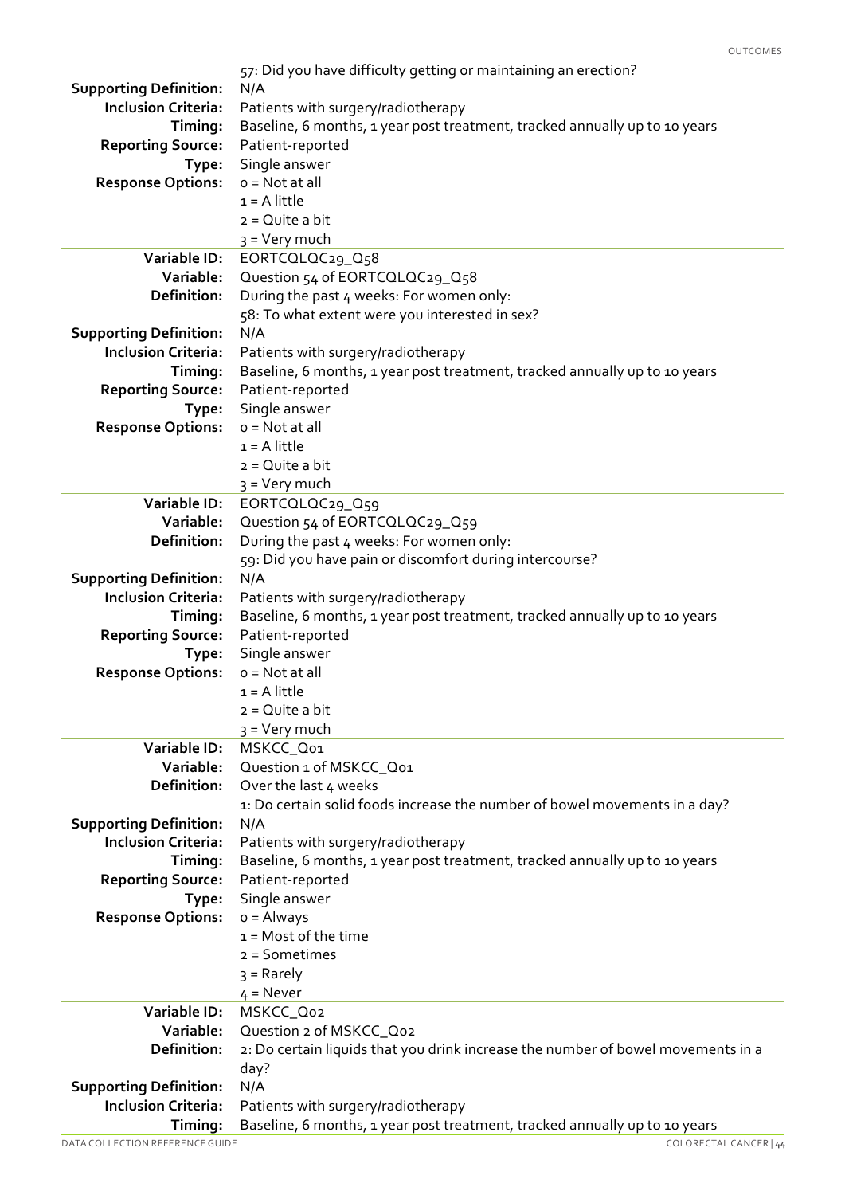57: Did you have difficulty getting or maintaining an erection?

| | |
|---|---|
| **Supporting Definition:** | N/A |
| **Inclusion Criteria:** | Patients with surgery/radiotherapy |
| **Timing:** | Baseline, 6 months, 1 year post treatment, tracked annually up to 10 years |
| **Reporting Source:** | Patient-reported |
| **Type:** | Single answer |
| **Response Options:** | 0 = Not at all<br>1 = A little<br>2 = Quite a bit<br>3 = Very much |

| | |
|---|---|
| **Variable ID:** | EORTCQLQC29_Q58 |
| **Variable:** | Question 54 of EORTCQLQC29_Q58 |
| **Definition:** | During the past 4 weeks: For women only:<br>58: To what extent were you interested in sex? |
| **Supporting Definition:** | N/A |
| **Inclusion Criteria:** | Patients with surgery/radiotherapy |
| **Timing:** | Baseline, 6 months, 1 year post treatment, tracked annually up to 10 years |
| **Reporting Source:** | Patient-reported |
| **Type:** | Single answer |
| **Response Options:** | 0 = Not at all<br>1 = A little<br>2 = Quite a bit<br>3 = Very much |

| | |
|---|---|
| **Variable ID:** | EORTCQLQC29_Q59 |
| **Variable:** | Question 54 of EORTCQLQC29_Q59 |
| **Definition:** | During the past 4 weeks: For women only:<br>59: Did you have pain or discomfort during intercourse? |
| **Supporting Definition:** | N/A |
| **Inclusion Criteria:** | Patients with surgery/radiotherapy |
| **Timing:** | Baseline, 6 months, 1 year post treatment, tracked annually up to 10 years |
| **Reporting Source:** | Patient-reported |
| **Type:** | Single answer |
| **Response Options:** | 0 = Not at all<br>1 = A little<br>2 = Quite a bit<br>3 = Very much |

| | |
|---|---|
| **Variable ID:** | MSKCC_Q01 |
| **Variable:** | Question 1 of MSKCC_Q01 |
| **Definition:** | Over the last 4 weeks<br>1: Do certain solid foods increase the number of bowel movements in a day? |
| **Supporting Definition:** | N/A |
| **Inclusion Criteria:** | Patients with surgery/radiotherapy |
| **Timing:** | Baseline, 6 months, 1 year post treatment, tracked annually up to 10 years |
| **Reporting Source:** | Patient-reported |
| **Type:** | Single answer |
| **Response Options:** | 0 = Always<br>1 = Most of the time<br>2 = Sometimes<br>3 = Rarely<br>4 = Never |

| | |
|---|---|
| **Variable ID:** | MSKCC_Q02 |
| **Variable:** | Question 2 of MSKCC_Q02 |
| **Definition:** | 2: Do certain liquids that you drink increase the number of bowel movements in a day? |
| **Supporting Definition:** | N/A |
| **Inclusion Criteria:** | Patients with surgery/radiotherapy |
| **Timing:** | Baseline, 6 months, 1 year post treatment, tracked annually up to 10 years |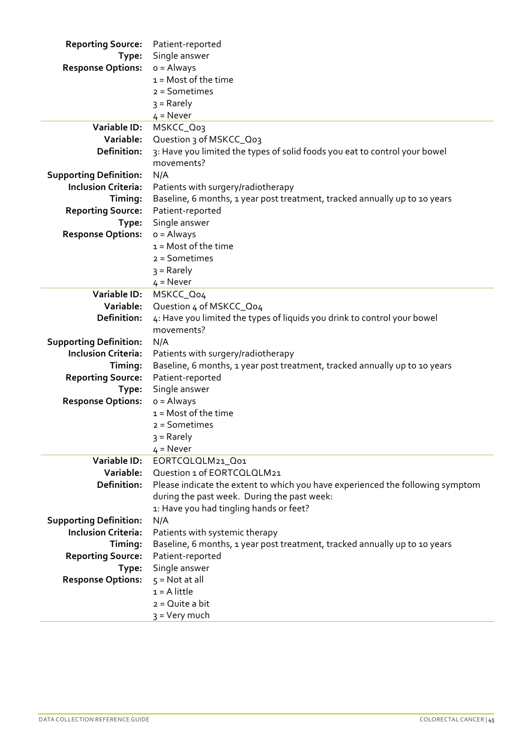| | |
|---|---|
| **Reporting Source:** | Patient-reported |
| **Type:** | Single answer |
| **Response Options:** | 0 = Always<br>1 = Most of the time<br>2 = Sometimes<br>3 = Rarely<br>4 = Never |

| | |
|---|---|
| **Variable ID:** | MSKCC_Q03 |
| **Variable:** | Question 3 of MSKCC_Q03 |
| **Definition:** | 3: Have you limited the types of solid foods you eat to control your bowel movements? |
| **Supporting Definition:** | N/A |
| **Inclusion Criteria:** | Patients with surgery/radiotherapy |
| **Timing:** | Baseline, 6 months, 1 year post treatment, tracked annually up to 10 years |
| **Reporting Source:** | Patient-reported |
| **Type:** | Single answer |
| **Response Options:** | 0 = Always<br>1 = Most of the time<br>2 = Sometimes<br>3 = Rarely<br>4 = Never |

| | |
|---|---|
| **Variable ID:** | MSKCC_Q04 |
| **Variable:** | Question 4 of MSKCC_Q04 |
| **Definition:** | 4: Have you limited the types of liquids you drink to control your bowel movements? |
| **Supporting Definition:** | N/A |
| **Inclusion Criteria:** | Patients with surgery/radiotherapy |
| **Timing:** | Baseline, 6 months, 1 year post treatment, tracked annually up to 10 years |
| **Reporting Source:** | Patient-reported |
| **Type:** | Single answer |
| **Response Options:** | 0 = Always<br>1 = Most of the time<br>2 = Sometimes<br>3 = Rarely<br>4 = Never |

| | |
|---|---|
| **Variable ID:** | EORTCQLQLM21_Q01 |
| **Variable:** | Question 1 of EORTCQLQLM21 |
| **Definition:** | Please indicate the extent to which you have experienced the following symptom during the past week. During the past week:<br>1: Have you had tingling hands or feet? |
| **Supporting Definition:** | N/A |
| **Inclusion Criteria:** | Patients with systemic therapy |
| **Timing:** | Baseline, 6 months, 1 year post treatment, tracked annually up to 10 years |
| **Reporting Source:** | Patient-reported |
| **Type:** | Single answer |
| **Response Options:** | 5 = Not at all<br>1 = A little<br>2 = Quite a bit<br>3 = Very much |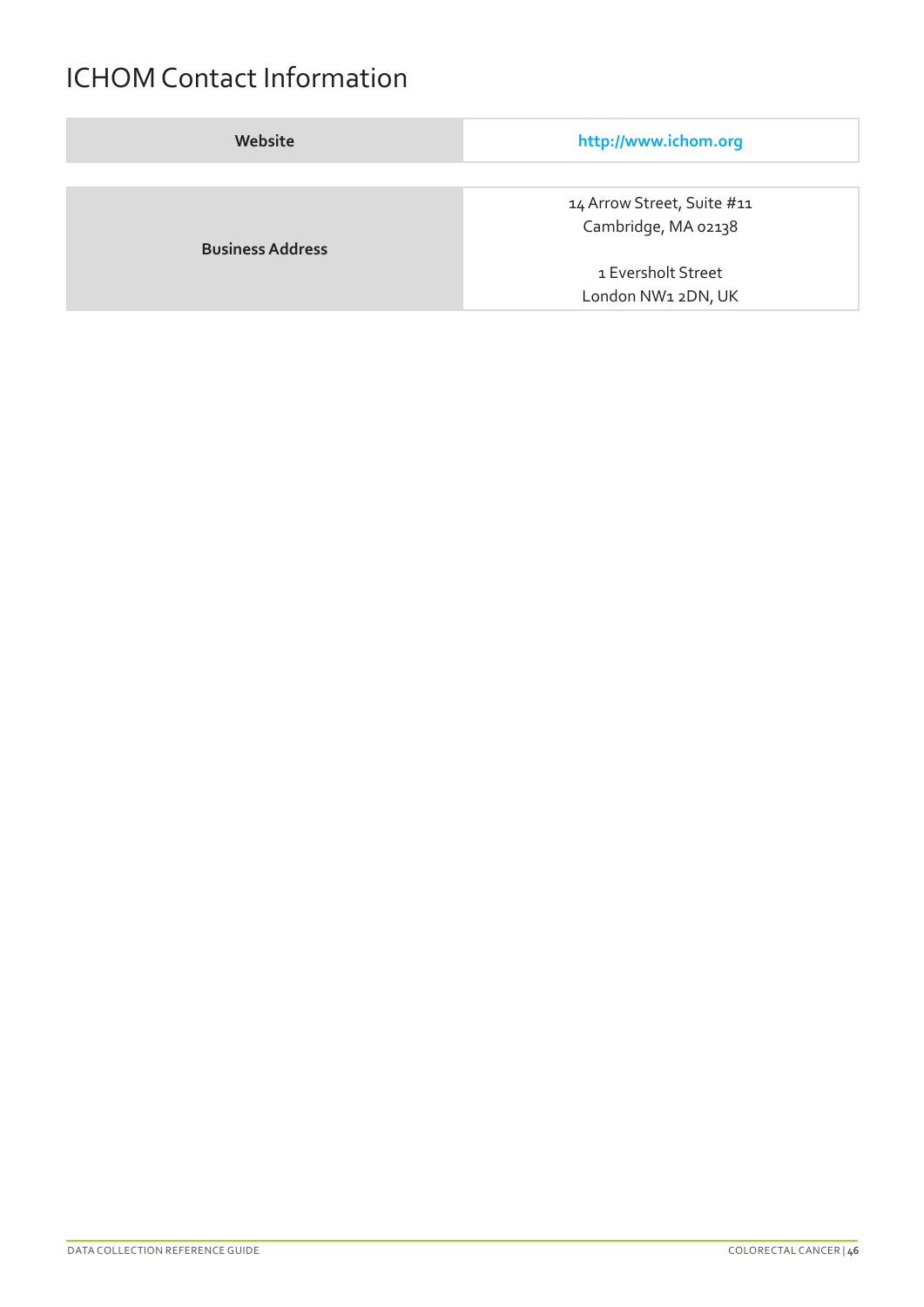# ICHOM Contact Information

| Website | http://www.ichom.org |
| --- | --- |
| Business Address | 14 Arrow Street, Suite #11<br>Cambridge, MA 02138<br><br>1 Eversholt Street<br>London NW1 2DN, UK |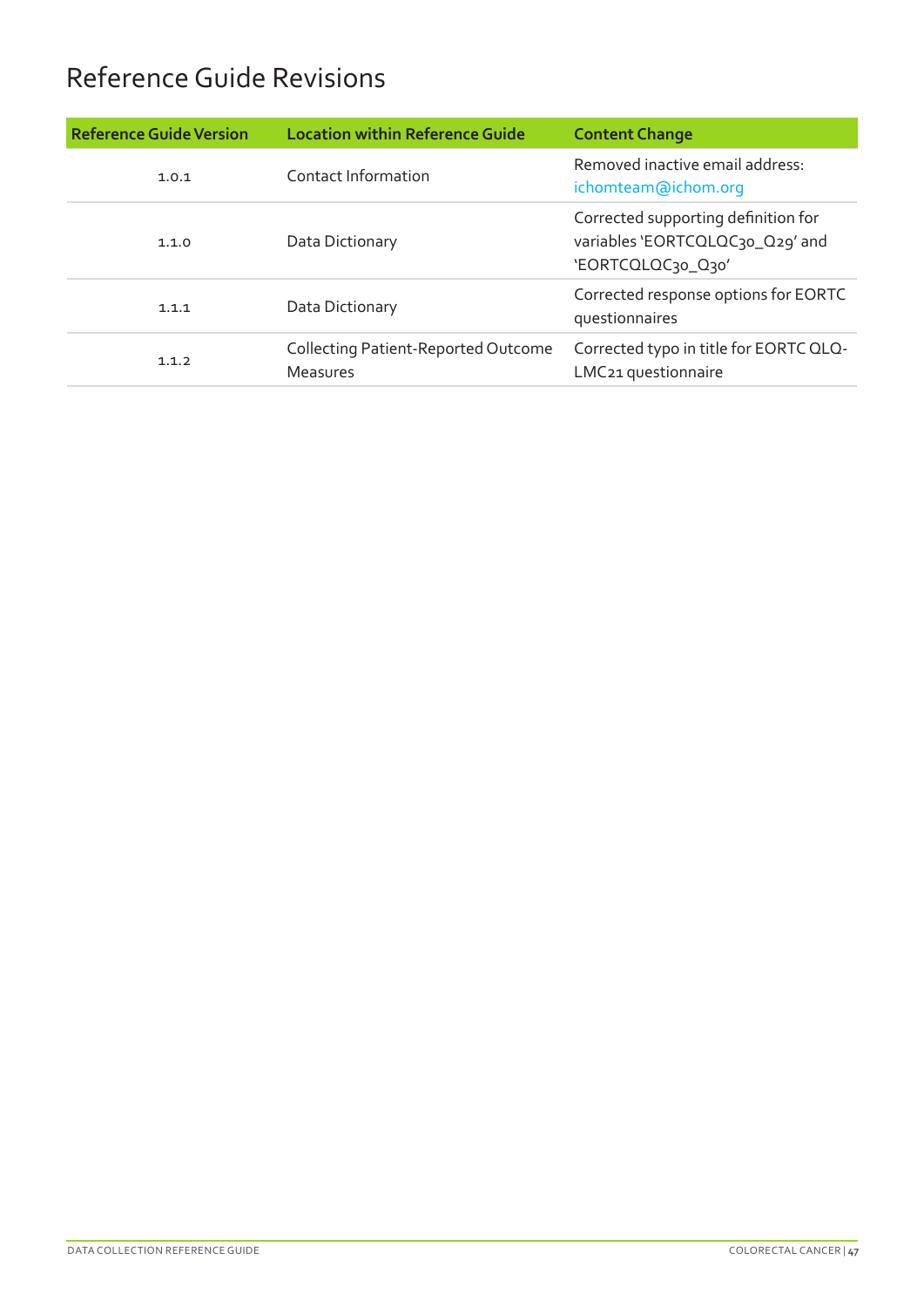# Reference Guide Revisions

| Reference Guide Version | Location within Reference Guide | Content Change |
| --- | --- | --- |
| 1.0.1 | Contact Information | Removed inactive email address: ichomteam@ichom.org |
| 1.1.0 | Data Dictionary | Corrected supporting definition for variables 'EORTCQLQC30_Q29' and 'EORTCQLQC30_Q30' |
| 1.1.1 | Data Dictionary | Corrected response options for EORTC questionnaires |
| 1.1.2 | Collecting Patient-Reported Outcome Measures | Corrected typo in title for EORTC QLQ-LMC21 questionnaire |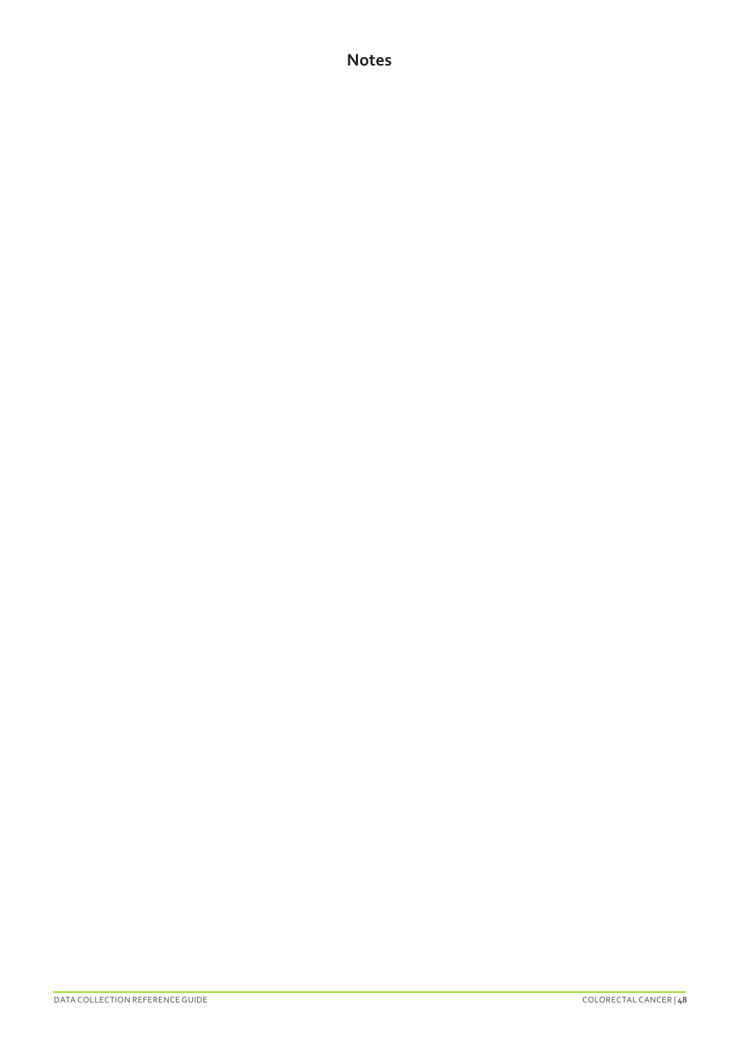# Notes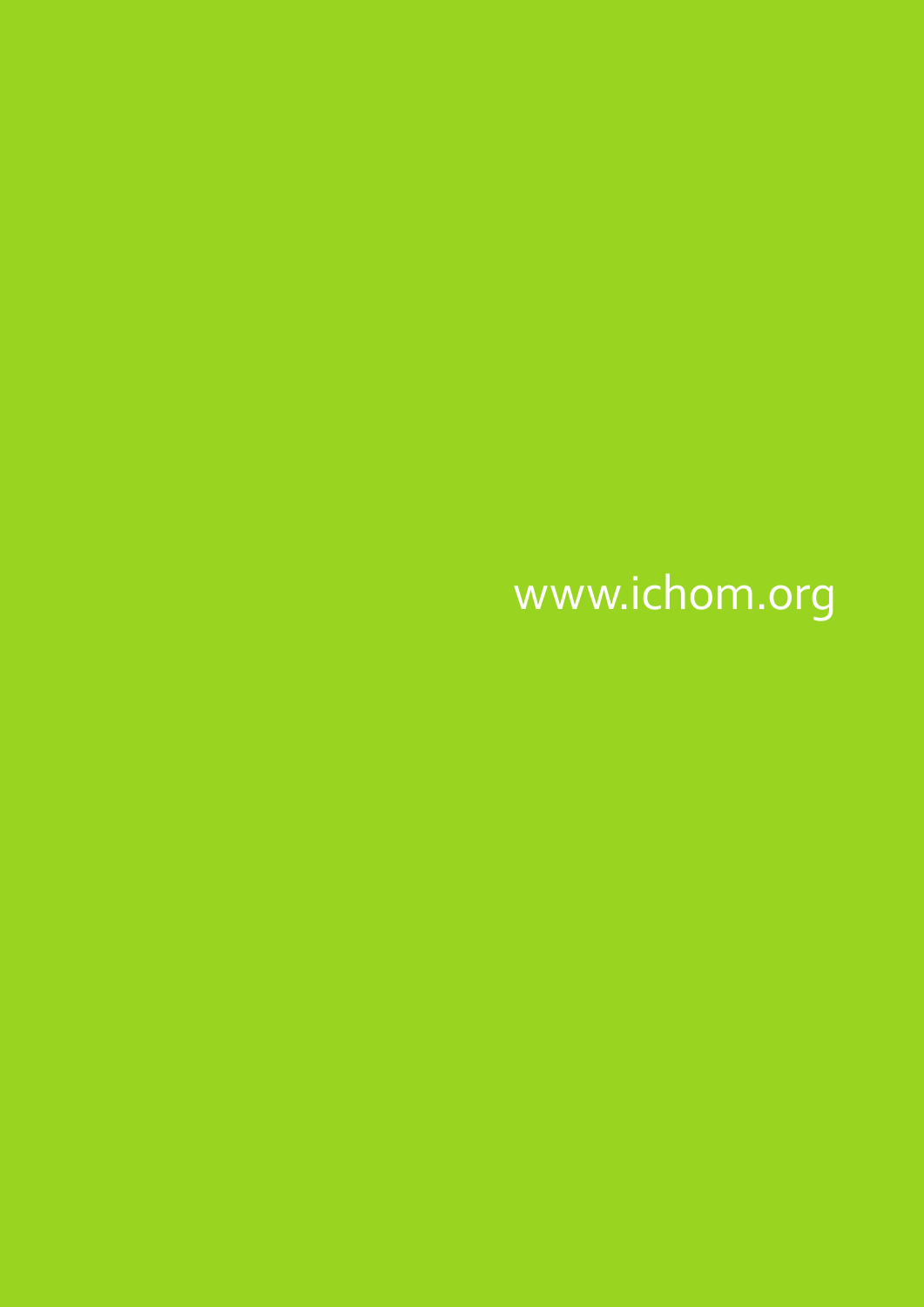www.ichom.org